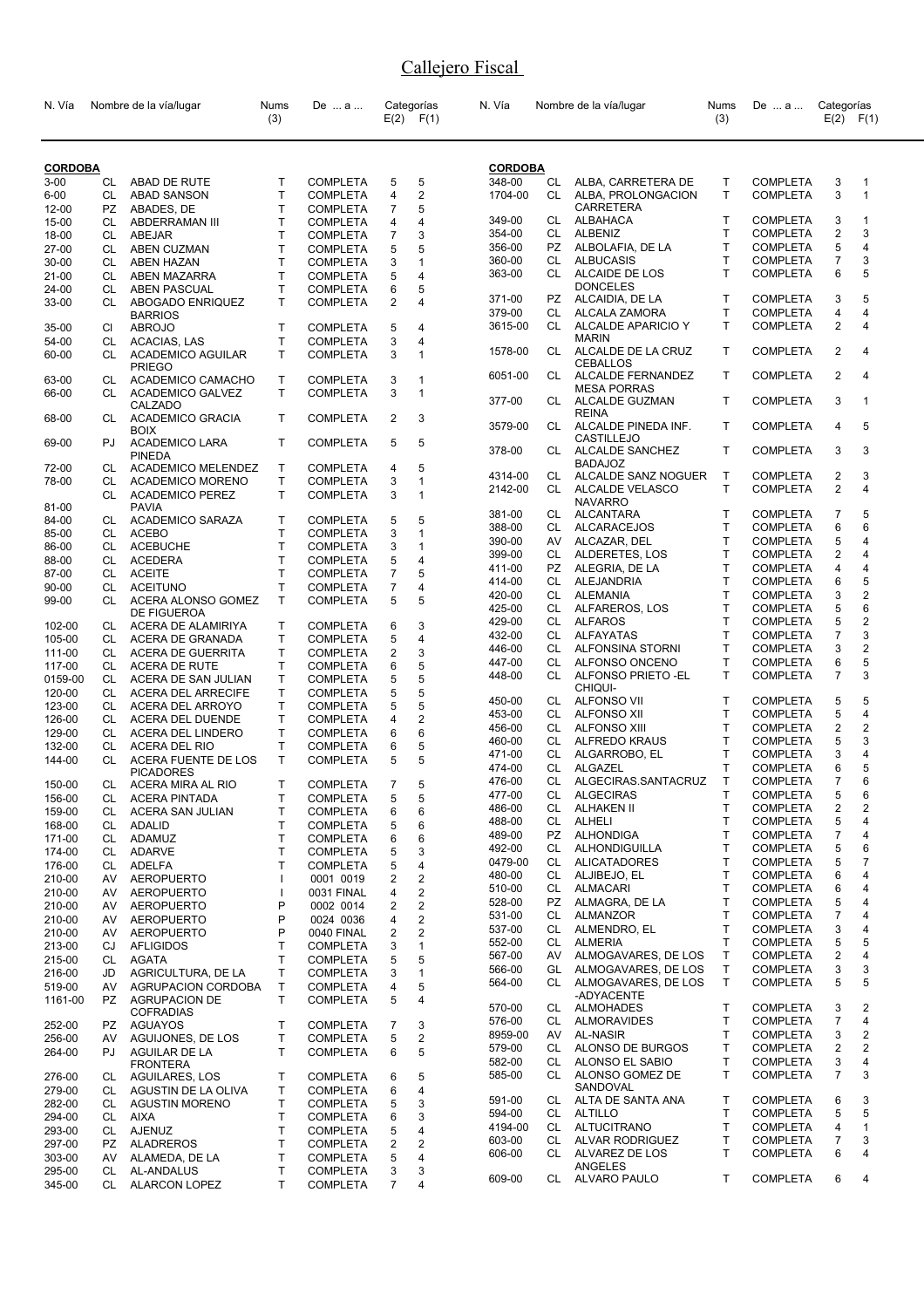# Callejero Fiscal

| N. Vía | | Nombre de la vía/lugar | Nums (3) | De ... a ... | Categorías E(2) | F(1) |
|---|---|---|---|---|---|---|
| **CORDOBA** | | | | | | |
| 3-00 | CL | ABAD DE RUTE | T | COMPLETA | 5 | 5 |
| 6-00 | CL | ABAD SANSON | T | COMPLETA | 4 | 2 |
| 12-00 | PZ | ABADES, DE | T | COMPLETA | 7 | 5 |
| 15-00 | CL | ABDERRAMAN III | T | COMPLETA | 4 | 4 |
| 18-00 | CL | ABEJAR | T | COMPLETA | 7 | 3 |
| 27-00 | CL | ABEN CUZMAN | T | COMPLETA | 5 | 5 |
| 30-00 | CL | ABEN HAZAN | T | COMPLETA | 3 | 1 |
| 21-00 | CL | ABEN MAZARRA | T | COMPLETA | 5 | 4 |
| 24-00 | CL | ABEN PASCUAL | T | COMPLETA | 6 | 5 |
| 33-00 | CL | ABOGADO ENRIQUEZ BARRIOS | T | COMPLETA | 2 | 4 |
| 35-00 | Cl | ABROJO | T | COMPLETA | 5 | 4 |
| 54-00 | CL | ACACIAS, LAS | T | COMPLETA | 3 | 4 |
| 60-00 | CL | ACADEMICO AGUILAR PRIEGO | T | COMPLETA | 3 | 1 |
| 63-00 | CL | ACADEMICO CAMACHO | T | COMPLETA | 3 | 1 |
| 66-00 | CL | ACADEMICO GALVEZ CALZADO | T | COMPLETA | 3 | 1 |
| 68-00 | CL | ACADEMICO GRACIA BOIX | T | COMPLETA | 2 | 3 |
| 69-00 | PJ | ACADEMICO LARA PINEDA | T | COMPLETA | 5 | 5 |
| 72-00 | CL | ACADEMICO MELENDEZ | T | COMPLETA | 4 | 5 |
| 78-00 | CL | ACADEMICO MORENO | T | COMPLETA | 3 | 1 |
| 81-00 | CL | ACADEMICO PEREZ PAVIA | T | COMPLETA | 3 | 1 |
| 84-00 | CL | ACADEMICO SARAZA | T | COMPLETA | 5 | 5 |
| 85-00 | CL | ACEBO | T | COMPLETA | 3 | 1 |
| 86-00 | CL | ACEBUCHE | T | COMPLETA | 3 | 1 |
| 88-00 | CL | ACEDERA | T | COMPLETA | 5 | 4 |
| 87-00 | CL | ACEITE | T | COMPLETA | 7 | 5 |
| 90-00 | CL | ACEITUNO | T | COMPLETA | 7 | 4 |
| 99-00 | CL | ACERA ALONSO GOMEZ DE FIGUEROA | T | COMPLETA | 5 | 5 |
| 102-00 | CL | ACERA DE ALAMIRIYA | T | COMPLETA | 6 | 3 |
| 105-00 | CL | ACERA DE GRANADA | T | COMPLETA | 5 | 4 |
| 111-00 | CL | ACERA DE GUERRITA | T | COMPLETA | 2 | 3 |
| 117-00 | CL | ACERA DE RUTE | T | COMPLETA | 6 | 5 |
| 0159-00 | CL | ACERA DE SAN JULIAN | T | COMPLETA | 5 | 5 |
| 120-00 | CL | ACERA DEL ARRECIFE | T | COMPLETA | 5 | 5 |
| 123-00 | CL | ACERA DEL ARROYO | T | COMPLETA | 5 | 5 |
| 126-00 | CL | ACERA DEL DUENDE | T | COMPLETA | 4 | 2 |
| 129-00 | CL | ACERA DEL LINDERO | T | COMPLETA | 6 | 6 |
| 132-00 | CL | ACERA DEL RIO | T | COMPLETA | 6 | 5 |
| 144-00 | CL | ACERA FUENTE DE LOS PICADORES | T | COMPLETA | 5 | 5 |
| 150-00 | CL | ACERA MIRA AL RIO | T | COMPLETA | 7 | 5 |
| 156-00 | CL | ACERA PINTADA | T | COMPLETA | 5 | 5 |
| 159-00 | CL | ACERA SAN JULIAN | T | COMPLETA | 6 | 6 |
| 168-00 | CL | ADALID | T | COMPLETA | 5 | 6 |
| 171-00 | CL | ADAMUZ | T | COMPLETA | 6 | 6 |
| 174-00 | CL | ADARVE | T | COMPLETA | 5 | 3 |
| 176-00 | CL | ADELFA | T | COMPLETA | 5 | 4 |
| 210-00 | AV | AEROPUERTO | I | 0001 0019 | 2 | 2 |
| 210-00 | AV | AEROPUERTO | I | 0031 FINAL | 4 | 2 |
| 210-00 | AV | AEROPUERTO | P | 0002 0014 | 2 | 2 |
| 210-00 | AV | AEROPUERTO | P | 0024 0036 | 4 | 2 |
| 210-00 | AV | AEROPUERTO | P | 0040 FINAL | 2 | 2 |
| 213-00 | CJ | AFLIGIDOS | T | COMPLETA | 3 | 1 |
| 215-00 | CL | AGATA | T | COMPLETA | 5 | 5 |
| 216-00 | JD | AGRICULTURA, DE LA | T | COMPLETA | 3 | 1 |
| 519-00 | AV | AGRUPACION CORDOBA | T | COMPLETA | 4 | 5 |
| 1161-00 | PZ | AGRUPACION DE COFRADIAS | T | COMPLETA | 5 | 4 |
| 252-00 | PZ | AGUAYOS | T | COMPLETA | 7 | 3 |
| 256-00 | AV | AGUIJONES, DE LOS | T | COMPLETA | 5 | 2 |
| 264-00 | PJ | AGUILAR DE LA FRONTERA | T | COMPLETA | 6 | 5 |
| 276-00 | CL | AGUILARES, LOS | T | COMPLETA | 6 | 5 |
| 279-00 | CL | AGUSTIN DE LA OLIVA | T | COMPLETA | 6 | 4 |
| 282-00 | CL | AGUSTIN MORENO | T | COMPLETA | 5 | 3 |
| 294-00 | CL | AIXA | T | COMPLETA | 6 | 3 |
| 293-00 | CL | AJENUZ | T | COMPLETA | 5 | 4 |
| 297-00 | PZ | ALADREROS | T | COMPLETA | 2 | 2 |
| 303-00 | AV | ALAMEDA, DE LA | T | COMPLETA | 5 | 4 |
| 295-00 | CL | AL-ANDALUS | T | COMPLETA | 3 | 3 |
| 345-00 | CL | ALARCON LOPEZ | T | COMPLETA | 7 | 4 |
| **CORDOBA** | | | | | | |
| 348-00 | CL | ALBA, CARRETERA DE | T | COMPLETA | 3 | 1 |
| 1704-00 | CL | ALBA, PROLONGACION CARRETERA | T | COMPLETA | 3 | 1 |
| 349-00 | CL | ALBAHACA | T | COMPLETA | 3 | 1 |
| 354-00 | CL | ALBENIZ | T | COMPLETA | 2 | 3 |
| 356-00 | PZ | ALBOLAFIA, DE LA | T | COMPLETA | 5 | 4 |
| 360-00 | CL | ALBUCASIS | T | COMPLETA | 7 | 3 |
| 363-00 | CL | ALCAIDE DE LOS DONCELES | T | COMPLETA | 6 | 5 |
| 371-00 | PZ | ALCAIDIA, DE LA | T | COMPLETA | 3 | 5 |
| 379-00 | CL | ALCALA ZAMORA | T | COMPLETA | 4 | 4 |
| 3615-00 | CL | ALCALDE APARICIO Y MARIN | T | COMPLETA | 2 | 4 |
| 1578-00 | CL | ALCALDE DE LA CRUZ CEBALLOS | T | COMPLETA | 2 | 4 |
| 6051-00 | CL | ALCALDE FERNANDEZ MESA PORRAS | T | COMPLETA | 2 | 4 |
| 377-00 | CL | ALCALDE GUZMAN REINA | T | COMPLETA | 3 | 1 |
| 3579-00 | CL | ALCALDE PINEDA INF. CASTILLEJO | T | COMPLETA | 4 | 5 |
| 378-00 | CL | ALCALDE SANCHEZ BADAJOZ | T | COMPLETA | 3 | 3 |
| 4314-00 | CL | ALCALDE SANZ NOGUER | T | COMPLETA | 2 | 3 |
| 2142-00 | CL | ALCALDE VELASCO NAVARRO | T | COMPLETA | 2 | 4 |
| 381-00 | CL | ALCANTARA | T | COMPLETA | 7 | 5 |
| 388-00 | CL | ALCARACEJOS | T | COMPLETA | 6 | 6 |
| 390-00 | AV | ALCAZAR, DEL | T | COMPLETA | 5 | 4 |
| 399-00 | CL | ALDERETES, LOS | T | COMPLETA | 2 | 4 |
| 411-00 | PZ | ALEGRIA, DE LA | T | COMPLETA | 4 | 4 |
| 414-00 | CL | ALEJANDRIA | T | COMPLETA | 6 | 5 |
| 420-00 | CL | ALEMANIA | T | COMPLETA | 3 | 2 |
| 425-00 | CL | ALFAREROS, LOS | T | COMPLETA | 5 | 6 |
| 429-00 | CL | ALFAROS | T | COMPLETA | 5 | 2 |
| 432-00 | CL | ALFAYATAS | T | COMPLETA | 7 | 3 |
| 446-00 | CL | ALFONSINA STORNI | T | COMPLETA | 3 | 2 |
| 447-00 | CL | ALFONSO ONCENO | T | COMPLETA | 6 | 5 |
| 448-00 | CL | ALFONSO PRIETO -EL CHIQUI- | T | COMPLETA | 7 | 3 |
| 450-00 | CL | ALFONSO VII | T | COMPLETA | 5 | 5 |
| 453-00 | CL | ALFONSO XII | T | COMPLETA | 5 | 4 |
| 456-00 | CL | ALFONSO XIII | T | COMPLETA | 2 | 2 |
| 460-00 | CL | ALFREDO KRAUS | T | COMPLETA | 5 | 3 |
| 471-00 | CL | ALGARROBO, EL | T | COMPLETA | 3 | 4 |
| 474-00 | CL | ALGAZEL | T | COMPLETA | 6 | 5 |
| 476-00 | CL | ALGECIRAS.SANTACRUZ | T | COMPLETA | 7 | 6 |
| 477-00 | CL | ALGECIRAS | T | COMPLETA | 5 | 6 |
| 486-00 | CL | ALHAKEN II | T | COMPLETA | 2 | 2 |
| 488-00 | CL | ALHELI | T | COMPLETA | 5 | 4 |
| 489-00 | PZ | ALHONDIGA | T | COMPLETA | 7 | 4 |
| 492-00 | CL | ALHONDIGUILLA | T | COMPLETA | 5 | 6 |
| 0479-00 | CL | ALICATADORES | T | COMPLETA | 5 | 7 |
| 480-00 | CL | ALJIBEJO, EL | T | COMPLETA | 6 | 4 |
| 510-00 | CL | ALMACARI | T | COMPLETA | 6 | 4 |
| 528-00 | PZ | ALMAGRA, DE LA | T | COMPLETA | 5 | 4 |
| 531-00 | CL | ALMANZOR | T | COMPLETA | 7 | 4 |
| 537-00 | CL | ALMENDRO, EL | T | COMPLETA | 3 | 4 |
| 552-00 | CL | ALMERIA | T | COMPLETA | 5 | 5 |
| 567-00 | AV | ALMOGAVARES, DE LOS | T | COMPLETA | 2 | 4 |
| 566-00 | GL | ALMOGAVARES, DE LOS | T | COMPLETA | 3 | 3 |
| 564-00 | CL | ALMOGAVARES, DE LOS -ADYACENTE | T | COMPLETA | 5 | 5 |
| 570-00 | CL | ALMOHADES | T | COMPLETA | 3 | 2 |
| 576-00 | CL | ALMORAVIDES | T | COMPLETA | 7 | 4 |
| 8959-00 | AV | AL-NASIR | T | COMPLETA | 3 | 2 |
| 579-00 | CL | ALONSO DE BURGOS | T | COMPLETA | 2 | 2 |
| 582-00 | CL | ALONSO EL SABIO | T | COMPLETA | 3 | 4 |
| 585-00 | CL | ALONSO GOMEZ DE SANDOVAL | T | COMPLETA | 7 | 3 |
| 591-00 | CL | ALTA DE SANTA ANA | T | COMPLETA | 6 | 3 |
| 594-00 | CL | ALTILLO | T | COMPLETA | 5 | 5 |
| 4194-00 | CL | ALTUCITRANO | T | COMPLETA | 4 | 1 |
| 603-00 | CL | ALVAR RODRIGUEZ | T | COMPLETA | 7 | 3 |
| 606-00 | CL | ALVAREZ DE LOS ANGELES | T | COMPLETA | 6 | 4 |
| 609-00 | CL | ALVARO PAULO | T | COMPLETA | 6 | 4 |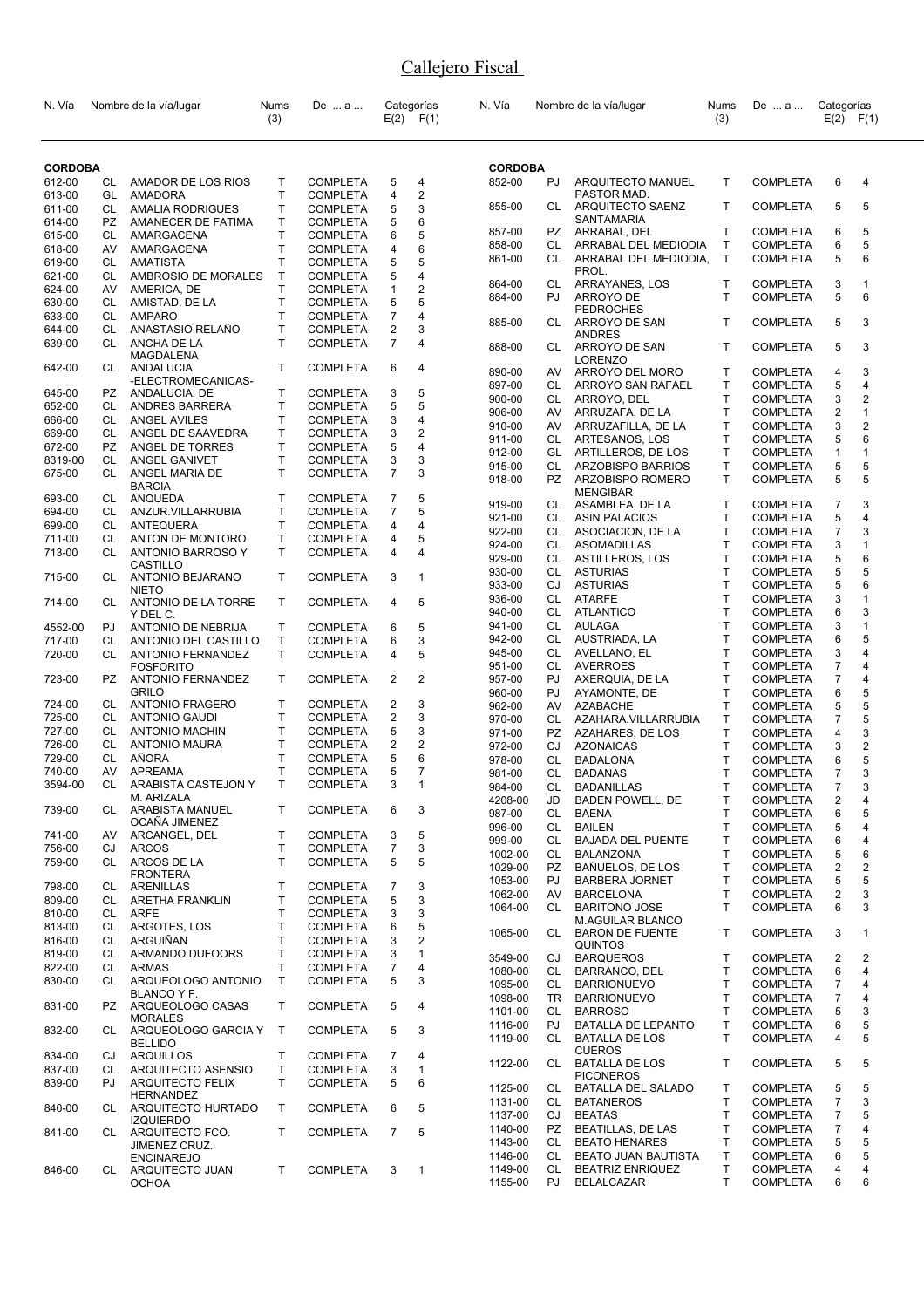# Callejero Fiscal

| N. Vía | | Nombre de la vía/lugar | Nums (3) | De ... a ... | Categorías E(2) | F(1) |
|---|---|---|---|---|---|---|
| **CORDOBA** | | | | | | |
| 612-00 | CL | AMADOR DE LOS RIOS | T | COMPLETA | 5 | 4 |
| 613-00 | GL | AMADORA | T | COMPLETA | 4 | 2 |
| 611-00 | CL | AMALIA RODRIGUES | T | COMPLETA | 5 | 3 |
| 614-00 | PZ | AMANECER DE FATIMA | T | COMPLETA | 5 | 6 |
| 615-00 | CL | AMARGACENA | T | COMPLETA | 6 | 5 |
| 618-00 | AV | AMARGACENA | T | COMPLETA | 4 | 6 |
| 619-00 | CL | AMATISTA | T | COMPLETA | 5 | 5 |
| 621-00 | CL | AMBROSIO DE MORALES | T | COMPLETA | 5 | 4 |
| 624-00 | AV | AMERICA, DE | T | COMPLETA | 1 | 2 |
| 630-00 | CL | AMISTAD, DE LA | T | COMPLETA | 5 | 5 |
| 633-00 | CL | AMPARO | T | COMPLETA | 7 | 4 |
| 644-00 | CL | ANASTASIO RELAÑO | T | COMPLETA | 2 | 3 |
| 639-00 | CL | ANCHA DE LA MAGDALENA | T | COMPLETA | 7 | 4 |
| 642-00 | CL | ANDALUCIA -ELECTROMECANICAS- | T | COMPLETA | 6 | 4 |
| 645-00 | PZ | ANDALUCIA, DE | T | COMPLETA | 3 | 5 |
| 652-00 | CL | ANDRES BARRERA | T | COMPLETA | 5 | 5 |
| 666-00 | CL | ANGEL AVILES | T | COMPLETA | 3 | 4 |
| 669-00 | CL | ANGEL DE SAAVEDRA | T | COMPLETA | 3 | 2 |
| 672-00 | PZ | ANGEL DE TORRES | T | COMPLETA | 5 | 4 |
| 8319-00 | CL | ANGEL GANIVET | T | COMPLETA | 3 | 3 |
| 675-00 | CL | ANGEL MARIA DE BARCIA | T | COMPLETA | 7 | 3 |
| 693-00 | CL | ANQUEDA | T | COMPLETA | 7 | 5 |
| 694-00 | CL | ANZUR.VILLARRUBIA | T | COMPLETA | 7 | 5 |
| 699-00 | CL | ANTEQUERA | T | COMPLETA | 4 | 4 |
| 711-00 | CL | ANTON DE MONTORO | T | COMPLETA | 4 | 5 |
| 713-00 | CL | ANTONIO BARROSO Y CASTILLO | T | COMPLETA | 4 | 4 |
| 715-00 | CL | ANTONIO BEJARANO NIETO | T | COMPLETA | 3 | 1 |
| 714-00 | CL | ANTONIO DE LA TORRE Y DEL C. | T | COMPLETA | 4 | 5 |
| 4552-00 | PJ | ANTONIO DE NEBRIJA | T | COMPLETA | 6 | 5 |
| 717-00 | CL | ANTONIO DEL CASTILLO | T | COMPLETA | 6 | 3 |
| 720-00 | CL | ANTONIO FERNANDEZ FOSFORITO | T | COMPLETA | 4 | 5 |
| 723-00 | PZ | ANTONIO FERNANDEZ GRILO | T | COMPLETA | 2 | 2 |
| 724-00 | CL | ANTONIO FRAGERO | T | COMPLETA | 2 | 3 |
| 725-00 | CL | ANTONIO GAUDI | T | COMPLETA | 2 | 3 |
| 727-00 | CL | ANTONIO MACHIN | T | COMPLETA | 5 | 3 |
| 726-00 | CL | ANTONIO MAURA | T | COMPLETA | 2 | 2 |
| 729-00 | CL | AÑORA | T | COMPLETA | 5 | 6 |
| 740-00 | AV | APREAMA | T | COMPLETA | 5 | 7 |
| 3594-00 | CL | ARABISTA CASTEJON Y M. ARIZALA | T | COMPLETA | 3 | 1 |
| 739-00 | CL | ARABISTA MANUEL OCAÑA JIMENEZ | T | COMPLETA | 6 | 3 |
| 741-00 | AV | ARCANGEL, DEL | T | COMPLETA | 3 | 5 |
| 756-00 | CJ | ARCOS | T | COMPLETA | 7 | 3 |
| 759-00 | CL | ARCOS DE LA FRONTERA | T | COMPLETA | 5 | 5 |
| 798-00 | CL | ARENILLAS | T | COMPLETA | 7 | 3 |
| 809-00 | CL | ARETHA FRANKLIN | T | COMPLETA | 5 | 3 |
| 810-00 | CL | ARFE | T | COMPLETA | 3 | 3 |
| 813-00 | CL | ARGOTES, LOS | T | COMPLETA | 6 | 5 |
| 816-00 | CL | ARGUIÑAN | T | COMPLETA | 3 | 2 |
| 819-00 | CL | ARMANDO DUFOORS | T | COMPLETA | 3 | 1 |
| 822-00 | CL | ARMAS | T | COMPLETA | 7 | 4 |
| 830-00 | CL | ARQUEOLOGO ANTONIO BLANCO Y F. | T | COMPLETA | 5 | 3 |
| 831-00 | PZ | ARQUEOLOGO CASAS MORALES | T | COMPLETA | 5 | 4 |
| 832-00 | CL | ARQUEOLOGO GARCIA Y BELLIDO | T | COMPLETA | 5 | 3 |
| 834-00 | CJ | ARQUILLOS | T | COMPLETA | 7 | 4 |
| 837-00 | CL | ARQUITECTO ASENSIO | T | COMPLETA | 3 | 1 |
| 839-00 | PJ | ARQUITECTO FELIX HERNANDEZ | T | COMPLETA | 5 | 6 |
| 840-00 | CL | ARQUITECTO HURTADO IZQUIERDO | T | COMPLETA | 6 | 5 |
| 841-00 | CL | ARQUITECTO FCO. JIMENEZ CRUZ. ENCINAREJO | T | COMPLETA | 7 | 5 |
| 846-00 | CL | ARQUITECTO JUAN OCHOA | T | COMPLETA | 3 | 1 |
| **CORDOBA** | | | | | | |
| 852-00 | PJ | ARQUITECTO MANUEL PASTOR MAD. | T | COMPLETA | 6 | 4 |
| 855-00 | CL | ARQUITECTO SAENZ SANTAMARIA | T | COMPLETA | 5 | 5 |
| 857-00 | PZ | ARRABAL, DEL | T | COMPLETA | 6 | 5 |
| 858-00 | CL | ARRABAL DEL MEDIODIA | T | COMPLETA | 6 | 5 |
| 861-00 | CL | ARRABAL DEL MEDIODIA, PROL. | T | COMPLETA | 5 | 6 |
| 864-00 | CL | ARRAYANES, LOS | T | COMPLETA | 3 | 1 |
| 884-00 | PJ | ARROYO DE PEDROCHES | T | COMPLETA | 5 | 6 |
| 885-00 | CL | ARROYO DE SAN ANDRES | T | COMPLETA | 5 | 3 |
| 888-00 | CL | ARROYO DE SAN LORENZO | T | COMPLETA | 5 | 3 |
| 890-00 | AV | ARROYO DEL MORO | T | COMPLETA | 4 | 3 |
| 897-00 | CL | ARROYO SAN RAFAEL | T | COMPLETA | 5 | 4 |
| 900-00 | CL | ARROYO, DEL | T | COMPLETA | 3 | 2 |
| 906-00 | AV | ARRUZAFA, DE LA | T | COMPLETA | 2 | 1 |
| 910-00 | AV | ARRUZAFILLA, DE LA | T | COMPLETA | 3 | 2 |
| 911-00 | CL | ARTESANOS, LOS | T | COMPLETA | 5 | 6 |
| 912-00 | GL | ARTILLEROS, DE LOS | T | COMPLETA | 1 | 1 |
| 915-00 | CL | ARZOBISPO BARRIOS | T | COMPLETA | 5 | 5 |
| 918-00 | PZ | ARZOBISPO ROMERO MENGIBAR | T | COMPLETA | 5 | 5 |
| 919-00 | CL | ASAMBLEA, DE LA | T | COMPLETA | 7 | 3 |
| 921-00 | CL | ASIN PALACIOS | T | COMPLETA | 5 | 4 |
| 922-00 | CL | ASOCIACION, DE LA | T | COMPLETA | 7 | 3 |
| 924-00 | CL | ASOMADILLAS | T | COMPLETA | 3 | 1 |
| 929-00 | CL | ASTILLEROS, LOS | T | COMPLETA | 5 | 6 |
| 930-00 | CL | ASTURIAS | T | COMPLETA | 5 | 5 |
| 933-00 | CJ | ASTURIAS | T | COMPLETA | 5 | 6 |
| 936-00 | CL | ATARFE | T | COMPLETA | 3 | 1 |
| 940-00 | CL | ATLANTICO | T | COMPLETA | 6 | 3 |
| 941-00 | CL | AULAGA | T | COMPLETA | 3 | 1 |
| 942-00 | CL | AUSTRIADA, LA | T | COMPLETA | 6 | 5 |
| 945-00 | CL | AVELLANO, EL | T | COMPLETA | 3 | 4 |
| 951-00 | CL | AVERROES | T | COMPLETA | 7 | 4 |
| 957-00 | PJ | AXERQUIA, DE LA | T | COMPLETA | 7 | 4 |
| 960-00 | PJ | AYAMONTE, DE | T | COMPLETA | 6 | 5 |
| 962-00 | AV | AZABACHE | T | COMPLETA | 5 | 5 |
| 970-00 | CL | AZAHARA.VILLARRUBIA | T | COMPLETA | 7 | 5 |
| 971-00 | PZ | AZAHARES, DE LOS | T | COMPLETA | 4 | 3 |
| 972-00 | CJ | AZONAICAS | T | COMPLETA | 3 | 2 |
| 978-00 | CL | BADALONA | T | COMPLETA | 6 | 5 |
| 981-00 | CL | BADANAS | T | COMPLETA | 7 | 3 |
| 984-00 | CL | BADANILLAS | T | COMPLETA | 7 | 3 |
| 4208-00 | JD | BADEN POWELL, DE | T | COMPLETA | 2 | 4 |
| 987-00 | CL | BAENA | T | COMPLETA | 6 | 5 |
| 996-00 | CL | BAILEN | T | COMPLETA | 5 | 4 |
| 999-00 | CL | BAJADA DEL PUENTE | T | COMPLETA | 6 | 4 |
| 1002-00 | CL | BALANZONA | T | COMPLETA | 5 | 6 |
| 1029-00 | PZ | BAÑUELOS, DE LOS | T | COMPLETA | 2 | 2 |
| 1053-00 | PJ | BARBERA JORNET | T | COMPLETA | 5 | 5 |
| 1062-00 | AV | BARCELONA | T | COMPLETA | 2 | 3 |
| 1064-00 | CL | BARITONO JOSE M.AGUILAR BLANCO | T | COMPLETA | 6 | 3 |
| 1065-00 | CL | BARON DE FUENTE QUINTOS | T | COMPLETA | 3 | 1 |
| 3549-00 | CJ | BARQUEROS | T | COMPLETA | 2 | 2 |
| 1080-00 | CL | BARRANCO, DEL | T | COMPLETA | 6 | 4 |
| 1095-00 | CL | BARRIONUEVO | T | COMPLETA | 7 | 4 |
| 1098-00 | TR | BARRIONUEVO | T | COMPLETA | 7 | 4 |
| 1101-00 | CL | BARROSO | T | COMPLETA | 5 | 3 |
| 1116-00 | PJ | BATALLA DE LEPANTO | T | COMPLETA | 6 | 5 |
| 1119-00 | CL | BATALLA DE LOS CUEROS | T | COMPLETA | 4 | 5 |
| 1122-00 | CL | BATALLA DE LOS PICONEROS | T | COMPLETA | 5 | 5 |
| 1125-00 | CL | BATALLA DEL SALADO | T | COMPLETA | 5 | 5 |
| 1131-00 | CL | BATANEROS | T | COMPLETA | 7 | 3 |
| 1137-00 | CJ | BEATAS | T | COMPLETA | 7 | 5 |
| 1140-00 | PZ | BEATILLAS, DE LAS | T | COMPLETA | 7 | 4 |
| 1143-00 | CL | BEATO HENARES | T | COMPLETA | 5 | 5 |
| 1146-00 | CL | BEATO JUAN BAUTISTA | T | COMPLETA | 6 | 5 |
| 1149-00 | CL | BEATRIZ ENRIQUEZ | T | COMPLETA | 4 | 4 |
| 1155-00 | PJ | BELALCAZAR | T | COMPLETA | 6 | 6 |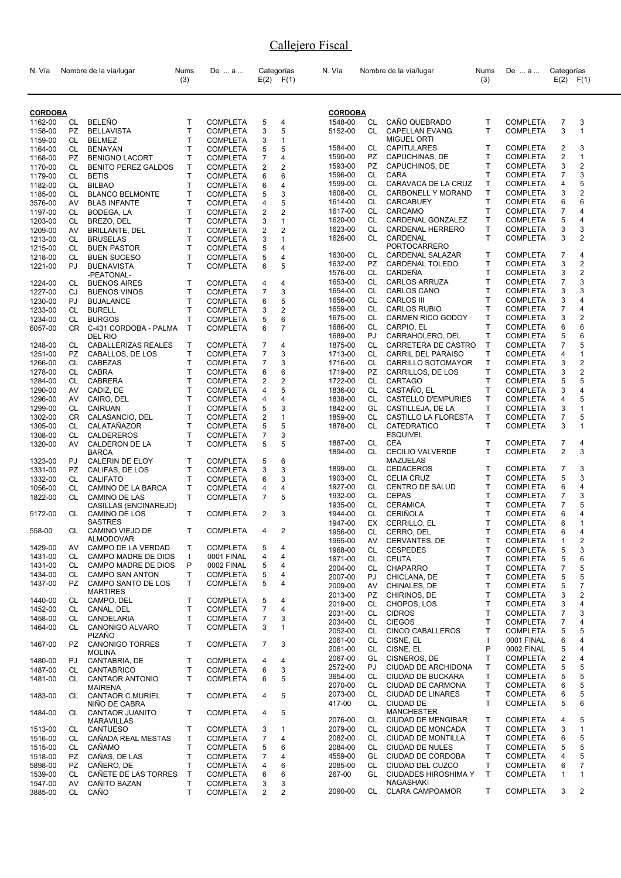# Callejero Fiscal

| N. Vía | | Nombre de la vía/lugar | Nums (3) | De ... a ... | Categorías E(2) | F(1) |
|---|---|---|---|---|---|---|
| **CORDOBA** | | | | | | |
| 1162-00 | CL | BELEÑO | T | COMPLETA | 5 | 4 |
| 1158-00 | PZ | BELLAVISTA | T | COMPLETA | 3 | 5 |
| 1159-00 | CL | BELMEZ | T | COMPLETA | 3 | 1 |
| 1164-00 | CL | BENAYAN | T | COMPLETA | 5 | 5 |
| 1168-00 | PZ | BENIGNO LACORT | T | COMPLETA | 7 | 4 |
| 1170-00 | CL | BENITO PEREZ GALDOS | T | COMPLETA | 2 | 2 |
| 1179-00 | CL | BETIS | T | COMPLETA | 6 | 6 |
| 1182-00 | CL | BILBAO | T | COMPLETA | 6 | 4 |
| 1185-00 | CL | BLANCO BELMONTE | T | COMPLETA | 5 | 3 |
| 3576-00 | AV | BLAS INFANTE | T | COMPLETA | 4 | 5 |
| 1197-00 | CL | BODEGA, LA | T | COMPLETA | 2 | 2 |
| 1203-00 | CL | BREZO, DEL | T | COMPLETA | 3 | 1 |
| 1209-00 | AV | BRILLANTE, DEL | T | COMPLETA | 2 | 2 |
| 1213-00 | CL | BRUSELAS | T | COMPLETA | 3 | 1 |
| 1215-00 | CL | BUEN PASTOR | T | COMPLETA | 5 | 4 |
| 1218-00 | CL | BUEN SUCESO | T | COMPLETA | 5 | 4 |
| 1221-00 | PJ | BUENAVISTA -PEATONAL- | T | COMPLETA | 6 | 5 |
| 1224-00 | CL | BUENOS AIRES | T | COMPLETA | 4 | 4 |
| 1227-00 | CJ | BUENOS VINOS | T | COMPLETA | 7 | 3 |
| 1230-00 | PJ | BUJALANCE | T | COMPLETA | 6 | 5 |
| 1233-00 | CL | BURELL | T | COMPLETA | 3 | 2 |
| 1234-00 | CL | BURGOS | T | COMPLETA | 5 | 6 |
| 6057-00 | CR | C-431 CORDOBA - PALMA DEL RIO | T | COMPLETA | 6 | 7 |
| 1248-00 | CL | CABALLERIZAS REALES | T | COMPLETA | 7 | 4 |
| 1251-00 | PZ | CABALLOS, DE LOS | T | COMPLETA | 7 | 3 |
| 1266-00 | CL | CABEZAS | T | COMPLETA | 7 | 3 |
| 1278-00 | CL | CABRA | T | COMPLETA | 6 | 6 |
| 1284-00 | CL | CABRERA | T | COMPLETA | 2 | 2 |
| 1290-00 | AV | CADIZ, DE | T | COMPLETA | 4 | 5 |
| 1296-00 | AV | CAIRO, DEL | T | COMPLETA | 4 | 4 |
| 1299-00 | CL | CAIRUAN | T | COMPLETA | 5 | 3 |
| 1302-00 | CR | CALASANCIO, DEL | T | COMPLETA | 2 | 1 |
| 1305-00 | CL | CALATAÑAZOR | T | COMPLETA | 5 | 5 |
| 1308-00 | CL | CALDEREROS | T | COMPLETA | 7 | 3 |
| 1320-00 | AV | CALDERON DE LA BARCA | T | COMPLETA | 5 | 5 |
| 1323-00 | PJ | CALERIN DE ELOY | T | COMPLETA | 5 | 6 |
| 1331-00 | PZ | CALIFAS, DE LOS | T | COMPLETA | 3 | 3 |
| 1332-00 | CL | CALIFATO | T | COMPLETA | 6 | 3 |
| 1056-00 | CL | CAMINO DE LA BARCA | T | COMPLETA | 4 | 4 |
| 1822-00 | CL | CAMINO DE LAS CASILLAS (ENCINAREJO) | T | COMPLETA | 7 | 5 |
| 5172-00 | CL | CAMINO DE LOS SASTRES | T | COMPLETA | 2 | 3 |
| 558-00 | CL | CAMINO VIEJO DE ALMODOVAR | T | COMPLETA | 4 | 2 |
| 1429-00 | AV | CAMPO DE LA VERDAD | T | COMPLETA | 5 | 4 |
| 1431-00 | CL | CAMPO MADRE DE DIOS | I | 0001 FINAL | 4 | 4 |
| 1431-00 | CL | CAMPO MADRE DE DIOS | P | 0002 FINAL | 5 | 4 |
| 1434-00 | CL | CAMPO SAN ANTON | T | COMPLETA | 5 | 4 |
| 1437-00 | PZ | CAMPO SANTO DE LOS MARTIRES | T | COMPLETA | 5 | 4 |
| 1440-00 | CL | CAMPO, DEL | T | COMPLETA | 5 | 4 |
| 1452-00 | CL | CANAL, DEL | T | COMPLETA | 7 | 4 |
| 1458-00 | CL | CANDELARIA | T | COMPLETA | 7 | 3 |
| 1464-00 | CL | CANONIGO ALVARO PIZAÑO | T | COMPLETA | 3 | 1 |
| 1467-00 | PZ | CANONIGO TORRES MOLINA | T | COMPLETA | 7 | 3 |
| 1480-00 | PJ | CANTABRIA, DE | T | COMPLETA | 4 | 4 |
| 1487-00 | CL | CANTABRICO | T | COMPLETA | 6 | 3 |
| 1481-00 | CL | CANTAOR ANTONIO MAIRENA | T | COMPLETA | 6 | 5 |
| 1483-00 | CL | CANTAOR C.MURIEL NIÑO DE CABRA | T | COMPLETA | 4 | 5 |
| 1484-00 | CL | CANTAOR JUANITO MARAVILLAS | T | COMPLETA | 4 | 5 |
| 1513-00 | CL | CANTUESO | T | COMPLETA | 3 | 1 |
| 1516-00 | CL | CAÑADA REAL MESTAS | T | COMPLETA | 7 | 4 |
| 1515-00 | CL | CAÑAMO | T | COMPLETA | 5 | 6 |
| 1518-00 | PZ | CAÑAS, DE LAS | T | COMPLETA | 7 | 4 |
| 5898-00 | PZ | CAÑERO, DE | T | COMPLETA | 4 | 6 |
| 1539-00 | CL | CAÑETE DE LAS TORRES | T | COMPLETA | 6 | 6 |
| 1547-00 | AV | CAÑITO BAZAN | T | COMPLETA | 3 | 3 |
| 3885-00 | CL | CAÑO | T | COMPLETA | 2 | 2 |
| **CORDOBA** | | | | | | |
| 1548-00 | CL | CAÑO QUEBRADO | T | COMPLETA | 7 | 3 |
| 5152-00 | CL | CAPELLAN EVANG. MIGUEL ORTI | T | COMPLETA | 3 | 1 |
| 1584-00 | CL | CAPITULARES | T | COMPLETA | 2 | 3 |
| 1590-00 | PZ | CAPUCHINAS, DE | T | COMPLETA | 2 | 1 |
| 1593-00 | PZ | CAPUCHINOS, DE | T | COMPLETA | 3 | 2 |
| 1596-00 | CL | CARA | T | COMPLETA | 7 | 3 |
| 1599-00 | CL | CARAVACA DE LA CRUZ | T | COMPLETA | 4 | 5 |
| 1608-00 | CL | CARBONELL Y MORAND | T | COMPLETA | 3 | 2 |
| 1614-00 | CL | CARCABUEY | T | COMPLETA | 6 | 6 |
| 1617-00 | CL | CARCAMO | T | COMPLETA | 7 | 4 |
| 1620-00 | CL | CARDENAL GONZALEZ | T | COMPLETA | 5 | 4 |
| 1623-00 | CL | CARDENAL HERRERO | T | COMPLETA | 3 | 3 |
| 1626-00 | CL | CARDENAL PORTOCARRERO | T | COMPLETA | 3 | 2 |
| 1630-00 | CL | CARDENAL SALAZAR | T | COMPLETA | 7 | 4 |
| 1632-00 | PZ | CARDENAL TOLEDO | T | COMPLETA | 3 | 2 |
| 1576-00 | CL | CARDEÑA | T | COMPLETA | 3 | 2 |
| 1653-00 | CL | CARLOS ARRUZA | T | COMPLETA | 7 | 3 |
| 1654-00 | CL | CARLOS CANO | T | COMPLETA | 3 | 3 |
| 1656-00 | CL | CARLOS III | T | COMPLETA | 3 | 4 |
| 1659-00 | CL | CARLOS RUBIO | T | COMPLETA | 7 | 4 |
| 1675-00 | CL | CARMEN RICO GODOY | T | COMPLETA | 3 | 2 |
| 1686-00 | CL | CARPIO, EL | T | COMPLETA | 6 | 6 |
| 1689-00 | PJ | CARRAHOLERO, DEL | T | COMPLETA | 5 | 6 |
| 1875-00 | CL | CARRETERA DE CASTRO | T | COMPLETA | 7 | 5 |
| 1713-00 | CL | CARRIL DEL PARAISO | T | COMPLETA | 4 | 1 |
| 1716-00 | CL | CARRILLO SOTOMAYOR | T | COMPLETA | 3 | 2 |
| 1719-00 | PZ | CARRILLOS, DE LOS | T | COMPLETA | 3 | 2 |
| 1722-00 | CL | CARTAGO | T | COMPLETA | 5 | 5 |
| 1836-00 | CL | CASTAÑO, EL | T | COMPLETA | 3 | 4 |
| 1838-00 | CL | CASTELLO D'EMPURIES | T | COMPLETA | 4 | 5 |
| 1842-00 | GL | CASTILLEJA, DE LA | T | COMPLETA | 3 | 1 |
| 1859-00 | CL | CASTILLO LA FLORESTA | T | COMPLETA | 7 | 5 |
| 1878-00 | CL | CATEDRATICO ESQUIVEL | T | COMPLETA | 3 | 1 |
| 1887-00 | CL | CEA | T | COMPLETA | 7 | 4 |
| 1894-00 | CL | CECILIO VALVERDE MAZUELAS | T | COMPLETA | 2 | 3 |
| 1899-00 | CL | CEDACEROS | T | COMPLETA | 7 | 3 |
| 1903-00 | CL | CELIA CRUZ | T | COMPLETA | 5 | 3 |
| 1927-00 | CL | CENTRO DE SALUD | T | COMPLETA | 6 | 4 |
| 1932-00 | CL | CEPAS | T | COMPLETA | 7 | 3 |
| 1935-00 | CL | CERAMICA | T | COMPLETA | 7 | 5 |
| 1944-00 | CL | CERIÑOLA | T | COMPLETA | 6 | 4 |
| 1947-00 | EX | CERRILLO, EL | T | COMPLETA | 6 | 1 |
| 1956-00 | CL | CERRO, DEL | T | COMPLETA | 6 | 4 |
| 1965-00 | AV | CERVANTES, DE | T | COMPLETA | 1 | 2 |
| 1968-00 | CL | CESPEDES | T | COMPLETA | 5 | 3 |
| 1971-00 | CL | CEUTA | T | COMPLETA | 5 | 6 |
| 2004-00 | CL | CHAPARRO | T | COMPLETA | 7 | 5 |
| 2007-00 | PJ | CHICLANA, DE | T | COMPLETA | 5 | 5 |
| 2009-00 | AV | CHINALES, DE | T | COMPLETA | 5 | 7 |
| 2013-00 | PZ | CHIRINOS, DE | T | COMPLETA | 3 | 2 |
| 2019-00 | CL | CHOPOS, LOS | T | COMPLETA | 3 | 4 |
| 2031-00 | CL | CIDROS | T | COMPLETA | 7 | 3 |
| 2034-00 | CL | CIEGOS | T | COMPLETA | 7 | 4 |
| 2052-00 | CL | CINCO CABALLEROS | T | COMPLETA | 5 | 5 |
| 2061-00 | CL | CISNE, EL | I | 0001 FINAL | 6 | 4 |
| 2061-00 | CL | CISNE, EL | P | 0002 FINAL | 5 | 4 |
| 2067-00 | GL | CISNEROS, DE | T | COMPLETA | 2 | 4 |
| 2572-00 | PJ | CIUDAD DE ARCHIDONA | T | COMPLETA | 5 | 5 |
| 3654-00 | CL | CIUDAD DE BUCKARA | T | COMPLETA | 5 | 5 |
| 2070-00 | CL | CIUDAD DE CARMONA | T | COMPLETA | 6 | 5 |
| 2073-00 | CL | CIUDAD DE LINARES | T | COMPLETA | 6 | 5 |
| 417-00 | CL | CIUDAD DE MANCHESTER | T | COMPLETA | 5 | 6 |
| 2076-00 | CL | CIUDAD DE MENGIBAR | T | COMPLETA | 4 | 5 |
| 2079-00 | CL | CIUDAD DE MONCADA | T | COMPLETA | 3 | 1 |
| 2082-00 | CL | CIUDAD DE MONTILLA | T | COMPLETA | 6 | 5 |
| 2084-00 | CL | CIUDAD DE NULES | T | COMPLETA | 5 | 5 |
| 4559-00 | GL | CIUDAD DE CORDOBA | T | COMPLETA | 4 | 5 |
| 2085-00 | CL | CIUDAD DEL CUZCO | T | COMPLETA | 6 | 7 |
| 267-00 | GL | CIUDADES HIROSHIMA Y NAGASHAKI | T | COMPLETA | 1 | 1 |
| 2090-00 | CL | CLARA CAMPOAMOR | T | COMPLETA | 3 | 2 |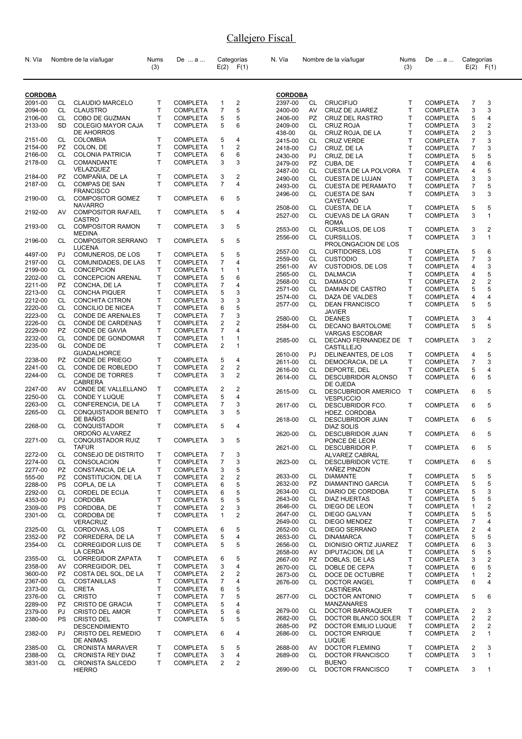# Callejero Fiscal

| N. Vía | | Nombre de la vía/lugar | Nums (3) | De ... a ... | Categorías E(2) | F(1) |
|---|---|---|---|---|---|---|
| **CORDOBA** | | | | | | |
| 2091-00 | CL | CLAUDIO MARCELO | T | COMPLETA | 1 | 2 |
| 2094-00 | CL | CLAUSTRO | T | COMPLETA | 7 | 5 |
| 2106-00 | CL | COBO DE GUZMAN | T | COMPLETA | 5 | 5 |
| 2133-00 | SD | COLEGIO MAYOR CAJA DE AHORROS | T | COMPLETA | 5 | 6 |
| 2151-00 | CL | COLOMBIA | T | COMPLETA | 5 | 4 |
| 2154-00 | PZ | COLON, DE | T | COMPLETA | 1 | 2 |
| 2166-00 | CL | COLONIA PATRICIA | T | COMPLETA | 6 | 6 |
| 2178-00 | CL | COMANDANTE VELAZQUEZ | T | COMPLETA | 3 | 3 |
| 2184-00 | PZ | COMPAÑIA, DE LA | T | COMPLETA | 3 | 2 |
| 2187-00 | CL | COMPAS DE SAN FRANCISCO | T | COMPLETA | 7 | 4 |
| 2190-00 | CL | COMPOSITOR GOMEZ NAVARRO | T | COMPLETA | 6 | 5 |
| 2192-00 | AV | COMPOSITOR RAFAEL CASTRO | T | COMPLETA | 5 | 4 |
| 2193-00 | CL | COMPOSITOR RAMON MEDINA | T | COMPLETA | 3 | 5 |
| 2196-00 | CL | COMPOSITOR SERRANO LUCENA | T | COMPLETA | 5 | 5 |
| 4497-00 | PJ | COMUNEROS, DE LOS | T | COMPLETA | 5 | 5 |
| 2197-00 | CL | COMUNIDADES, DE LAS | T | COMPLETA | 7 | 4 |
| 2199-00 | CL | CONCEPCION | T | COMPLETA | 1 | 1 |
| 2202-00 | CL | CONCEPCION ARENAL | T | COMPLETA | 5 | 6 |
| 2211-00 | PZ | CONCHA, DE LA | T | COMPLETA | 7 | 4 |
| 2213-00 | CL | CONCHA PIQUER | T | COMPLETA | 5 | 3 |
| 2212-00 | CL | CONCHITA CITRON | T | COMPLETA | 3 | 3 |
| 2220-00 | CL | CONCILIO DE NICEA | T | COMPLETA | 6 | 5 |
| 2223-00 | CL | CONDE DE ARENALES | T | COMPLETA | 7 | 3 |
| 2226-00 | CL | CONDE DE CARDENAS | T | COMPLETA | 2 | 2 |
| 2229-00 | PZ | CONDE DE GAVIA | T | COMPLETA | 7 | 4 |
| 2232-00 | CL | CONDE DE GONDOMAR | T | COMPLETA | 1 | 1 |
| 2235-00 | GL | CONDE DE GUADALHORCE | T | COMPLETA | 2 | 1 |
| 2238-00 | PZ | CONDE DE PRIEGO | T | COMPLETA | 5 | 4 |
| 2241-00 | CL | CONDE DE ROBLEDO | T | COMPLETA | 2 | 2 |
| 2244-00 | CL | CONDE DE TORRES CABRERA | T | COMPLETA | 3 | 2 |
| 2247-00 | AV | CONDE DE VALLELLANO | T | COMPLETA | 2 | 2 |
| 2250-00 | CL | CONDE Y LUQUE | T | COMPLETA | 5 | 4 |
| 2263-00 | CL | CONFERENCIA, DE LA | T | COMPLETA | 7 | 3 |
| 2265-00 | CL | CONQUISTADOR BENITO DE BAÑOS | T | COMPLETA | 3 | 5 |
| 2268-00 | CL | CONQUISTADOR ORDOÑO ALVAREZ | T | COMPLETA | 5 | 4 |
| 2271-00 | CL | CONQUISTADOR RUIZ TAFUR | T | COMPLETA | 3 | 5 |
| 2272-00 | CL | CONSEJO DE DISTRITO | T | COMPLETA | 7 | 3 |
| 2274-00 | CL | CONSOLACION | T | COMPLETA | 7 | 3 |
| 2277-00 | PZ | CONSTANCIA, DE LA | T | COMPLETA | 3 | 5 |
| 555-00 | PZ | CONSTITUCION, DE LA | T | COMPLETA | 2 | 2 |
| 2288-00 | PS | COPLA, DE LA | T | COMPLETA | 6 | 5 |
| 2292-00 | CL | CORDEL DE ECIJA | T | COMPLETA | 6 | 5 |
| 4353-00 | PJ | CORDOBA | T | COMPLETA | 5 | 5 |
| 2309-00 | PS | CORDOBA, DE | T | COMPLETA | 2 | 3 |
| 2301-00 | CL | CORDOBA DE VERACRUZ | T | COMPLETA | 1 | 2 |
| 2325-00 | CL | CORDOVAS, LOS | T | COMPLETA | 6 | 5 |
| 2352-00 | PZ | CORREDERA, DE LA | T | COMPLETA | 5 | 4 |
| 2354-00 | CL | CORREGIDOR LUIS DE LA CERDA | T | COMPLETA | 5 | 5 |
| 2355-00 | CL | CORREGIDOR ZAPATA | T | COMPLETA | 6 | 5 |
| 2358-00 | AV | CORREGIDOR, DEL | T | COMPLETA | 3 | 4 |
| 3600-00 | PZ | COSTA DEL SOL, DE LA | T | COMPLETA | 2 | 2 |
| 2367-00 | CL | COSTANILLAS | T | COMPLETA | 7 | 4 |
| 2373-00 | CL | CRETA | T | COMPLETA | 6 | 5 |
| 2376-00 | CL | CRISTO | T | COMPLETA | 7 | 5 |
| 2289-00 | PZ | CRISTO DE GRACIA | T | COMPLETA | 5 | 4 |
| 2379-00 | PJ | CRISTO DEL AMOR | T | COMPLETA | 5 | 6 |
| 2380-00 | PS | CRISTO DEL DESCENDIMIENTO | T | COMPLETA | 5 | 5 |
| 2382-00 | PJ | CRISTO DEL REMEDIO DE ANIMAS | T | COMPLETA | 6 | 4 |
| 2385-00 | CL | CRONISTA MARAVER | T | COMPLETA | 5 | 5 |
| 2388-00 | CL | CRONISTA REY DIAZ | T | COMPLETA | 3 | 4 |
| 3831-00 | CL | CRONISTA SALCEDO HIERRO | T | COMPLETA | 2 | 2 |
| **CORDOBA** | | | | | | |
| 2397-00 | CL | CRUCIFIJO | T | COMPLETA | 7 | 3 |
| 2400-00 | AV | CRUZ DE JUAREZ | T | COMPLETA | 3 | 3 |
| 2406-00 | PZ | CRUZ DEL RASTRO | T | COMPLETA | 5 | 4 |
| 2409-00 | CL | CRUZ ROJA | T | COMPLETA | 3 | 2 |
| 438-00 | GL | CRUZ ROJA, DE LA | T | COMPLETA | 2 | 3 |
| 2415-00 | CL | CRUZ VERDE | T | COMPLETA | 7 | 3 |
| 2418-00 | CJ | CRUZ, DE LA | T | COMPLETA | 7 | 3 |
| 2430-00 | PJ | CRUZ, DE LA | T | COMPLETA | 5 | 5 |
| 2479-00 | PZ | CUBA, DE | T | COMPLETA | 4 | 6 |
| 2487-00 | CL | CUESTA DE LA POLVORA | T | COMPLETA | 4 | 5 |
| 2490-00 | CL | CUESTA DE LUJAN | T | COMPLETA | 3 | 3 |
| 2493-00 | CL | CUESTA DE PERAMATO | T | COMPLETA | 7 | 5 |
| 2496-00 | CL | CUESTA DE SAN CAYETANO | T | COMPLETA | 3 | 3 |
| 2508-00 | CL | CUESTA, DE LA | T | COMPLETA | 5 | 5 |
| 2527-00 | CL | CUEVAS DE LA GRAN ROMA | T | COMPLETA | 3 | 1 |
| 2553-00 | CL | CURSILLOS, DE LOS | T | COMPLETA | 3 | 2 |
| 2556-00 | CL | CURSILLOS, PROLONGACION DE LOS | T | COMPLETA | 3 | 1 |
| 2557-00 | CL | CURTIDORES, LOS | T | COMPLETA | 5 | 6 |
| 2559-00 | CL | CUSTODIO | T | COMPLETA | 7 | 3 |
| 2561-00 | AV | CUSTODIOS, DE LOS | T | COMPLETA | 4 | 3 |
| 2565-00 | CL | DALMACIA | T | COMPLETA | 4 | 5 |
| 2568-00 | CL | DAMASCO | T | COMPLETA | 2 | 2 |
| 2571-00 | CL | DAMIAN DE CASTRO | T | COMPLETA | 5 | 5 |
| 2574-00 | CL | DAZA DE VALDES | T | COMPLETA | 4 | 4 |
| 2577-00 | CL | DEAN FRANCISCO JAVIER | T | COMPLETA | 5 | 5 |
| 2580-00 | CL | DEANES | T | COMPLETA | 3 | 4 |
| 2584-00 | CL | DECANO BARTOLOME VARGAS ESCOBAR | T | COMPLETA | 5 | 5 |
| 2585-00 | CL | DECANO FERNANDEZ DE CASTILLEJO | T | COMPLETA | 3 | 2 |
| 2610-00 | PJ | DELINEANTES, DE LOS | T | COMPLETA | 4 | 5 |
| 2611-00 | CL | DEMOCRACIA, DE LA | T | COMPLETA | 7 | 3 |
| 2616-00 | CL | DEPORTE, DEL | T | COMPLETA | 5 | 4 |
| 2614-00 | CL | DESCUBRIDOR ALONSO DE OJEDA | T | COMPLETA | 6 | 5 |
| 2615-00 | CL | DESCUBRIDOR AMERICO VESPUCCIO | T | COMPLETA | 6 | 5 |
| 2617-00 | CL | DESCUBRIDOR FCO. HDEZ. CORDOBA | T | COMPLETA | 6 | 5 |
| 2618-00 | CL | DESCUBRIDOR JUAN DIAZ SOLIS | T | COMPLETA | 6 | 5 |
| 2620-00 | CL | DESCUBRIDOR JUAN PONCE DE LEON | T | COMPLETA | 6 | 5 |
| 2621-00 | CL | DESCUBRIDOR P. ALVAREZ CABRAL | T | COMPLETA | 6 | 5 |
| 2623-00 | CL | DESCUBRIDOR VCTE. YAÑEZ PINZON | T | COMPLETA | 6 | 5 |
| 2633-00 | CL | DIAMANTE | T | COMPLETA | 5 | 5 |
| 2632-00 | PZ | DIAMANTINO GARCIA | T | COMPLETA | 5 | 5 |
| 2634-00 | CL | DIARIO DE CORDOBA | T | COMPLETA | 5 | 3 |
| 2643-00 | CL | DIAZ HUERTAS | T | COMPLETA | 5 | 5 |
| 2646-00 | CL | DIEGO DE LEON | T | COMPLETA | 1 | 2 |
| 2647-00 | CL | DIEGO GALVAN | T | COMPLETA | 5 | 5 |
| 2649-00 | CL | DIEGO MENDEZ | T | COMPLETA | 7 | 4 |
| 2652-00 | CL | DIEGO SERRANO | T | COMPLETA | 2 | 4 |
| 2653-00 | CL | DINAMARCA | T | COMPLETA | 5 | 5 |
| 2656-00 | CL | DIONISIO ORTIZ JUAREZ | T | COMPLETA | 6 | 3 |
| 2658-00 | AV | DIPUTACION, DE LA | T | COMPLETA | 5 | 5 |
| 2667-00 | PZ | DOBLAS, DE LAS | T | COMPLETA | 3 | 2 |
| 2670-00 | CL | DOBLE DE CEPA | T | COMPLETA | 6 | 5 |
| 2673-00 | CL | DOCE DE OCTUBRE | T | COMPLETA | 1 | 2 |
| 2676-00 | CL | DOCTOR ANGEL CASTIÑEIRA | T | COMPLETA | 6 | 4 |
| 2677-00 | CL | DOCTOR ANTONIO MANZANARES | T | COMPLETA | 5 | 6 |
| 2679-00 | CL | DOCTOR BARRAQUER | T | COMPLETA | 2 | 3 |
| 2682-00 | CL | DOCTOR BLANCO SOLER | T | COMPLETA | 2 | 2 |
| 2685-00 | PZ | DOCTOR EMILIO LUQUE | T | COMPLETA | 2 | 2 |
| 2686-00 | CL | DOCTOR ENRIQUE LUQUE | T | COMPLETA | 2 | 1 |
| 2688-00 | AV | DOCTOR FLEMING | T | COMPLETA | 2 | 3 |
| 2689-00 | CL | DOCTOR FRANCISCO BUENO | T | COMPLETA | 3 | 1 |
| 2690-00 | CL | DOCTOR FRANCISCO | T | COMPLETA | 3 | 1 |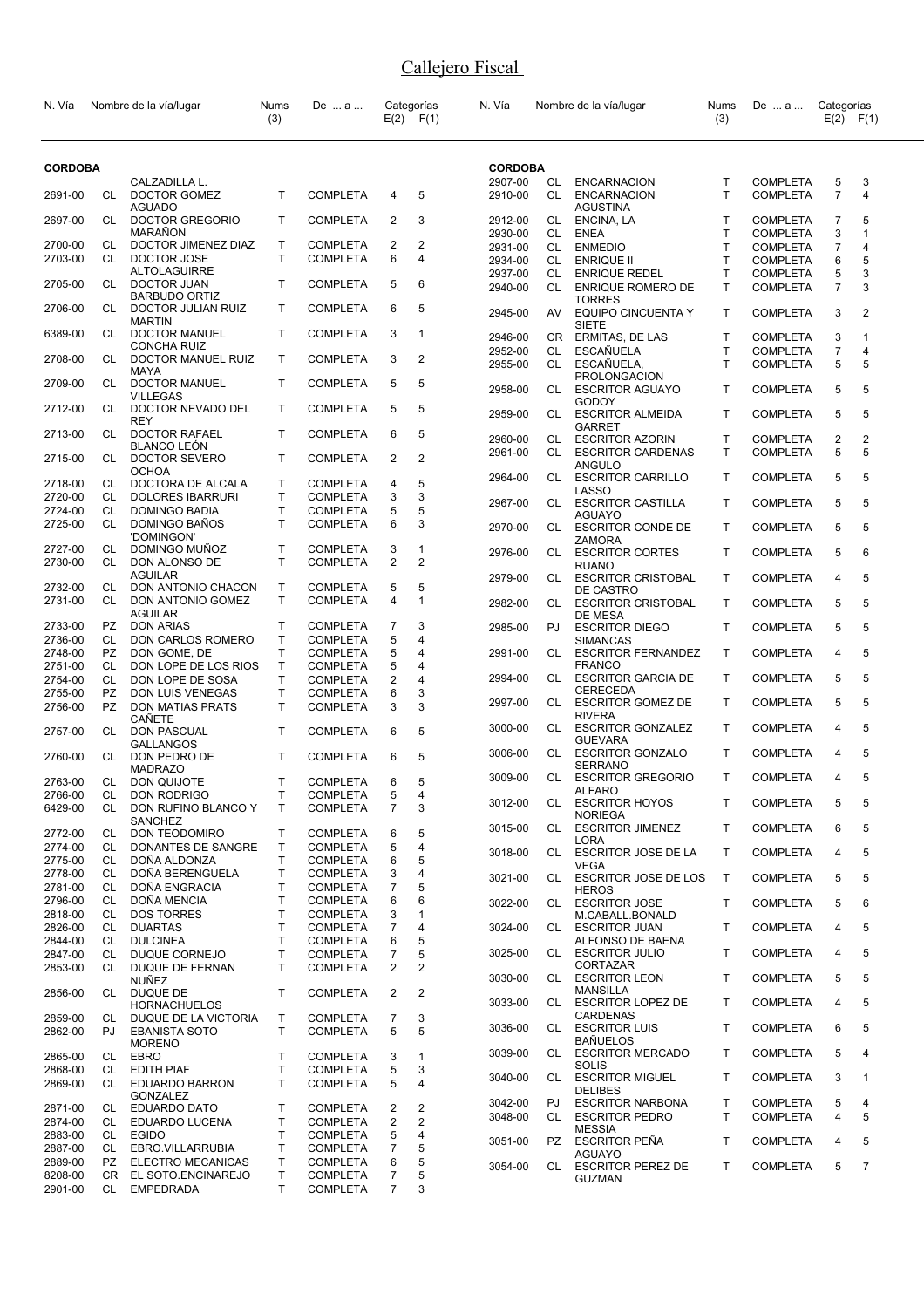# Callejero Fiscal

**CORDOBA**

| N. Vía | | Nombre de la vía/lugar | Nums (3) | De ... a ... | Categorías E(2) | F(1) |
|---|---|---|---|---|---|---|
| | | CALZADILLA L. | | | | |
| 2691-00 | CL | DOCTOR GOMEZ AGUADO | T | COMPLETA | 4 | 5 |
| 2697-00 | CL | DOCTOR GREGORIO MARAÑON | T | COMPLETA | 2 | 3 |
| 2700-00 | CL | DOCTOR JIMENEZ DIAZ | T | COMPLETA | 2 | 2 |
| 2703-00 | CL | DOCTOR JOSE ALTOLAGUIRRE | T | COMPLETA | 6 | 4 |
| 2705-00 | CL | DOCTOR JUAN BARBUDO ORTIZ | T | COMPLETA | 5 | 6 |
| 2706-00 | CL | DOCTOR JULIAN RUIZ MARTIN | T | COMPLETA | 6 | 5 |
| 6389-00 | CL | DOCTOR MANUEL CONCHA RUIZ | T | COMPLETA | 3 | 1 |
| 2708-00 | CL | DOCTOR MANUEL RUIZ MAYA | T | COMPLETA | 3 | 2 |
| 2709-00 | CL | DOCTOR MANUEL VILLEGAS | T | COMPLETA | 5 | 5 |
| 2712-00 | CL | DOCTOR NEVADO DEL REY | T | COMPLETA | 5 | 5 |
| 2713-00 | CL | DOCTOR RAFAEL BLANCO LEÓN | T | COMPLETA | 6 | 5 |
| 2715-00 | CL | DOCTOR SEVERO OCHOA | T | COMPLETA | 2 | 2 |
| 2718-00 | CL | DOCTORA DE ALCALA | T | COMPLETA | 4 | 5 |
| 2720-00 | CL | DOLORES IBARRURI | T | COMPLETA | 3 | 3 |
| 2724-00 | CL | DOMINGO BADIA | T | COMPLETA | 5 | 5 |
| 2725-00 | CL | DOMINGO BAÑOS 'DOMINGON' | T | COMPLETA | 6 | 3 |
| 2727-00 | CL | DOMINGO MUÑOZ | T | COMPLETA | 3 | 1 |
| 2730-00 | CL | DON ALONSO DE AGUILAR | T | COMPLETA | 2 | 2 |
| 2732-00 | CL | DON ANTONIO CHACON | T | COMPLETA | 5 | 5 |
| 2731-00 | CL | DON ANTONIO GOMEZ AGUILAR | T | COMPLETA | 4 | 1 |
| 2733-00 | PZ | DON ARIAS | T | COMPLETA | 7 | 3 |
| 2736-00 | CL | DON CARLOS ROMERO | T | COMPLETA | 5 | 4 |
| 2748-00 | PZ | DON GOME, DE | T | COMPLETA | 5 | 4 |
| 2751-00 | CL | DON LOPE DE LOS RIOS | T | COMPLETA | 5 | 4 |
| 2754-00 | CL | DON LOPE DE SOSA | T | COMPLETA | 2 | 4 |
| 2755-00 | PZ | DON LUIS VENEGAS | T | COMPLETA | 6 | 3 |
| 2756-00 | PZ | DON MATIAS PRATS CAÑETE | T | COMPLETA | 3 | 3 |
| 2757-00 | CL | DON PASCUAL GALLANGOS | T | COMPLETA | 6 | 5 |
| 2760-00 | CL | DON PEDRO DE MADRAZO | T | COMPLETA | 6 | 5 |
| 2763-00 | CL | DON QUIJOTE | T | COMPLETA | 6 | 5 |
| 2766-00 | CL | DON RODRIGO | T | COMPLETA | 5 | 4 |
| 6429-00 | CL | DON RUFINO BLANCO Y SANCHEZ | T | COMPLETA | 7 | 3 |
| 2772-00 | CL | DON TEODOMIRO | T | COMPLETA | 6 | 5 |
| 2774-00 | CL | DONANTES DE SANGRE | T | COMPLETA | 5 | 4 |
| 2775-00 | CL | DOÑA ALDONZA | T | COMPLETA | 6 | 5 |
| 2778-00 | CL | DOÑA BERENGUELA | T | COMPLETA | 3 | 4 |
| 2781-00 | CL | DOÑA ENGRACIA | T | COMPLETA | 7 | 5 |
| 2796-00 | CL | DOÑA MENCIA | T | COMPLETA | 6 | 6 |
| 2818-00 | CL | DOS TORRES | T | COMPLETA | 3 | 1 |
| 2826-00 | CL | DUARTAS | T | COMPLETA | 7 | 4 |
| 2844-00 | CL | DULCINEA | T | COMPLETA | 6 | 5 |
| 2847-00 | CL | DUQUE CORNEJO | T | COMPLETA | 7 | 5 |
| 2853-00 | CL | DUQUE DE FERNAN NUÑEZ | T | COMPLETA | 2 | 2 |
| 2856-00 | CL | DUQUE DE HORNACHUELOS | T | COMPLETA | 2 | 2 |
| 2859-00 | CL | DUQUE DE LA VICTORIA | T | COMPLETA | 7 | 3 |
| 2862-00 | PJ | EBANISTA SOTO MORENO | T | COMPLETA | 5 | 5 |
| 2865-00 | CL | EBRO | T | COMPLETA | 3 | 1 |
| 2868-00 | CL | EDITH PIAF | T | COMPLETA | 5 | 3 |
| 2869-00 | CL | EDUARDO BARRON GONZALEZ | T | COMPLETA | 5 | 4 |
| 2871-00 | CL | EDUARDO DATO | T | COMPLETA | 2 | 2 |
| 2874-00 | CL | EDUARDO LUCENA | T | COMPLETA | 2 | 2 |
| 2883-00 | CL | EGIDO | T | COMPLETA | 5 | 4 |
| 2887-00 | CL | EBRO.VILLARRUBIA | T | COMPLETA | 7 | 5 |
| 2889-00 | PZ | ELECTRO MECANICAS | T | COMPLETA | 6 | 5 |
| 8208-00 | CR | EL SOTO.ENCINAREJO | T | COMPLETA | 7 | 5 |
| 2901-00 | CL | EMPEDRADA | T | COMPLETA | 7 | 3 |

**CORDOBA**

| N. Vía | | Nombre de la vía/lugar | Nums (3) | De ... a ... | Categorías E(2) | F(1) |
|---|---|---|---|---|---|---|
| 2907-00 | CL | ENCARNACION | T | COMPLETA | 5 | 3 |
| 2910-00 | CL | ENCARNACION AGUSTINA | T | COMPLETA | 7 | 4 |
| 2912-00 | CL | ENCINA, LA | T | COMPLETA | 7 | 5 |
| 2930-00 | CL | ENEA | T | COMPLETA | 3 | 1 |
| 2931-00 | CL | ENMEDIO | T | COMPLETA | 7 | 4 |
| 2934-00 | CL | ENRIQUE II | T | COMPLETA | 6 | 5 |
| 2937-00 | CL | ENRIQUE REDEL | T | COMPLETA | 5 | 3 |
| 2940-00 | CL | ENRIQUE ROMERO DE TORRES | T | COMPLETA | 7 | 3 |
| 2945-00 | AV | EQUIPO CINCUENTA Y SIETE | T | COMPLETA | 3 | 2 |
| 2946-00 | CR | ERMITAS, DE LAS | T | COMPLETA | 3 | 1 |
| 2952-00 | CL | ESCAÑUELA | T | COMPLETA | 7 | 4 |
| 2955-00 | CL | ESCAÑUELA, PROLONGACION | T | COMPLETA | 5 | 5 |
| 2958-00 | CL | ESCRITOR AGUAYO GODOY | T | COMPLETA | 5 | 5 |
| 2959-00 | CL | ESCRITOR ALMEIDA GARRET | T | COMPLETA | 5 | 5 |
| 2960-00 | CL | ESCRITOR AZORIN | T | COMPLETA | 2 | 2 |
| 2961-00 | CL | ESCRITOR CARDENAS ANGULO | T | COMPLETA | 5 | 5 |
| 2964-00 | CL | ESCRITOR CARRILLO LASSO | T | COMPLETA | 5 | 5 |
| 2967-00 | CL | ESCRITOR CASTILLA AGUAYO | T | COMPLETA | 5 | 5 |
| 2970-00 | CL | ESCRITOR CONDE DE ZAMORA | T | COMPLETA | 5 | 5 |
| 2976-00 | CL | ESCRITOR CORTES RUANO | T | COMPLETA | 5 | 6 |
| 2979-00 | CL | ESCRITOR CRISTOBAL DE CASTRO | T | COMPLETA | 4 | 5 |
| 2982-00 | CL | ESCRITOR CRISTOBAL DE MESA | T | COMPLETA | 5 | 5 |
| 2985-00 | PJ | ESCRITOR DIEGO SIMANCAS | T | COMPLETA | 5 | 5 |
| 2991-00 | CL | ESCRITOR FERNANDEZ FRANCO | T | COMPLETA | 4 | 5 |
| 2994-00 | CL | ESCRITOR GARCIA DE CERECEDA | T | COMPLETA | 5 | 5 |
| 2997-00 | CL | ESCRITOR GOMEZ DE RIVERA | T | COMPLETA | 5 | 5 |
| 3000-00 | CL | ESCRITOR GONZALEZ GUEVARA | T | COMPLETA | 4 | 5 |
| 3006-00 | CL | ESCRITOR GONZALO SERRANO | T | COMPLETA | 4 | 5 |
| 3009-00 | CL | ESCRITOR GREGORIO ALFARO | T | COMPLETA | 4 | 5 |
| 3012-00 | CL | ESCRITOR HOYOS NORIEGA | T | COMPLETA | 5 | 5 |
| 3015-00 | CL | ESCRITOR JIMENEZ LORA | T | COMPLETA | 6 | 5 |
| 3018-00 | CL | ESCRITOR JOSE DE LA VEGA | T | COMPLETA | 4 | 5 |
| 3021-00 | CL | ESCRITOR JOSE DE LOS HEROS | T | COMPLETA | 5 | 5 |
| 3022-00 | CL | ESCRITOR JOSE M.CABALL.BONALD | T | COMPLETA | 5 | 6 |
| 3024-00 | CL | ESCRITOR JUAN ALFONSO DE BAENA | T | COMPLETA | 4 | 5 |
| 3025-00 | CL | ESCRITOR JULIO CORTAZAR | T | COMPLETA | 4 | 5 |
| 3030-00 | CL | ESCRITOR LEON MANSILLA | T | COMPLETA | 5 | 5 |
| 3033-00 | CL | ESCRITOR LOPEZ DE CARDENAS | T | COMPLETA | 4 | 5 |
| 3036-00 | CL | ESCRITOR LUIS BAÑUELOS | T | COMPLETA | 6 | 5 |
| 3039-00 | CL | ESCRITOR MERCADO SOLIS | T | COMPLETA | 5 | 4 |
| 3040-00 | CL | ESCRITOR MIGUEL DELIBES | T | COMPLETA | 3 | 1 |
| 3042-00 | PJ | ESCRITOR NARBONA | T | COMPLETA | 5 | 4 |
| 3048-00 | CL | ESCRITOR PEDRO MESSIA | T | COMPLETA | 4 | 5 |
| 3051-00 | PZ | ESCRITOR PEÑA AGUAYO | T | COMPLETA | 4 | 5 |
| 3054-00 | CL | ESCRITOR PEREZ DE GUZMAN | T | COMPLETA | 5 | 7 |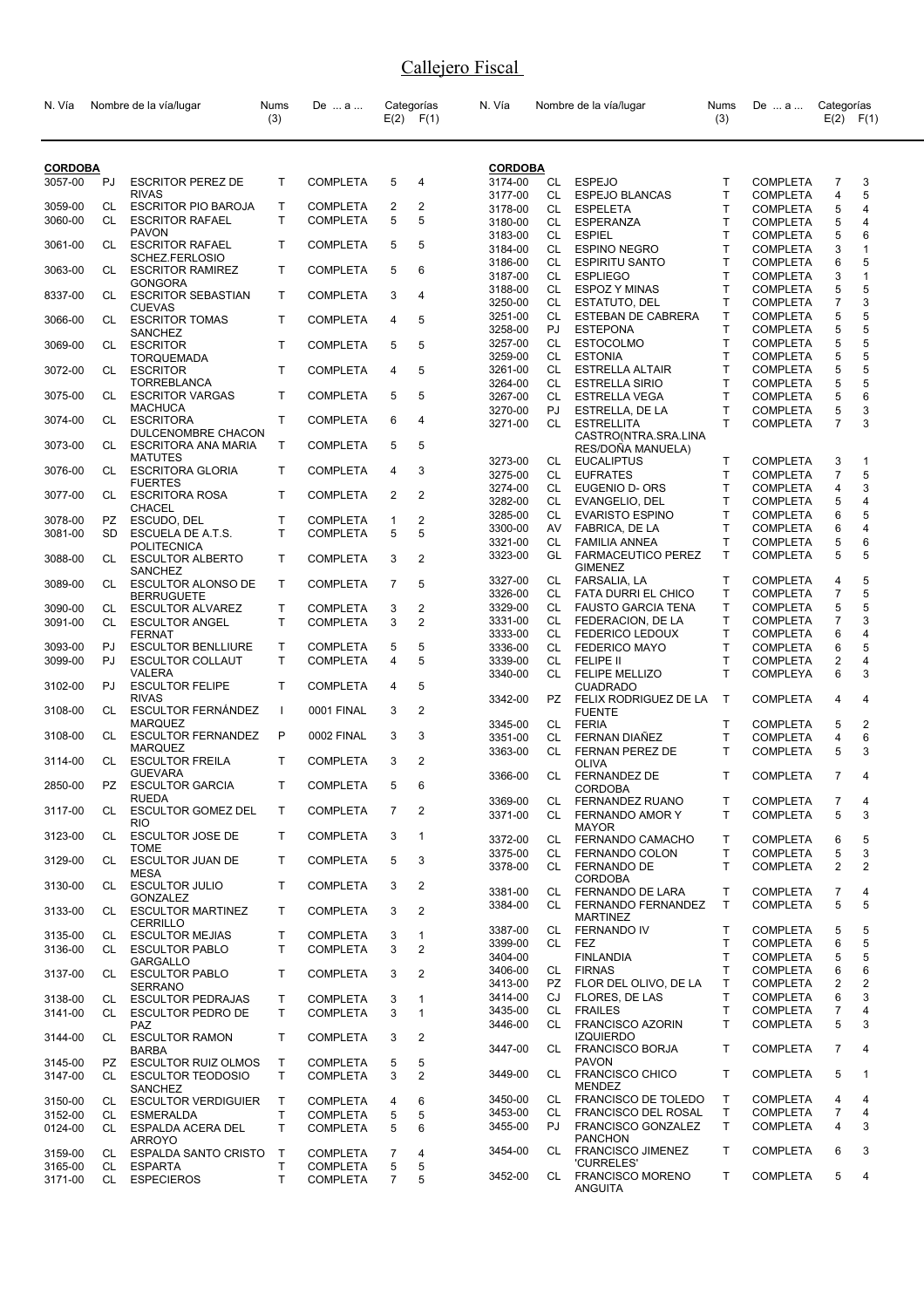# Callejero Fiscal

**CORDOBA**

| N. Vía | | Nombre de la vía/lugar | Nums (3) | De ... a ... | Categorías E(2) | Categorías F(1) |
|---|---|---|---|---|---|---|
| 3057-00 | PJ | ESCRITOR PEREZ DE RIVAS | T | COMPLETA | 5 | 4 |
| 3059-00 | CL | ESCRITOR PIO BAROJA | T | COMPLETA | 2 | 2 |
| 3060-00 | CL | ESCRITOR RAFAEL PAVON | T | COMPLETA | 5 | 5 |
| 3061-00 | CL | ESCRITOR RAFAEL SCHEZ.FERLOSIO | T | COMPLETA | 5 | 5 |
| 3063-00 | CL | ESCRITOR RAMIREZ GONGORA | T | COMPLETA | 5 | 6 |
| 8337-00 | CL | ESCRITOR SEBASTIAN CUEVAS | T | COMPLETA | 3 | 4 |
| 3066-00 | CL | ESCRITOR TOMAS SANCHEZ | T | COMPLETA | 4 | 5 |
| 3069-00 | CL | ESCRITOR TORQUEMADA | T | COMPLETA | 5 | 5 |
| 3072-00 | CL | ESCRITOR TORREBLANCA | T | COMPLETA | 4 | 5 |
| 3075-00 | CL | ESCRITOR VARGAS MACHUCA | T | COMPLETA | 5 | 5 |
| 3074-00 | CL | ESCRITORA DULCENOMBRE CHACON | T | COMPLETA | 6 | 4 |
| 3073-00 | CL | ESCRITORA ANA MARIA MATUTES | T | COMPLETA | 5 | 5 |
| 3076-00 | CL | ESCRITORA GLORIA FUERTES | T | COMPLETA | 4 | 3 |
| 3077-00 | CL | ESCRITORA ROSA CHACEL | T | COMPLETA | 2 | 2 |
| 3078-00 | PZ | ESCUDO, DEL | T | COMPLETA | 1 | 2 |
| 3081-00 | SD | ESCUELA DE A.T.S. POLITECNICA | T | COMPLETA | 5 | 5 |
| 3088-00 | CL | ESCULTOR ALBERTO SANCHEZ | T | COMPLETA | 3 | 2 |
| 3089-00 | CL | ESCULTOR ALONSO DE BERRUGUETE | T | COMPLETA | 7 | 5 |
| 3090-00 | CL | ESCULTOR ALVAREZ | T | COMPLETA | 3 | 2 |
| 3091-00 | CL | ESCULTOR ANGEL FERNAT | T | COMPLETA | 3 | 2 |
| 3093-00 | PJ | ESCULTOR BENLLIURE | T | COMPLETA | 5 | 5 |
| 3099-00 | PJ | ESCULTOR COLLAUT VALERA | T | COMPLETA | 4 | 5 |
| 3102-00 | PJ | ESCULTOR FELIPE RIVAS | T | COMPLETA | 4 | 5 |
| 3108-00 | CL | ESCULTOR FERNÁNDEZ MARQUEZ | I | 0001 FINAL | 3 | 2 |
| 3108-00 | CL | ESCULTOR FERNANDEZ MARQUEZ | P | 0002 FINAL | 3 | 3 |
| 3114-00 | CL | ESCULTOR FREILA GUEVARA | T | COMPLETA | 3 | 2 |
| 2850-00 | PZ | ESCULTOR GARCIA RUEDA | T | COMPLETA | 5 | 6 |
| 3117-00 | CL | ESCULTOR GOMEZ DEL RIO | T | COMPLETA | 7 | 2 |
| 3123-00 | CL | ESCULTOR JOSE DE TOME | T | COMPLETA | 3 | 1 |
| 3129-00 | CL | ESCULTOR JUAN DE MESA | T | COMPLETA | 5 | 3 |
| 3130-00 | CL | ESCULTOR JULIO GONZALEZ | T | COMPLETA | 3 | 2 |
| 3133-00 | CL | ESCULTOR MARTINEZ CERRILLO | T | COMPLETA | 3 | 2 |
| 3135-00 | CL | ESCULTOR MEJIAS | T | COMPLETA | 3 | 1 |
| 3136-00 | CL | ESCULTOR PABLO GARGALLO | T | COMPLETA | 3 | 2 |
| 3137-00 | CL | ESCULTOR PABLO SERRANO | T | COMPLETA | 3 | 2 |
| 3138-00 | CL | ESCULTOR PEDRAJAS | T | COMPLETA | 3 | 1 |
| 3141-00 | CL | ESCULTOR PEDRO DE PAZ | T | COMPLETA | 3 | 1 |
| 3144-00 | CL | ESCULTOR RAMON BARBA | T | COMPLETA | 3 | 2 |
| 3145-00 | PZ | ESCULTOR RUIZ OLMOS | T | COMPLETA | 5 | 5 |
| 3147-00 | CL | ESCULTOR TEODOSIO SANCHEZ | T | COMPLETA | 3 | 2 |
| 3150-00 | CL | ESCULTOR VERDIGUIER | T | COMPLETA | 4 | 6 |
| 3152-00 | CL | ESMERALDA | T | COMPLETA | 5 | 5 |
| 0124-00 | CL | ESPALDA ACERA DEL ARROYO | T | COMPLETA | 5 | 6 |
| 3159-00 | CL | ESPALDA SANTO CRISTO | T | COMPLETA | 7 | 4 |
| 3165-00 | CL | ESPARTA | T | COMPLETA | 5 | 5 |
| 3171-00 | CL | ESPECIEROS | T | COMPLETA | 7 | 5 |
| 3174-00 | CL | ESPEJO | T | COMPLETA | 7 | 3 |
| 3177-00 | CL | ESPEJO BLANCAS | T | COMPLETA | 4 | 5 |
| 3178-00 | CL | ESPELETA | T | COMPLETA | 5 | 4 |
| 3180-00 | CL | ESPERANZA | T | COMPLETA | 5 | 4 |
| 3183-00 | CL | ESPIEL | T | COMPLETA | 5 | 6 |
| 3184-00 | CL | ESPINO NEGRO | T | COMPLETA | 3 | 1 |
| 3186-00 | CL | ESPIRITU SANTO | T | COMPLETA | 6 | 5 |
| 3187-00 | CL | ESPLIEGO | T | COMPLETA | 3 | 1 |
| 3188-00 | CL | ESPOZ Y MINAS | T | COMPLETA | 5 | 5 |
| 3250-00 | CL | ESTATUTO, DEL | T | COMPLETA | 7 | 3 |
| 3251-00 | CL | ESTEBAN DE CABRERA | T | COMPLETA | 5 | 5 |
| 3258-00 | PJ | ESTEPONA | T | COMPLETA | 5 | 5 |
| 3257-00 | CL | ESTOCOLMO | T | COMPLETA | 5 | 5 |
| 3259-00 | CL | ESTONIA | T | COMPLETA | 5 | 5 |
| 3261-00 | CL | ESTRELLA ALTAIR | T | COMPLETA | 5 | 5 |
| 3264-00 | CL | ESTRELLA SIRIO | T | COMPLETA | 5 | 5 |
| 3267-00 | CL | ESTRELLA VEGA | T | COMPLETA | 5 | 6 |
| 3270-00 | PJ | ESTRELLA, DE LA | T | COMPLETA | 5 | 3 |
| 3271-00 | CL | ESTRELLITA CASTRO(NTRA.SRA.LINA RES/DOÑA MANUELA) | T | COMPLETA | 7 | 3 |
| 3273-00 | CL | EUCALIPTUS | T | COMPLETA | 3 | 1 |
| 3275-00 | CL | EUFRATES | T | COMPLETA | 7 | 5 |
| 3274-00 | CL | EUGENIO D- ORS | T | COMPLETA | 4 | 3 |
| 3282-00 | CL | EVANGELIO, DEL | T | COMPLETA | 5 | 4 |
| 3285-00 | CL | EVARISTO ESPINO | T | COMPLETA | 6 | 5 |
| 3300-00 | AV | FABRICA, DE LA | T | COMPLETA | 6 | 4 |
| 3321-00 | CL | FAMILIA ANNEA | T | COMPLETA | 5 | 6 |
| 3323-00 | GL | FARMACEUTICO PEREZ GIMENEZ | T | COMPLETA | 5 | 5 |
| 3327-00 | CL | FARSALIA, LA | T | COMPLETA | 4 | 5 |
| 3326-00 | CL | FATA DURRI EL CHICO | T | COMPLETA | 7 | 5 |
| 3329-00 | CL | FAUSTO GARCIA TENA | T | COMPLETA | 5 | 5 |
| 3331-00 | CL | FEDERACION, DE LA | T | COMPLETA | 7 | 3 |
| 3333-00 | CL | FEDERICO LEDOUX | T | COMPLETA | 6 | 4 |
| 3336-00 | CL | FEDERICO MAYO | T | COMPLETA | 6 | 5 |
| 3339-00 | CL | FELIPE II | T | COMPLETA | 2 | 4 |
| 3340-00 | CL | FELIPE MELLIZO CUADRADO | T | COMPLEYA | 6 | 3 |
| 3342-00 | PZ | FELIX RODRIGUEZ DE LA FUENTE | T | COMPLETA | 4 | 4 |
| 3345-00 | CL | FERIA | T | COMPLETA | 5 | 2 |
| 3351-00 | CL | FERNAN DIAÑEZ | T | COMPLETA | 4 | 6 |
| 3363-00 | CL | FERNAN PEREZ DE OLIVA | T | COMPLETA | 5 | 3 |
| 3366-00 | CL | FERNANDEZ DE CORDOBA | T | COMPLETA | 7 | 4 |
| 3369-00 | CL | FERNANDEZ RUANO | T | COMPLETA | 7 | 4 |
| 3371-00 | CL | FERNANDO AMOR Y MAYOR | T | COMPLETA | 5 | 3 |
| 3372-00 | CL | FERNANDO CAMACHO | T | COMPLETA | 6 | 5 |
| 3375-00 | CL | FERNANDO COLON | T | COMPLETA | 5 | 3 |
| 3378-00 | CL | FERNANDO DE CORDOBA | T | COMPLETA | 2 | 2 |
| 3381-00 | CL | FERNANDO DE LARA | T | COMPLETA | 7 | 4 |
| 3384-00 | CL | FERNANDO FERNANDEZ MARTINEZ | T | COMPLETA | 5 | 5 |
| 3387-00 | CL | FERNANDO IV | T | COMPLETA | 5 | 5 |
| 3399-00 | CL | FEZ | T | COMPLETA | 6 | 5 |
| 3404-00 | | FINLANDIA | T | COMPLETA | 5 | 5 |
| 3406-00 | CL | FIRNAS | T | COMPLETA | 6 | 6 |
| 3413-00 | PZ | FLOR DEL OLIVO, DE LA | T | COMPLETA | 2 | 2 |
| 3414-00 | CJ | FLORES, DE LAS | T | COMPLETA | 6 | 3 |
| 3435-00 | CL | FRAILES | T | COMPLETA | 7 | 4 |
| 3446-00 | CL | FRANCISCO AZORIN IZQUIERDO | T | COMPLETA | 5 | 3 |
| 3447-00 | CL | FRANCISCO BORJA PAVON | T | COMPLETA | 7 | 4 |
| 3449-00 | CL | FRANCISCO CHICO MENDEZ | T | COMPLETA | 5 | 1 |
| 3450-00 | CL | FRANCISCO DE TOLEDO | T | COMPLETA | 4 | 4 |
| 3453-00 | CL | FRANCISCO DEL ROSAL | T | COMPLETA | 7 | 4 |
| 3455-00 | PJ | FRANCISCO GONZALEZ PANCHON | T | COMPLETA | 4 | 3 |
| 3454-00 | CL | FRANCISCO JIMENEZ 'CURRELES' | T | COMPLETA | 6 | 3 |
| 3452-00 | CL | FRANCISCO MORENO ANGUITA | T | COMPLETA | 5 | 4 |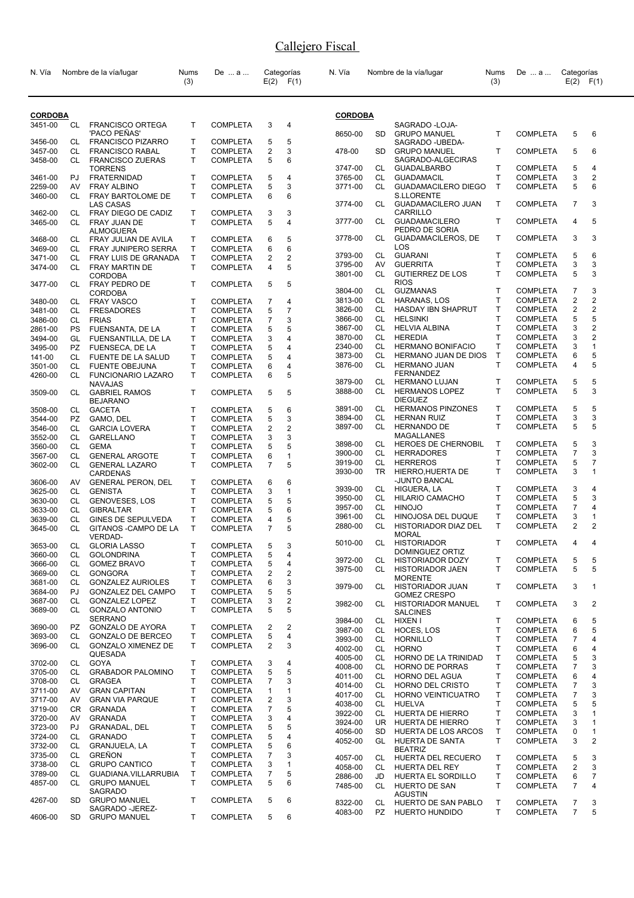# Callejero Fiscal

| N. Vía | | Nombre de la vía/lugar | Nums (3) | De ... a ... | Categorías E(2) | F(1) |
|---|---|---|---|---|---|---|
| **CORDOBA** | | | | | | |
| 3451-00 | CL | FRANCISCO ORTEGA 'PACO PEÑAS' | T | COMPLETA | 3 | 4 |
| 3456-00 | CL | FRANCISCO PIZARRO | T | COMPLETA | 5 | 5 |
| 3457-00 | CL | FRANCISCO RABAL | T | COMPLETA | 2 | 3 |
| 3458-00 | CL | FRANCISCO ZUERAS TORRENS | T | COMPLETA | 5 | 6 |
| 3461-00 | PJ | FRATERNIDAD | T | COMPLETA | 5 | 4 |
| 2259-00 | AV | FRAY ALBINO | T | COMPLETA | 5 | 3 |
| 3460-00 | CL | FRAY BARTOLOME DE LAS CASAS | T | COMPLETA | 6 | 6 |
| 3462-00 | CL | FRAY DIEGO DE CADIZ | T | COMPLETA | 3 | 3 |
| 3465-00 | CL | FRAY JUAN DE ALMOGUERA | T | COMPLETA | 5 | 4 |
| 3468-00 | CL | FRAY JULIAN DE AVILA | T | COMPLETA | 6 | 5 |
| 3469-00 | CL | FRAY JUNIPERO SERRA | T | COMPLETA | 6 | 6 |
| 3471-00 | CL | FRAY LUIS DE GRANADA | T | COMPLETA | 2 | 2 |
| 3474-00 | CL | FRAY MARTIN DE CORDOBA | T | COMPLETA | 4 | 5 |
| 3477-00 | CL | FRAY PEDRO DE CORDOBA | T | COMPLETA | 5 | 5 |
| 3480-00 | CL | FRAY VASCO | T | COMPLETA | 7 | 4 |
| 3481-00 | CL | FRESADORES | T | COMPLETA | 5 | 7 |
| 3486-00 | CL | FRIAS | T | COMPLETA | 7 | 3 |
| 2861-00 | PS | FUENSANTA, DE LA | T | COMPLETA | 5 | 5 |
| 3494-00 | GL | FUENSANTILLA, DE LA | T | COMPLETA | 3 | 4 |
| 3495-00 | PZ | FUENSECA, DE LA | T | COMPLETA | 5 | 4 |
| 141-00 | CL | FUENTE DE LA SALUD | T | COMPLETA | 5 | 4 |
| 3501-00 | CL | FUENTE OBEJUNA | T | COMPLETA | 6 | 4 |
| 4260-00 | CL | FUNCIONARIO LAZARO NAVAJAS | T | COMPLETA | 6 | 5 |
| 3509-00 | CL | GABRIEL RAMOS BEJARANO | T | COMPLETA | 5 | 5 |
| 3508-00 | CL | GACETA | T | COMPLETA | 5 | 6 |
| 3544-00 | PZ | GAMO, DEL | T | COMPLETA | 5 | 3 |
| 3546-00 | CL | GARCIA LOVERA | T | COMPLETA | 2 | 2 |
| 3552-00 | CL | GARELLANO | T | COMPLETA | 3 | 3 |
| 3560-00 | CL | GEMA | T | COMPLETA | 5 | 5 |
| 3567-00 | CL | GENERAL ARGOTE | T | COMPLETA | 6 | 1 |
| 3602-00 | CL | GENERAL LAZARO CARDENAS | T | COMPLETA | 7 | 5 |
| 3606-00 | AV | GENERAL PERON, DEL | T | COMPLETA | 6 | 6 |
| 3625-00 | CL | GENISTA | T | COMPLETA | 3 | 1 |
| 3630-00 | CL | GENOVESES, LOS | T | COMPLETA | 5 | 5 |
| 3633-00 | CL | GIBRALTAR | T | COMPLETA | 5 | 6 |
| 3639-00 | CL | GINES DE SEPULVEDA | T | COMPLETA | 4 | 5 |
| 3645-00 | CL | GITANOS -CAMPO DE LA VERDAD- | T | COMPLETA | 7 | 5 |
| 3653-00 | CL | GLORIA LASSO | T | COMPLETA | 5 | 3 |
| 3660-00 | CL | GOLONDRINA | T | COMPLETA | 5 | 4 |
| 3666-00 | CL | GOMEZ BRAVO | T | COMPLETA | 5 | 4 |
| 3669-00 | CL | GONGORA | T | COMPLETA | 2 | 2 |
| 3681-00 | CL | GONZALEZ AURIOLES | T | COMPLETA | 6 | 3 |
| 3684-00 | PJ | GONZALEZ DEL CAMPO | T | COMPLETA | 5 | 5 |
| 3687-00 | CL | GONZALEZ LOPEZ | T | COMPLETA | 3 | 2 |
| 3689-00 | CL | GONZALO ANTONIO SERRANO | T | COMPLETA | 5 | 5 |
| 3690-00 | PZ | GONZALO DE AYORA | T | COMPLETA | 2 | 2 |
| 3693-00 | CL | GONZALO DE BERCEO | T | COMPLETA | 5 | 4 |
| 3696-00 | CL | GONZALO XIMENEZ DE QUESADA | T | COMPLETA | 2 | 3 |
| 3702-00 | CL | GOYA | T | COMPLETA | 3 | 4 |
| 3705-00 | CL | GRABADOR PALOMINO | T | COMPLETA | 5 | 5 |
| 3708-00 | CL | GRAGEA | T | COMPLETA | 7 | 3 |
| 3711-00 | AV | GRAN CAPITAN | T | COMPLETA | 1 | 1 |
| 3717-00 | AV | GRAN VIA PARQUE | T | COMPLETA | 2 | 3 |
| 3719-00 | CR | GRANADA | T | COMPLETA | 7 | 5 |
| 3720-00 | AV | GRANADA | T | COMPLETA | 3 | 4 |
| 3723-00 | PJ | GRANADAL, DEL | T | COMPLETA | 5 | 5 |
| 3724-00 | CL | GRANADO | T | COMPLETA | 5 | 4 |
| 3732-00 | CL | GRANJUELA, LA | T | COMPLETA | 5 | 6 |
| 3735-00 | CL | GREÑON | T | COMPLETA | 7 | 3 |
| 3738-00 | CL | GRUPO CANTICO | T | COMPLETA | 3 | 1 |
| 3789-00 | CL | GUADIANA.VILLARRUBIA | T | COMPLETA | 7 | 5 |
| 4857-00 | CL | GRUPO MANUEL SAGRADO | T | COMPLETA | 5 | 6 |
| 4267-00 | SD | GRUPO MANUEL SAGRADO -JEREZ- | T | COMPLETA | 5 | 6 |
| 4606-00 | SD | GRUPO MANUEL SAGRADO -LOJA- | T | COMPLETA | 5 | 6 |
| 8650-00 | SD | GRUPO MANUEL SAGRADO -UBEDA- | T | COMPLETA | 5 | 6 |
| 478-00 | SD | GRUPO MANUEL SAGRADO-ALGECIRAS | T | COMPLETA | 5 | 6 |
| 3747-00 | CL | GUADALBARBO | T | COMPLETA | 5 | 4 |
| 3765-00 | CL | GUADAMACIL | T | COMPLETA | 3 | 2 |
| 3771-00 | CL | GUADAMACILERO DIEGO S.LLORENTE | T | COMPLETA | 5 | 6 |
| 3774-00 | CL | GUADAMACILERO JUAN CARRILLO | T | COMPLETA | 7 | 3 |
| 3777-00 | CL | GUADAMACILERO PEDRO DE SORIA | T | COMPLETA | 4 | 5 |
| 3778-00 | CL | GUADAMACILEROS, DE LOS | T | COMPLETA | 3 | 3 |
| 3793-00 | CL | GUARANI | T | COMPLETA | 5 | 6 |
| 3795-00 | AV | GUERRITA | T | COMPLETA | 3 | 3 |
| 3801-00 | CL | GUTIERREZ DE LOS RIOS | T | COMPLETA | 5 | 3 |
| 3804-00 | CL | GUZMANAS | T | COMPLETA | 7 | 3 |
| 3813-00 | CL | HARANAS, LOS | T | COMPLETA | 2 | 2 |
| 3826-00 | CL | HASDAY IBN SHAPRUT | T | COMPLETA | 2 | 2 |
| 3866-00 | CL | HELSINKI | T | COMPLETA | 5 | 5 |
| 3867-00 | CL | HELVIA ALBINA | T | COMPLETA | 3 | 2 |
| 3870-00 | CL | HEREDIA | T | COMPLETA | 3 | 2 |
| 2340-00 | CL | HERMANO BONIFACIO | T | COMPLETA | 3 | 1 |
| 3873-00 | CL | HERMANO JUAN DE DIOS | T | COMPLETA | 6 | 5 |
| 3876-00 | CL | HERMANO JUAN FERNANDEZ | T | COMPLETA | 4 | 5 |
| 3879-00 | CL | HERMANO LUJAN | T | COMPLETA | 5 | 5 |
| 3888-00 | CL | HERMANOS LOPEZ DIEGUEZ | T | COMPLETA | 5 | 3 |
| 3891-00 | CL | HERMANOS PINZONES | T | COMPLETA | 5 | 5 |
| 3894-00 | CL | HERNAN RUIZ | T | COMPLETA | 3 | 3 |
| 3897-00 | CL | HERNANDO DE MAGALLANES | T | COMPLETA | 5 | 5 |
| 3898-00 | CL | HEROES DE CHERNOBIL | T | COMPLETA | 5 | 3 |
| 3900-00 | CL | HERRADORES | T | COMPLETA | 7 | 3 |
| 3919-00 | CL | HERREROS | T | COMPLETA | 5 | 7 |
| 3930-00 | TR | HIERRO,HUERTA DE -JUNTO BANCAL | T | COMPLETA | 3 | 1 |
| 3939-00 | CL | HIGUERA, LA | T | COMPLETA | 3 | 4 |
| 3950-00 | CL | HILARIO CAMACHO | T | COMPLETA | 5 | 3 |
| 3957-00 | CL | HINOJO | T | COMPLETA | 7 | 4 |
| 3961-00 | CL | HINOJOSA DEL DUQUE | T | COMPLETA | 3 | 1 |
| 2880-00 | CL | HISTORIADOR DIAZ DEL MORAL | T | COMPLETA | 2 | 2 |
| 5010-00 | CL | HISTORIADOR DOMINGUEZ ORTIZ | T | COMPLETA | 4 | 4 |
| 3972-00 | CL | HISTORIADOR DOZY | T | COMPLETA | 5 | 5 |
| 3975-00 | CL | HISTORIADOR JAEN MORENTE | T | COMPLETA | 5 | 5 |
| 3979-00 | CL | HISTORIADOR JUAN GOMEZ CRESPO | T | COMPLETA | 3 | 1 |
| 3982-00 | CL | HISTORIADOR MANUEL SALCINES | T | COMPLETA | 3 | 2 |
| 3984-00 | CL | HIXEN I | T | COMPLETA | 6 | 5 |
| 3987-00 | CL | HOCES, LOS | T | COMPLETA | 6 | 5 |
| 3993-00 | CL | HORNILLO | T | COMPLETA | 7 | 4 |
| 4002-00 | CL | HORNO | T | COMPLETA | 6 | 4 |
| 4005-00 | CL | HORNO DE LA TRINIDAD | T | COMPLETA | 5 | 3 |
| 4008-00 | CL | HORNO DE PORRAS | T | COMPLETA | 7 | 3 |
| 4011-00 | CL | HORNO DEL AGUA | T | COMPLETA | 6 | 4 |
| 4014-00 | CL | HORNO DEL CRISTO | T | COMPLETA | 7 | 3 |
| 4017-00 | CL | HORNO VEINTICUATRO | T | COMPLETA | 7 | 3 |
| 4038-00 | CL | HUELVA | T | COMPLETA | 5 | 5 |
| 3922-00 | CL | HUERTA DE HIERRO | T | COMPLETA | 3 | 1 |
| 3924-00 | UR | HUERTA DE HIERRO | T | COMPLETA | 3 | 1 |
| 4056-00 | SD | HUERTA DE LOS ARCOS | T | COMPLETA | 0 | 1 |
| 4052-00 | GL | HUERTA DE SANTA BEATRIZ | T | COMPLETA | 3 | 2 |
| 4057-00 | CL | HUERTA DEL RECUERO | T | COMPLETA | 5 | 3 |
| 4058-00 | CL | HUERTA DEL REY | T | COMPLETA | 2 | 3 |
| 2886-00 | JD | HUERTA EL SORDILLO | T | COMPLETA | 6 | 7 |
| 7485-00 | CL | HUERTO DE SAN AGUSTIN | T | COMPLETA | 7 | 4 |
| 8322-00 | CL | HUERTO DE SAN PABLO | T | COMPLETA | 7 | 3 |
| 4083-00 | PZ | HUERTO HUNDIDO | T | COMPLETA | 7 | 5 |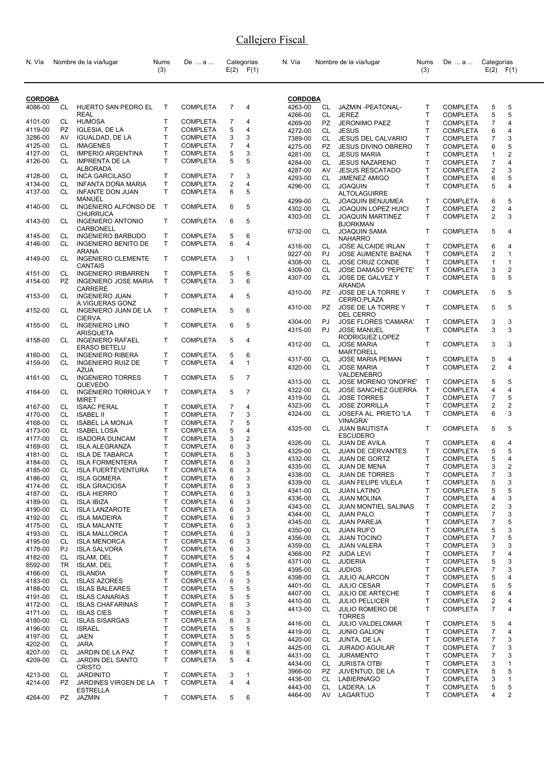# Callejero Fiscal

| N. Vía | | Nombre de la vía/lugar | Nums (3) | De ... a ... | Categorías E(2) | F(1) |
|---|---|---|---|---|---|---|
| **CORDOBA** | | | | | | |
| 4086-00 | CL | HUERTO SAN PEDRO EL REAL | T | COMPLETA | 7 | 4 |
| 4101-00 | CL | HUMOSA | T | COMPLETA | 7 | 4 |
| 4119-00 | PZ | IGLESIA, DE LA | T | COMPLETA | 5 | 4 |
| 3286-00 | AV | IGUALDAD, DE LA | T | COMPLETA | 3 | 3 |
| 4125-00 | CL | IMAGENES | T | COMPLETA | 7 | 4 |
| 4127-00 | CL | IMPERIO ARGENTINA | T | COMPLETA | 5 | 3 |
| 4126-00 | CL | IMPRENTA DE LA ALBORADA | T | COMPLETA | 5 | 5 |
| 4128-00 | CL | INCA GARCILASO | T | COMPLETA | 7 | 3 |
| 4134-00 | CL | INFANTA DOÑA MARIA | T | COMPLETA | 2 | 4 |
| 4137-00 | CL | INFANTE DON JUAN MANUEL | T | COMPLETA | 6 | 5 |
| 4140-00 | CL | INGENIERO ALFONSO DE CHURRUCA | T | COMPLETA | 6 | 5 |
| 4143-00 | CL | INGENIERO ANTONIO CARBONELL | T | COMPLETA | 6 | 5 |
| 4145-00 | CL | INGENIERO BARBUDO | T | COMPLETA | 5 | 6 |
| 4146-00 | CL | INGENIERO BENITO DE ARANA | T | COMPLETA | 6 | 4 |
| 4149-00 | CL | INGENIERO CLEMENTE CANTAIS | T | COMPLETA | 3 | 1 |
| 4151-00 | CL | INGENIERO IRIBARREN | T | COMPLETA | 5 | 6 |
| 4154-00 | PZ | INGENIERO JOSE MARIA CARRERE | T | COMPLETA | 3 | 6 |
| 4153-00 | CL | INGENIERO JUAN A.VIGUERAS GONZ | T | COMPLETA | 4 | 5 |
| 4152-00 | CL | INGENIERO JUAN DE LA CIERVA | T | COMPLETA | 5 | 6 |
| 4155-00 | CL | INGENIERO LINO ARISQUETA | T | COMPLETA | 6 | 5 |
| 4158-00 | CL | INGENIERO RAFAEL ERASO BETELU | T | COMPLETA | 5 | 4 |
| 4160-00 | CL | INGENIERO RIBERA | T | COMPLETA | 5 | 6 |
| 4159-00 | CL | INGENIERO RUIZ DE AZUA | T | COMPLETA | 4 | 1 |
| 4161-00 | CL | INGENIERO TORRES QUEVEDO | T | COMPLETA | 5 | 7 |
| 4164-00 | CL | INGENIERO TORROJA Y MIRET | T | COMPLETA | 5 | 7 |
| 4167-00 | CL | ISAAC PERAL | T | COMPLETA | 7 | 4 |
| 4170-00 | CL | ISABEL II | T | COMPLETA | 7 | 3 |
| 4168-00 | CL | ISABEL LA MONJA | T | COMPLETA | 7 | 5 |
| 4173-00 | CL | ISABEL LOSA | T | COMPLETA | 5 | 4 |
| 4177-00 | CL | ISADORA DUNCAM | T | COMPLETA | 3 | 2 |
| 4169-00 | CL | ISLA ALEGRANZA | T | COMPLETA | 6 | 3 |
| 4181-00 | CL | ISLA DE TABARCA | T | COMPLETA | 6 | 3 |
| 4184-00 | CL | ISLA FORMENTERA | T | COMPLETA | 6 | 3 |
| 4185-00 | CL | ISLA FUERTEVENTURA | T | COMPLETA | 6 | 3 |
| 4186-00 | CL | ISLA GOMERA | T | COMPLETA | 6 | 3 |
| 4174-00 | CL | ISLA GRACIOSA | T | COMPLETA | 6 | 3 |
| 4187-00 | CL | ISLA HIERRO | T | COMPLETA | 6 | 3 |
| 4189-00 | CL | ISLA IBIZA | T | COMPLETA | 6 | 3 |
| 4190-00 | CL | ISLA LANZAROTE | T | COMPLETA | 6 | 3 |
| 4192-00 | CL | ISLA MADEIRA | T | COMPLETA | 6 | 3 |
| 4175-00 | CL | ISLA MALANTE | T | COMPLETA | 6 | 3 |
| 4193-00 | CL | ISLA MALLORCA | T | COMPLETA | 6 | 3 |
| 4195-00 | CL | ISLA MENORCA | T | COMPLETA | 6 | 3 |
| 4178-00 | PJ | ISLA SALVORA | T | COMPLETA | 6 | 3 |
| 4182-00 | CL | ISLAM, DEL | T | COMPLETA | 5 | 4 |
| 8592-00 | TR | ISLAM, DEL | T | COMPLETA | 6 | 5 |
| 4166-00 | CL | ISLANDIA | T | COMPLETA | 5 | 5 |
| 4183-00 | CL | ISLAS AZORES | T | COMPLETA | 6 | 3 |
| 4188-00 | CL | ISLAS BALEARES | T | COMPLETA | 5 | 5 |
| 4191-00 | CL | ISLAS CANARIAS | T | COMPLETA | 5 | 5 |
| 4172-00 | CL | ISLAS CHAFARINAS | T | COMPLETA | 6 | 3 |
| 4171-00 | CL | ISLAS CIES | T | COMPLETA | 6 | 3 |
| 4180-00 | CL | ISLAS SISARGAS | T | COMPLETA | 6 | 3 |
| 4196-00 | CL | ISRAEL | T | COMPLETA | 5 | 5 |
| 4197-00 | CL | JAEN | T | COMPLETA | 5 | 5 |
| 4202-00 | CL | JARA | T | COMPLETA | 3 | 1 |
| 4207-00 | CL | JARDIN DE LA PAZ | T | COMPLETA | 6 | 6 |
| 4209-00 | CL | JARDIN DEL SANTO CRISTO | T | COMPLETA | 5 | 4 |
| 4213-00 | CL | JARDINITO | T | COMPLETA | 3 | 1 |
| 4214-00 | PZ | JARDINES VIRGEN DE LA ESTRELLA | T | COMPLETA | 4 | 4 |
| 4264-00 | PZ | JAZMIN | T | COMPLETA | 5 | 6 |
| **CORDOBA** | | | | | | |
| 4263-00 | CL | JAZMIN -PEATONAL- | T | COMPLETA | 5 | 5 |
| 4266-00 | CL | JEREZ | T | COMPLETA | 5 | 5 |
| 4269-00 | PZ | JERONIMO PAEZ | T | COMPLETA | 7 | 4 |
| 4272-00 | CL | JESUS | T | COMPLETA | 6 | 4 |
| 7389-00 | CL | JESUS DEL CALVARIO | T | COMPLETA | 7 | 3 |
| 4275-00 | PZ | JESUS DIVINO OBRERO | T | COMPLETA | 6 | 5 |
| 4281-00 | CL | JESUS MARIA | T | COMPLETA | 1 | 2 |
| 4284-00 | CL | JESUS NAZARENO | T | COMPLETA | 7 | 4 |
| 4287-00 | AV | JESUS RESCATADO | T | COMPLETA | 2 | 3 |
| 4293-00 | CL | JIMENEZ AMIGO | T | COMPLETA | 6 | 5 |
| 4296-00 | CL | JOAQUIN ALTOLAGUIRRE | T | COMPLETA | 5 | 4 |
| 4299-00 | CL | JOAQUIN BENJUMEA | T | COMPLETA | 6 | 5 |
| 4302-00 | CL | JOAQUIN LOPEZ HUICI | T | COMPLETA | 2 | 4 |
| 4303-00 | CL | JOAQUIN MARTINEZ BJORKMAN | T | COMPLETA | 2 | 3 |
| 6732-00 | CL | JOAQUIN SAMA NAHARRO | T | COMPLETA | 5 | 4 |
| 4316-00 | CL | JOSE ALCAIDE IRLAN | T | COMPLETA | 6 | 4 |
| 9227-00 | PJ | JOSE AUMENTE BAENA | T | COMPLETA | 2 | 1 |
| 4308-00 | CL | JOSE CRUZ CONDE | T | COMPLETA | 1 | 1 |
| 4309-00 | CL | JOSE DAMASO 'PEPETE' | T | COMPLETA | 3 | 2 |
| 4307-00 | CL | JOSE DE GALVEZ Y ARANDA | T | COMPLETA | 5 | 5 |
| 4310-00 | PZ | JOSE DE LA TORRE Y CERRO,PLAZA | T | COMPLETA | 5 | 5 |
| 4310-00 | PZ | JOSE DE LA TORRE Y DEL CERRO | T | COMPLETA | 5 | 5 |
| 4304-00 | PJ | JOSE FLORES 'CAMARA' | T | COMPLETA | 3 | 3 |
| 4315-00 | PJ | JOSE MANUEL RODRIGUEZ LOPEZ | T | COMPLETA | 3 | 3 |
| 4312-00 | CL | JOSE MARIA MARTORELL | T | COMPLETA | 3 | 3 |
| 4317-00 | CL | JOSE MARIA PEMAN | T | COMPLETA | 5 | 4 |
| 4320-00 | CL | JOSE MARIA VALDENEBRO | T | COMPLETA | 2 | 4 |
| 4313-00 | CL | JOSE MORENO 'ONOFRE' | T | COMPLETA | 5 | 5 |
| 4322-00 | CL | JOSE SANCHEZ GUERRA | T | COMPLETA | 4 | 4 |
| 4319-00 | CL | JOSE TORRES | T | COMPLETA | 7 | 5 |
| 4323-00 | CL | JOSE ZORRILLA | T | COMPLETA | 2 | 2 |
| 4324-00 | CL | JOSEFA AL. PRIETO 'LA VINAGRA' | T | COMPLETA | 6 | 3 |
| 4325-00 | CL | JUAN BAUTISTA ESCUDERO | T | COMPLETA | 5 | 5 |
| 4326-00 | CL | JUAN DE AVILA | T | COMPLETA | 6 | 4 |
| 4329-00 | CL | JUAN DE CERVANTES | T | COMPLETA | 5 | 5 |
| 4332-00 | CL | JUAN DE GORTZ | T | COMPLETA | 5 | 4 |
| 4335-00 | CL | JUAN DE MENA | T | COMPLETA | 3 | 2 |
| 4338-00 | CL | JUAN DE TORRES | T | COMPLETA | 7 | 3 |
| 4339-00 | CL | JUAN FELIPE VILELA | T | COMPLETA | 5 | 3 |
| 4341-00 | CL | JUAN LATINO | T | COMPLETA | 5 | 5 |
| 4336-00 | CL | JUAN MOLINA | T | COMPLETA | 4 | 3 |
| 4343-00 | CL | JUAN MONTIEL SALINAS | T | COMPLETA | 2 | 3 |
| 4344-00 | CL | JUAN PALO | T | COMPLETA | 7 | 3 |
| 4345-00 | CL | JUAN PAREJA | T | COMPLETA | 7 | 5 |
| 4350-00 | CL | JUAN RUFO | T | COMPLETA | 5 | 3 |
| 4356-00 | CL | JUAN TOCINO | T | COMPLETA | 7 | 5 |
| 4359-00 | CL | JUAN VALERA | T | COMPLETA | 3 | 3 |
| 4368-00 | PZ | JUDA LEVI | T | COMPLETA | 7 | 4 |
| 4371-00 | CL | JUDERIA | T | COMPLETA | 5 | 3 |
| 4395-00 | CL | JUDIOS | T | COMPLETA | 7 | 3 |
| 4398-00 | CL | JULIO ALARCON | T | COMPLETA | 5 | 4 |
| 4401-00 | CL | JULIO CESAR | T | COMPLETA | 5 | 5 |
| 4407-00 | CL | JULIO DE ARTECHE | T | COMPLETA | 6 | 4 |
| 4410-00 | CL | JULIO PELLICER | T | COMPLETA | 2 | 4 |
| 4413-00 | CL | JULIO ROMERO DE TORRES | T | COMPLETA | 7 | 4 |
| 4416-00 | CL | JULIO VALDELOMAR | T | COMPLETA | 5 | 4 |
| 4419-00 | CL | JUNIO GALION | T | COMPLETA | 7 | 4 |
| 4420-00 | CL | JUNTA, DE LA | T | COMPLETA | 7 | 3 |
| 4425-00 | CL | JURADO AGUILAR | T | COMPLETA | 7 | 3 |
| 4431-00 | CL | JURAMENTO | T | COMPLETA | 7 | 3 |
| 4434-00 | CL | JURISTA OTBI | T | COMPLETA | 3 | 1 |
| 3966-00 | PZ | JUVENTUD, DE LA | T | COMPLETA | 5 | 5 |
| 4436-00 | CL | LABIERNAGO | T | COMPLETA | 3 | 1 |
| 4443-00 | CL | LADERA, LA | T | COMPLETA | 5 | 5 |
| 4464-00 | AV | LAGARTIJO | T | COMPLETA | 4 | 2 |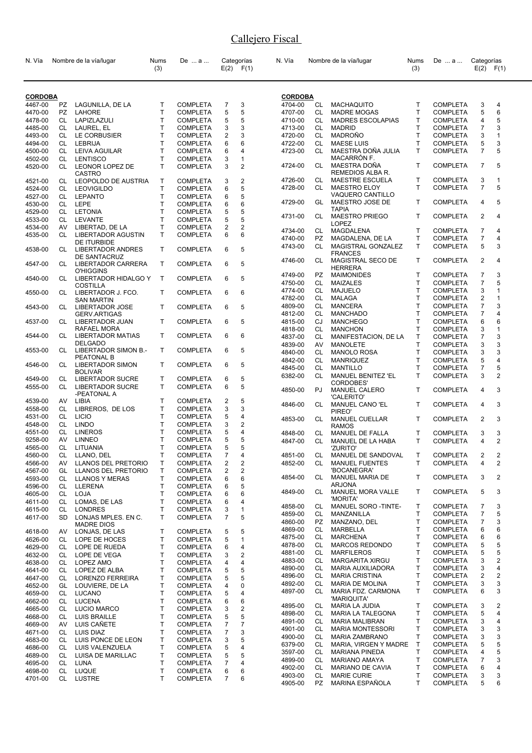# Callejero Fiscal

| N. Vía | | Nombre de la vía/lugar | Nums (3) | De ... a ... | Categorías E(2) | F(1) |
|---|---|---|---|---|---|---|
| **CORDOBA** | | | | | | |
| 4467-00 | PZ | LAGUNILLA, DE LA | T | COMPLETA | 7 | 3 |
| 4470-00 | PZ | LAHORE | T | COMPLETA | 5 | 5 |
| 4478-00 | CL | LAPIZLAZULI | T | COMPLETA | 5 | 5 |
| 4485-00 | CL | LAUREL, EL | T | COMPLETA | 3 | 3 |
| 4493-00 | CL | LE CORBUSIER | T | COMPLETA | 2 | 3 |
| 4494-00 | CL | LEBRIJA | T | COMPLETA | 6 | 6 |
| 4500-00 | CL | LEIVA AGUILAR | T | COMPLETA | 6 | 4 |
| 4502-00 | CL | LENTISCO | T | COMPLETA | 3 | 1 |
| 4520-00 | CL | LEONOR LOPEZ DE CASTRO | T | COMPLETA | 3 | 2 |
| 4521-00 | CL | LEOPOLDO DE AUSTRIA | T | COMPLETA | 3 | 2 |
| 4524-00 | CL | LEOVIGILDO | T | COMPLETA | 6 | 5 |
| 4527-00 | CL | LEPANTO | T | COMPLETA | 6 | 5 |
| 4530-00 | CL | LEPE | T | COMPLETA | 6 | 6 |
| 4529-00 | CL | LETONIA | T | COMPLETA | 5 | 5 |
| 4533-00 | CL | LEVANTE | T | COMPLETA | 5 | 5 |
| 4534-00 | AV | LIBERTAD, DE LA | T | COMPLETA | 2 | 2 |
| 4535-00 | CL | LIBERTADOR AGUSTIN DE ITURBIDE | T | COMPLETA | 6 | 6 |
| 4538-00 | CL | LIBERTADOR ANDRES DE SANTACRUZ | T | COMPLETA | 6 | 5 |
| 4547-00 | CL | LIBERTADOR CARRERA O'HIGGINS | T | COMPLETA | 6 | 5 |
| 4540-00 | CL | LIBERTADOR HIDALGO Y COSTILLA | T | COMPLETA | 6 | 5 |
| 4550-00 | CL | LIBERTADOR J. FCO. SAN MARTIN | T | COMPLETA | 6 | 6 |
| 4543-00 | CL | LIBERTADOR JOSE GERV.ARTIGAS | T | COMPLETA | 6 | 5 |
| 4537-00 | CL | LIBERTADOR JUAN RAFAEL MORA | T | COMPLETA | 6 | 5 |
| 4544-00 | CL | LIBERTADOR MATIAS DELGADO | T | COMPLETA | 6 | 6 |
| 4553-00 | CL | LIBERTADOR SIMON B.-PEATONAL B | T | COMPLETA | 6 | 5 |
| 4546-00 | CL | LIBERTADOR SIMON BOLIVAR | T | COMPLETA | 6 | 5 |
| 4549-00 | CL | LIBERTADOR SUCRE | T | COMPLETA | 6 | 5 |
| 4555-00 | CL | LIBERTADOR SUCRE -PEATONAL A | T | COMPLETA | 6 | 5 |
| 4539-00 | AV | LIBIA | T | COMPLETA | 2 | 5 |
| 4558-00 | CL | LIBREROS, DE LOS | T | COMPLETA | 3 | 3 |
| 4531-00 | CL | LICIO | T | COMPLETA | 5 | 4 |
| 4548-00 | CL | LINDO | T | COMPLETA | 3 | 2 |
| 4551-00 | CL | LINEROS | T | COMPLETA | 5 | 4 |
| 9258-00 | AV | LINNEO | T | COMPLETA | 5 | 5 |
| 4565-00 | CL | LITUANIA | T | COMPLETA | 5 | 5 |
| 4560-00 | CL | LLANO, DEL | T | COMPLETA | 7 | 4 |
| 4566-00 | AV | LLANOS DEL PRETORIO | T | COMPLETA | 2 | 2 |
| 4567-00 | GL | LLANOS DEL PRETORIO | T | COMPLETA | 2 | 2 |
| 4593-00 | CL | LLANOS Y MERAS | T | COMPLETA | 6 | 6 |
| 4596-00 | CL | LLERENA | T | COMPLETA | 6 | 5 |
| 4605-00 | CL | LOJA | T | COMPLETA | 6 | 6 |
| 4611-00 | CL | LOMAS, DE LAS | T | COMPLETA | 6 | 4 |
| 4615-00 | CL | LONDRES | T | COMPLETA | 3 | 1 |
| 4617-00 | SD | LONJAS MPLES. EN C. MADRE DIOS | T | COMPLETA | 7 | 5 |
| 4618-00 | AV | LONJAS, DE LAS | T | COMPLETA | 5 | 5 |
| 4626-00 | CL | LOPE DE HOCES | T | COMPLETA | 5 | 1 |
| 4629-00 | CL | LOPE DE RUEDA | T | COMPLETA | 6 | 4 |
| 4632-00 | CL | LOPE DE VEGA | T | COMPLETA | 3 | 2 |
| 4638-00 | CL | LOPEZ AMO | T | COMPLETA | 4 | 4 |
| 4641-00 | CL | LOPEZ DE ALBA | T | COMPLETA | 5 | 5 |
| 4647-00 | CL | LORENZO FERREIRA | T | COMPLETA | 5 | 5 |
| 4652-00 | GL | LOUVIERE, DE LA | T | COMPLETA | 4 | 0 |
| 4659-00 | CL | LUCANO | T | COMPLETA | 5 | 4 |
| 4662-00 | CL | LUCENA | T | COMPLETA | 6 | 6 |
| 4665-00 | CL | LUCIO MARCO | T | COMPLETA | 3 | 2 |
| 4668-00 | CL | LUIS BRAILLE | T | COMPLETA | 5 | 5 |
| 4669-00 | AV | LUIS CAÑETE | T | COMPLETA | 7 | 7 |
| 4671-00 | CL | LUIS DIAZ | T | COMPLETA | 7 | 3 |
| 4683-00 | CL | LUIS PONCE DE LEON | T | COMPLETA | 3 | 5 |
| 4686-00 | CL | LUIS VALENZUELA | T | COMPLETA | 5 | 4 |
| 4689-00 | CL | LUISA DE MARILLAC | T | COMPLETA | 5 | 5 |
| 4695-00 | CL | LUNA | T | COMPLETA | 7 | 4 |
| 4698-00 | CL | LUQUE | T | COMPLETA | 6 | 6 |
| 4701-00 | CL | LUSTRE | T | COMPLETA | 7 | 6 |
| **CORDOBA** | | | | | | |
| 4704-00 | CL | MACHAQUITO | T | COMPLETA | 3 | 4 |
| 4707-00 | CL | MADRE MOGAS | T | COMPLETA | 5 | 6 |
| 4710-00 | CL | MADRES ESCOLAPIAS | T | COMPLETA | 4 | 5 |
| 4713-00 | CL | MADRID | T | COMPLETA | 7 | 3 |
| 4720-00 | CL | MADROÑO | T | COMPLETA | 3 | 1 |
| 4722-00 | CL | MAESE LUIS | T | COMPLETA | 5 | 3 |
| 4723-00 | CL | MAESTRA DOÑA JULIA MACARRÓN F. | T | COMPLETA | 7 | 5 |
| 4724-00 | CL | MAESTRA DOÑA REMEDIOS ALBA R. | T | COMPLETA | 7 | 5 |
| 4726-00 | CL | MAESTRE ESCUELA | T | COMPLETA | 3 | 1 |
| 4728-00 | CL | MAESTRO ELOY VAQUERO CANTILLO | T | COMPLETA | 7 | 5 |
| 4729-00 | GL | MAESTRO JOSE DE TAPIA | T | COMPLETA | 4 | 5 |
| 4731-00 | CL | MAESTRO PRIEGO LOPEZ | T | COMPLETA | 2 | 4 |
| 4734-00 | CL | MAGDALENA | T | COMPLETA | 7 | 4 |
| 4740-00 | PZ | MAGDALENA, DE LA | T | COMPLETA | 7 | 4 |
| 4743-00 | CL | MAGISTRAL GONZALEZ FRANCES | T | COMPLETA | 5 | 3 |
| 4746-00 | CL | MAGISTRAL SECO DE HERRERA | T | COMPLETA | 2 | 4 |
| 4749-00 | PZ | MAIMONIDES | T | COMPLETA | 7 | 3 |
| 4750-00 | CL | MAIZALES | T | COMPLETA | 7 | 5 |
| 4774-00 | CL | MAJUELO | T | COMPLETA | 3 | 1 |
| 4782-00 | CL | MALAGA | T | COMPLETA | 2 | 1 |
| 4809-00 | CL | MANCERA | T | COMPLETA | 7 | 3 |
| 4812-00 | CL | MANCHADO | T | COMPLETA | 7 | 4 |
| 4815-00 | CJ | MANCHEGO | T | COMPLETA | 6 | 6 |
| 4818-00 | CL | MANCHON | T | COMPLETA | 3 | 1 |
| 4837-00 | CL | MANIFESTACION, DE LA | T | COMPLETA | 7 | 3 |
| 4839-00 | AV | MANOLETE | T | COMPLETA | 3 | 3 |
| 4840-00 | CL | MANOLO ROSA | T | COMPLETA | 3 | 3 |
| 4842-00 | CL | MANRIQUEZ | T | COMPLETA | 5 | 4 |
| 4845-00 | CL | MANTILLO | T | COMPLETA | 7 | 5 |
| 6382-00 | CL | MANUEL BENITEZ 'EL CORDOBES' | T | COMPLETA | 3 | 2 |
| 4850-00 | PJ | MANUEL CALERO 'CALERITO' | T | COMPLETA | 4 | 3 |
| 4846-00 | CL | MANUEL CANO 'EL PIREO' | T | COMPLETA | 4 | 3 |
| 4853-00 | CL | MANUEL CUELLAR RAMOS | T | COMPLETA | 2 | 3 |
| 4848-00 | CL | MANUEL DE FALLA | T | COMPLETA | 3 | 3 |
| 4847-00 | CL | MANUEL DE LA HABA 'ZURITO' | T | COMPLETA | 4 | 2 |
| 4851-00 | CL | MANUEL DE SANDOVAL | T | COMPLETA | 2 | 2 |
| 4852-00 | CL | MANUEL FUENTES 'BOCANEGRA' | T | COMPLETA | 4 | 2 |
| 4854-00 | CL | MANUEL MARIA DE ARJONA | T | COMPLETA | 3 | 2 |
| 4849-00 | CL | MANUEL MORA VALLE 'MORITA' | T | COMPLETA | 5 | 3 |
| 4858-00 | CL | MANUEL SORO -TINTE- | T | COMPLETA | 7 | 3 |
| 4859-00 | CL | MANZANILLA | T | COMPLETA | 7 | 5 |
| 4860-00 | PZ | MANZANO, DEL | T | COMPLETA | 7 | 3 |
| 4869-00 | CL | MARBELLA | T | COMPLETA | 6 | 6 |
| 4875-00 | CL | MARCHENA | T | COMPLETA | 6 | 6 |
| 4878-00 | CL | MARCOS REDONDO | T | COMPLETA | 5 | 5 |
| 4881-00 | CL | MARFILEROS | T | COMPLETA | 5 | 5 |
| 4883-00 | CL | MARGARITA XIRGU | T | COMPLETA | 3 | 2 |
| 4890-00 | CL | MARIA AUXILIADORA | T | COMPLETA | 3 | 4 |
| 4896-00 | CL | MARIA CRISTINA | T | COMPLETA | 2 | 2 |
| 4892-00 | CL | MARIA DE MOLINA | T | COMPLETA | 3 | 3 |
| 4897-00 | CL | MARIA FDZ. CARMONA 'MARIQUITA' | T | COMPLETA | 6 | 3 |
| 4895-00 | CL | MARIA LA JUDIA | T | COMPLETA | 3 | 2 |
| 4898-00 | CL | MARIA LA TALEGONA | T | COMPLETA | 5 | 4 |
| 4891-00 | CL | MARIA MALIBRAN | T | COMPLETA | 3 | 4 |
| 4901-00 | CL | MARIA MONTESSORI | T | COMPLETA | 3 | 3 |
| 4900-00 | CL | MARIA ZAMBRANO | T | COMPLETA | 3 | 3 |
| 6379-00 | CL | MARIA, VIRGEN Y MADRE | T | COMPLETA | 5 | 5 |
| 3597-00 | CL | MARIANA PINEDA | T | COMPLETA | 4 | 5 |
| 4899-00 | CL | MARIANO AMAYA | T | COMPLETA | 7 | 3 |
| 4902-00 | CL | MARIANO DE CAVIA | T | COMPLETA | 6 | 4 |
| 4903-00 | CL | MARIE CURIE | T | COMPLETA | 3 | 3 |
| 4905-00 | PZ | MARINA ESPAÑOLA | T | COMPLETA | 5 | 6 |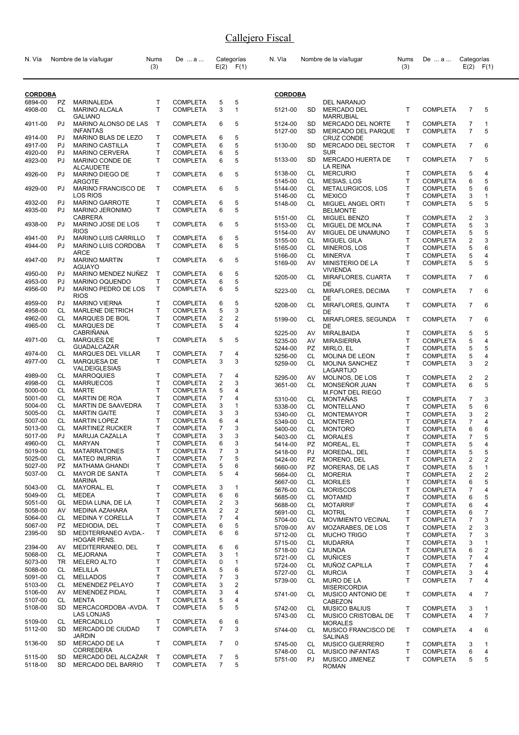# Callejero Fiscal

## CORDOBA

| N. Vía | | Nombre de la vía/lugar | Nums (3) | De ... a ... | Categorías E(2) | F(1) |
|---|---|---|---|---|---|---|
| 6894-00 | PZ | MARINALEDA | T | COMPLETA | 5 | 5 |
| 4908-00 | CL | MARINO ALCALA GALIANO | T | COMPLETA | 3 | 1 |
| 4911-00 | PJ | MARINO ALONSO DE LAS INFANTAS | T | COMPLETA | 6 | 5 |
| 4914-00 | PJ | MARINO BLAS DE LEZO | T | COMPLETA | 6 | 5 |
| 4917-00 | PJ | MARINO CASTILLA | T | COMPLETA | 6 | 5 |
| 4920-00 | PJ | MARINO CERVERA | T | COMPLETA | 6 | 5 |
| 4923-00 | PJ | MARINO CONDE DE ALCAUDETE | T | COMPLETA | 6 | 5 |
| 4926-00 | PJ | MARINO DIEGO DE ARGOTE | T | COMPLETA | 6 | 5 |
| 4929-00 | PJ | MARINO FRANCISCO DE LOS RIOS | T | COMPLETA | 6 | 5 |
| 4932-00 | PJ | MARINO GARROTE | T | COMPLETA | 6 | 5 |
| 4935-00 | PJ | MARINO JERONIMO CABRERA | T | COMPLETA | 6 | 5 |
| 4938-00 | PJ | MARINO JOSE DE LOS RIOS | T | COMPLETA | 6 | 5 |
| 4941-00 | PJ | MARINO LUIS CARRILLO | T | COMPLETA | 6 | 5 |
| 4944-00 | PJ | MARINO LUIS CORDOBA ARCE | T | COMPLETA | 6 | 5 |
| 4947-00 | PJ | MARINO MARTIN AGUAYO | T | COMPLETA | 6 | 5 |
| 4950-00 | PJ | MARINO MENDEZ NUÑEZ | T | COMPLETA | 6 | 5 |
| 4953-00 | PJ | MARINO OQUENDO | T | COMPLETA | 6 | 5 |
| 4956-00 | PJ | MARINO PEDRO DE LOS RIOS | T | COMPLETA | 6 | 5 |
| 4959-00 | PJ | MARINO VIERNA | T | COMPLETA | 6 | 5 |
| 4958-00 | CL | MARLENE DIETRICH | T | COMPLETA | 5 | 3 |
| 4962-00 | CL | MARQUES DE BOIL | T | COMPLETA | 2 | 2 |
| 4965-00 | CL | MARQUES DE CABRIÑANA | T | COMPLETA | 5 | 4 |
| 4971-00 | CL | MARQUES DE GUADALCAZAR | T | COMPLETA | 5 | 5 |
| 4974-00 | CL | MARQUES DEL VILLAR | T | COMPLETA | 7 | 4 |
| 4977-00 | CL | MARQUESA DE VALDEIGLESIAS | T | COMPLETA | 3 | 3 |
| 4989-00 | CL | MARROQUIES | T | COMPLETA | 7 | 4 |
| 4998-00 | CL | MARRUECOS | T | COMPLETA | 2 | 3 |
| 5000-00 | CL | MARTE | T | COMPLETA | 5 | 4 |
| 5001-00 | CL | MARTIN DE ROA | T | COMPLETA | 7 | 4 |
| 5004-00 | CL | MARTIN DE SAAVEDRA | T | COMPLETA | 3 | 1 |
| 5005-00 | CL | MARTIN GAITE | T | COMPLETA | 3 | 3 |
| 5007-00 | CL | MARTIN LOPEZ | T | COMPLETA | 6 | 4 |
| 5013-00 | CL | MARTINEZ RUCKER | T | COMPLETA | 7 | 3 |
| 5017-00 | PJ | MARUJA CAZALLA | T | COMPLETA | 3 | 3 |
| 4960-00 | CL | MARYAN | T | COMPLETA | 6 | 3 |
| 5019-00 | CL | MATARRATONES | T | COMPLETA | 7 | 3 |
| 5025-00 | CL | MATEO INURRIA | T | COMPLETA | 7 | 5 |
| 5027-00 | PZ | MATHAMA GHANDI | T | COMPLETA | 5 | 6 |
| 5037-00 | CL | MAYOR DE SANTA MARINA | T | COMPLETA | 5 | 4 |
| 5043-00 | CL | MAYORAL, EL | T | COMPLETA | 3 | 1 |
| 5049-00 | CL | MEDEA | T | COMPLETA | 6 | 6 |
| 5051-00 | GL | MEDIA LUNA, DE LA | T | COMPLETA | 2 | 3 |
| 5058-00 | AV | MEDINA AZAHARA | T | COMPLETA | 2 | 2 |
| 5064-00 | CL | MEDINA Y CORELLA | T | COMPLETA | 7 | 4 |
| 5067-00 | PZ | MEDIODIA, DEL | T | COMPLETA | 6 | 5 |
| 2395-00 | SD | MEDITERRANEO AVDA.-HOGAR PENS. | T | COMPLETA | 6 | 6 |
| 2394-00 | AV | MEDITERRANEO, DEL | T | COMPLETA | 6 | 6 |
| 5068-00 | CL | MEJORANA | T | COMPLETA | 3 | 1 |
| 5073-00 | TR | MELERO ALTO | T | COMPLETA | 0 | 1 |
| 5088-00 | CL | MELILLA | T | COMPLETA | 5 | 6 |
| 5091-00 | CL | MELLADOS | T | COMPLETA | 7 | 3 |
| 5103-00 | CL | MENENDEZ PELAYO | T | COMPLETA | 3 | 2 |
| 5106-00 | AV | MENENDEZ PIDAL | T | COMPLETA | 3 | 4 |
| 5107-00 | CL | MENTA | T | COMPLETA | 5 | 4 |
| 5108-00 | SD | MERCACORDOBA -AVDA. LAS LONJAS | T | COMPLETA | 5 | 5 |
| 5109-00 | CL | MERCADILLO | T | COMPLETA | 6 | 6 |
| 5112-00 | SD | MERCADO DE CIUDAD JARDIN | T | COMPLETA | 7 | 3 |
| 5136-00 | SD | MERCADO DE LA CORREDERA | T | COMPLETA | 7 | 0 |
| 5115-00 | SD | MERCADO DEL ALCAZAR | T | COMPLETA | 7 | 5 |
| 5118-00 | SD | MERCADO DEL BARRIO DEL NARANJO | T | COMPLETA | 7 | 5 |
| 5121-00 | SD | MERCADO DEL MARRUBIAL | T | COMPLETA | 7 | 5 |
| 5124-00 | SD | MERCADO DEL NORTE | T | COMPLETA | 7 | 1 |
| 5127-00 | SD | MERCADO DEL PARQUE CRUZ CONDE | T | COMPLETA | 7 | 5 |
| 5130-00 | SD | MERCADO DEL SECTOR SUR | T | COMPLETA | 7 | 6 |
| 5133-00 | SD | MERCADO HUERTA DE LA REINA | T | COMPLETA | 7 | 5 |
| 5138-00 | CL | MERCURIO | T | COMPLETA | 5 | 4 |
| 5145-00 | CL | MESIAS, LOS | T | COMPLETA | 6 | 5 |
| 5144-00 | CL | METALURGICOS, LOS | T | COMPLETA | 5 | 6 |
| 5146-00 | CL | MEXICO | T | COMPLETA | 3 | 1 |
| 5148-00 | CL | MIGUEL ANGEL ORTI BELMONTE | T | COMPLETA | 5 | 5 |
| 5151-00 | CL | MIGUEL BENZO | T | COMPLETA | 2 | 3 |
| 5153-00 | CL | MIGUEL DE MOLINA | T | COMPLETA | 5 | 3 |
| 5154-00 | AV | MIGUEL DE UNAMUNO | T | COMPLETA | 5 | 5 |
| 5155-00 | CL | MIGUEL GILA | T | COMPLETA | 2 | 3 |
| 5165-00 | CL | MINEROS, LOS | T | COMPLETA | 5 | 6 |
| 5166-00 | CL | MINERVA | T | COMPLETA | 5 | 4 |
| 5169-00 | AV | MINISTERIO DE LA VIVIENDA | T | COMPLETA | 5 | 5 |
| 5205-00 | CL | MIRAFLORES, CUARTA DE | T | COMPLETA | 7 | 6 |
| 5223-00 | CL | MIRAFLORES, DECIMA DE | T | COMPLETA | 7 | 6 |
| 5208-00 | CL | MIRAFLORES, QUINTA DE | T | COMPLETA | 7 | 6 |
| 5199-00 | CL | MIRAFLORES, SEGUNDA DE | T | COMPLETA | 7 | 6 |
| 5225-00 | AV | MIRALBAIDA | T | COMPLETA | 5 | 5 |
| 5235-00 | AV | MIRASIERRA | T | COMPLETA | 5 | 4 |
| 5244-00 | PZ | MIRLO, EL | T | COMPLETA | 5 | 5 |
| 5256-00 | CL | MOLINA DE LEON | T | COMPLETA | 5 | 4 |
| 5259-00 | CL | MOLINA SANCHEZ LAGARTIJO | T | COMPLETA | 3 | 2 |
| 5295-00 | AV | MOLINOS, DE LOS | T | COMPLETA | 2 | 2 |
| 3651-00 | CL | MONSEÑOR JUAN M.FONT DEL RIEGO | T | COMPLETA | 6 | 5 |
| 5310-00 | CL | MONTAÑAS | T | COMPLETA | 7 | 3 |
| 5338-00 | CL | MONTELLANO | T | COMPLETA | 5 | 6 |
| 5340-00 | CL | MONTEMAYOR | T | COMPLETA | 3 | 2 |
| 5349-00 | CL | MONTERO | T | COMPLETA | 7 | 4 |
| 5400-00 | CL | MONTORO | T | COMPLETA | 6 | 6 |
| 5403-00 | CL | MORALES | T | COMPLETA | 7 | 5 |
| 5414-00 | PZ | MOREAL, EL | T | COMPLETA | 5 | 4 |
| 5418-00 | PJ | MOREDAL, DEL | T | COMPLETA | 5 | 5 |
| 5424-00 | PZ | MORENO, DEL | T | COMPLETA | 2 | 2 |
| 5660-00 | PZ | MORERAS, DE LAS | T | COMPLETA | 5 | 1 |
| 5664-00 | CL | MORERIA | T | COMPLETA | 2 | 2 |
| 5667-00 | CL | MORILES | T | COMPLETA | 6 | 5 |
| 5676-00 | CL | MORISCOS | T | COMPLETA | 7 | 4 |
| 5685-00 | CL | MOTAMID | T | COMPLETA | 6 | 5 |
| 5688-00 | CL | MOTARRIF | T | COMPLETA | 6 | 4 |
| 5691-00 | CL | MOTRIL | T | COMPLETA | 6 | 7 |
| 5704-00 | CL | MOVIMIENTO VECINAL | T | COMPLETA | 7 | 3 |
| 5709-00 | AV | MOZARABES, DE LOS | T | COMPLETA | 2 | 3 |
| 5712-00 | CL | MUCHO TRIGO | T | COMPLETA | 7 | 3 |
| 5715-00 | CL | MUDARRA | T | COMPLETA | 3 | 1 |
| 5718-00 | CJ | MUNDA | T | COMPLETA | 6 | 2 |
| 5721-00 | CL | MUÑICES | T | COMPLETA | 7 | 4 |
| 5724-00 | CL | MUÑOZ CAPILLA | T | COMPLETA | 7 | 4 |
| 5727-00 | CL | MURCIA | T | COMPLETA | 3 | 4 |
| 5739-00 | CL | MURO DE LA MISERICORDIA | T | COMPLETA | 7 | 4 |
| 5741-00 | CL | MUSICO ANTONIO DE CABEZON | T | COMPLETA | 4 | 7 |
| 5742-00 | CL | MUSICO BALIUS | T | COMPLETA | 3 | 1 |
| 5743-00 | CL | MUSICO CRISTOBAL DE MORALES | T | COMPLETA | 4 | 7 |
| 5744-00 | CL | MUSICO FRANCISCO DE SALINAS | T | COMPLETA | 4 | 6 |
| 5745-00 | CL | MUSICO GUERRERO | T | COMPLETA | 3 | 1 |
| 5748-00 | CL | MUSICO INFANTAS | T | COMPLETA | 6 | 4 |
| 5751-00 | PJ | MUSICO JIMENEZ ROMAN | T | COMPLETA | 5 | 5 |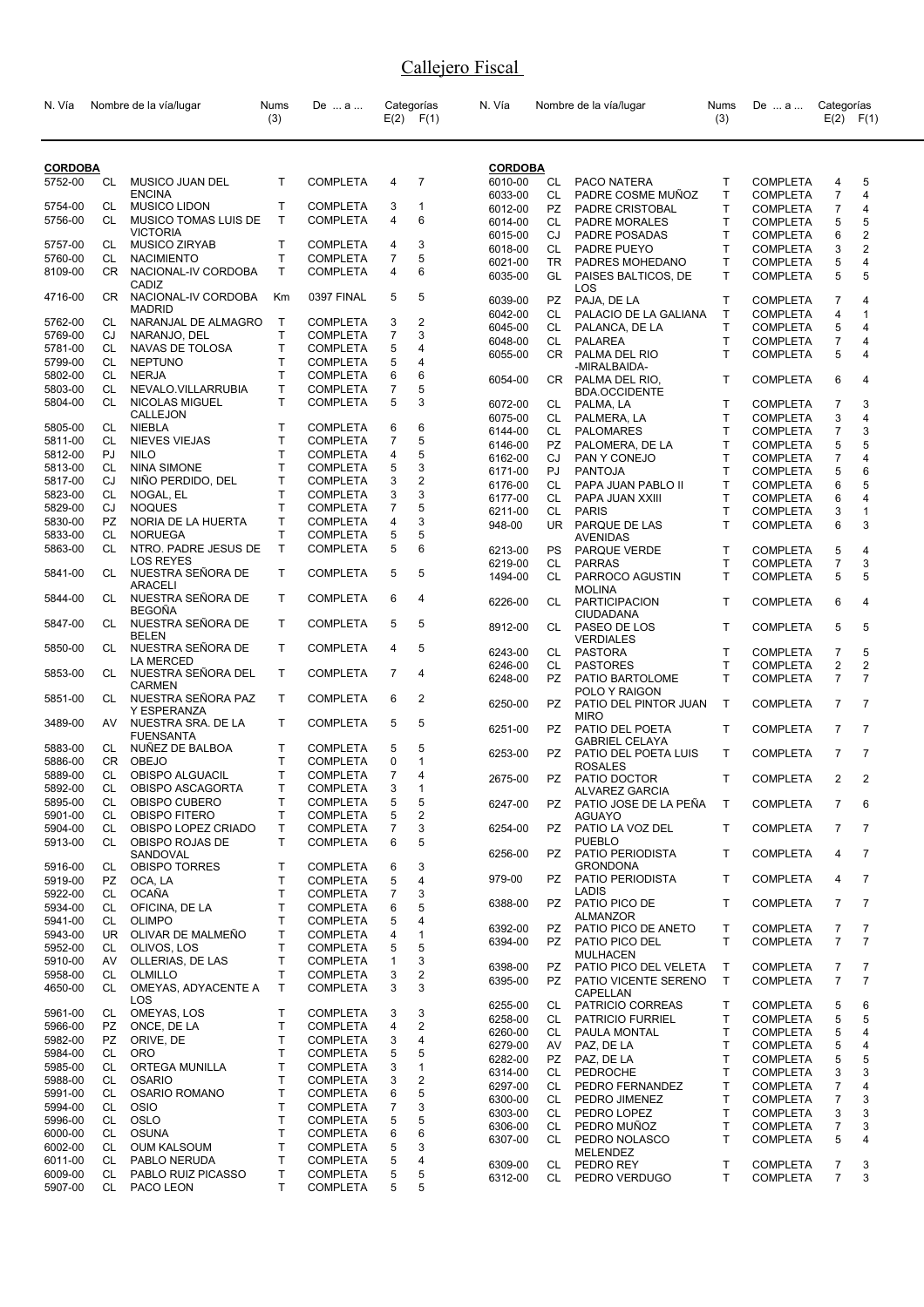# Callejero Fiscal

**CORDOBA**

| N. Vía | | Nombre de la vía/lugar | Nums (3) | De ... a ... | Categorías E(2) | Categorías F(1) |
|---|---|---|---|---|---|---|
| 5752-00 | CL | MUSICO JUAN DEL ENCINA | T | COMPLETA | 4 | 7 |
| 5754-00 | CL | MUSICO LIDON | T | COMPLETA | 3 | 1 |
| 5756-00 | CL | MUSICO TOMAS LUIS DE VICTORIA | T | COMPLETA | 4 | 6 |
| 5757-00 | CL | MUSICO ZIRYAB | T | COMPLETA | 4 | 3 |
| 5760-00 | CL | NACIMIENTO | T | COMPLETA | 7 | 5 |
| 8109-00 | CR | NACIONAL-IV CORDOBA CADIZ | T | COMPLETA | 4 | 6 |
| 4716-00 | CR | NACIONAL-IV CORDOBA MADRID | Km | 0397 FINAL | 5 | 5 |
| 5762-00 | CL | NARANJAL DE ALMAGRO | T | COMPLETA | 3 | 2 |
| 5769-00 | CJ | NARANJO, DEL | T | COMPLETA | 7 | 3 |
| 5781-00 | CL | NAVAS DE TOLOSA | T | COMPLETA | 5 | 4 |
| 5799-00 | CL | NEPTUNO | T | COMPLETA | 5 | 4 |
| 5802-00 | CL | NERJA | T | COMPLETA | 6 | 6 |
| 5803-00 | CL | NEVALO.VILLARRUBIA | T | COMPLETA | 7 | 5 |
| 5804-00 | CL | NICOLAS MIGUEL CALLEJON | T | COMPLETA | 5 | 3 |
| 5805-00 | CL | NIEBLA | T | COMPLETA | 6 | 6 |
| 5811-00 | CL | NIEVES VIEJAS | T | COMPLETA | 7 | 5 |
| 5812-00 | PJ | NILO | T | COMPLETA | 4 | 5 |
| 5813-00 | CL | NINA SIMONE | T | COMPLETA | 5 | 3 |
| 5817-00 | CJ | NIÑO PERDIDO, DEL | T | COMPLETA | 3 | 2 |
| 5823-00 | CL | NOGAL, EL | T | COMPLETA | 3 | 3 |
| 5829-00 | CJ | NOQUES | T | COMPLETA | 7 | 5 |
| 5830-00 | PZ | NORIA DE LA HUERTA | T | COMPLETA | 4 | 3 |
| 5833-00 | CL | NORUEGA | T | COMPLETA | 5 | 5 |
| 5863-00 | CL | NTRO. PADRE JESUS DE LOS REYES | T | COMPLETA | 5 | 6 |
| 5841-00 | CL | NUESTRA SEÑORA DE ARACELI | T | COMPLETA | 5 | 5 |
| 5844-00 | CL | NUESTRA SEÑORA DE BEGOÑA | T | COMPLETA | 6 | 4 |
| 5847-00 | CL | NUESTRA SEÑORA DE BELEN | T | COMPLETA | 5 | 5 |
| 5850-00 | CL | NUESTRA SEÑORA DE LA MERCED | T | COMPLETA | 4 | 5 |
| 5853-00 | CL | NUESTRA SEÑORA DEL CARMEN | T | COMPLETA | 7 | 4 |
| 5851-00 | CL | NUESTRA SEÑORA PAZ Y ESPERANZA | T | COMPLETA | 6 | 2 |
| 3489-00 | AV | NUESTRA SRA. DE LA FUENSANTA | T | COMPLETA | 5 | 5 |
| 5883-00 | CL | NUÑEZ DE BALBOA | T | COMPLETA | 5 | 5 |
| 5886-00 | CR | OBEJO | T | COMPLETA | 0 | 1 |
| 5889-00 | CL | OBISPO ALGUACIL | T | COMPLETA | 7 | 4 |
| 5892-00 | CL | OBISPO ASCAGORTA | T | COMPLETA | 3 | 1 |
| 5895-00 | CL | OBISPO CUBERO | T | COMPLETA | 5 | 5 |
| 5901-00 | CL | OBISPO FITERO | T | COMPLETA | 5 | 2 |
| 5904-00 | CL | OBISPO LOPEZ CRIADO | T | COMPLETA | 7 | 3 |
| 5913-00 | CL | OBISPO ROJAS DE SANDOVAL | T | COMPLETA | 6 | 5 |
| 5916-00 | CL | OBISPO TORRES | T | COMPLETA | 6 | 3 |
| 5919-00 | PZ | OCA, LA | T | COMPLETA | 5 | 4 |
| 5922-00 | CL | OCAÑA | T | COMPLETA | 7 | 3 |
| 5934-00 | CL | OFICINA, DE LA | T | COMPLETA | 6 | 5 |
| 5941-00 | CL | OLIMPO | T | COMPLETA | 5 | 4 |
| 5943-00 | UR | OLIVAR DE MALMEÑO | T | COMPLETA | 4 | 1 |
| 5952-00 | CL | OLIVOS, LOS | T | COMPLETA | 5 | 5 |
| 5910-00 | AV | OLLERIAS, DE LAS | T | COMPLETA | 1 | 3 |
| 5958-00 | CL | OLMILLO | T | COMPLETA | 3 | 2 |
| 4650-00 | CL | OMEYAS, ADYACENTE A LOS | T | COMPLETA | 3 | 3 |
| 5961-00 | CL | OMEYAS, LOS | T | COMPLETA | 3 | 3 |
| 5966-00 | PZ | ONCE, DE LA | T | COMPLETA | 4 | 2 |
| 5982-00 | PZ | ORIVE, DE | T | COMPLETA | 3 | 4 |
| 5984-00 | CL | ORO | T | COMPLETA | 5 | 5 |
| 5985-00 | CL | ORTEGA MUNILLA | T | COMPLETA | 3 | 1 |
| 5988-00 | CL | OSARIO | T | COMPLETA | 3 | 2 |
| 5991-00 | CL | OSARIO ROMANO | T | COMPLETA | 6 | 5 |
| 5994-00 | CL | OSIO | T | COMPLETA | 7 | 3 |
| 5996-00 | CL | OSLO | T | COMPLETA | 5 | 5 |
| 6000-00 | CL | OSUNA | T | COMPLETA | 6 | 6 |
| 6002-00 | CL | OUM KALSOUM | T | COMPLETA | 5 | 3 |
| 6011-00 | CL | PABLO NERUDA | T | COMPLETA | 5 | 4 |
| 6009-00 | CL | PABLO RUIZ PICASSO | T | COMPLETA | 5 | 5 |
| 5907-00 | CL | PACO LEON | T | COMPLETA | 5 | 5 |
| 6010-00 | CL | PACO NATERA | T | COMPLETA | 4 | 5 |
| 6033-00 | CL | PADRE COSME MUÑOZ | T | COMPLETA | 7 | 4 |
| 6012-00 | PZ | PADRE CRISTOBAL | T | COMPLETA | 7 | 4 |
| 6014-00 | CL | PADRE MORALES | T | COMPLETA | 5 | 5 |
| 6015-00 | CJ | PADRE POSADAS | T | COMPLETA | 6 | 2 |
| 6018-00 | CL | PADRE PUEYO | T | COMPLETA | 3 | 2 |
| 6021-00 | TR | PADRES MOHEDANO | T | COMPLETA | 5 | 4 |
| 6035-00 | GL | PAISES BALTICOS, DE LOS | T | COMPLETA | 5 | 5 |
| 6039-00 | PZ | PAJA, DE LA | T | COMPLETA | 7 | 4 |
| 6042-00 | CL | PALACIO DE LA GALIANA | T | COMPLETA | 4 | 1 |
| 6045-00 | CL | PALANCA, DE LA | T | COMPLETA | 5 | 4 |
| 6048-00 | CL | PALAREA | T | COMPLETA | 7 | 4 |
| 6055-00 | CR | PALMA DEL RIO -MIRALBAIDA- | T | COMPLETA | 5 | 4 |
| 6054-00 | CR | PALMA DEL RIO, BDA.OCCIDENTE | T | COMPLETA | 6 | 4 |
| 6072-00 | CL | PALMA, LA | T | COMPLETA | 7 | 3 |
| 6075-00 | CL | PALMERA, LA | T | COMPLETA | 3 | 4 |
| 6144-00 | CL | PALOMARES | T | COMPLETA | 7 | 3 |
| 6146-00 | PZ | PALOMERA, DE LA | T | COMPLETA | 5 | 5 |
| 6162-00 | CJ | PAN Y CONEJO | T | COMPLETA | 7 | 4 |
| 6171-00 | PJ | PANTOJA | T | COMPLETA | 5 | 6 |
| 6176-00 | CL | PAPA JUAN PABLO II | T | COMPLETA | 6 | 5 |
| 6177-00 | CL | PAPA JUAN XXIII | T | COMPLETA | 6 | 4 |
| 6211-00 | CL | PARIS | T | COMPLETA | 3 | 1 |
| 948-00 | UR | PARQUE DE LAS AVENIDAS | T | COMPLETA | 6 | 3 |
| 6213-00 | PS | PARQUE VERDE | T | COMPLETA | 5 | 4 |
| 6219-00 | CL | PARRAS | T | COMPLETA | 7 | 3 |
| 1494-00 | CL | PARROCO AGUSTIN MOLINA | T | COMPLETA | 5 | 5 |
| 6226-00 | CL | PARTICIPACION CIUDADANA | T | COMPLETA | 6 | 4 |
| 8912-00 | CL | PASEO DE LOS VERDIALES | T | COMPLETA | 5 | 5 |
| 6243-00 | CL | PASTORA | T | COMPLETA | 7 | 5 |
| 6246-00 | CL | PASTORES | T | COMPLETA | 2 | 2 |
| 6248-00 | PZ | PATIO BARTOLOME POLO Y RAIGON | T | COMPLETA | 7 | 7 |
| 6250-00 | PZ | PATIO DEL PINTOR JUAN MIRO | T | COMPLETA | 7 | 7 |
| 6251-00 | PZ | PATIO DEL POETA GABRIEL CELAYA | T | COMPLETA | 7 | 7 |
| 6253-00 | PZ | PATIO DEL POETA LUIS ROSALES | T | COMPLETA | 7 | 7 |
| 2675-00 | PZ | PATIO DOCTOR ALVAREZ GARCIA | T | COMPLETA | 2 | 2 |
| 6247-00 | PZ | PATIO JOSE DE LA PEÑA AGUAYO | T | COMPLETA | 7 | 6 |
| 6254-00 | PZ | PATIO LA VOZ DEL PUEBLO | T | COMPLETA | 7 | 7 |
| 6256-00 | PZ | PATIO PERIODISTA GRONDONA | T | COMPLETA | 4 | 7 |
| 979-00 | PZ | PATIO PERIODISTA LADIS | T | COMPLETA | 4 | 7 |
| 6388-00 | PZ | PATIO PICO DE ALMANZOR | T | COMPLETA | 7 | 7 |
| 6392-00 | PZ | PATIO PICO DE ANETO | T | COMPLETA | 7 | 7 |
| 6394-00 | PZ | PATIO PICO DEL MULHACEN | T | COMPLETA | 7 | 7 |
| 6398-00 | PZ | PATIO PICO DEL VELETA | T | COMPLETA | 7 | 7 |
| 6395-00 | PZ | PATIO VICENTE SERENO CAPELLAN | T | COMPLETA | 7 | 7 |
| 6255-00 | CL | PATRICIO CORREAS | T | COMPLETA | 5 | 6 |
| 6258-00 | CL | PATRICIO FURRIEL | T | COMPLETA | 5 | 5 |
| 6260-00 | CL | PAULA MONTAL | T | COMPLETA | 5 | 4 |
| 6279-00 | AV | PAZ, DE LA | T | COMPLETA | 5 | 4 |
| 6282-00 | PZ | PAZ, DE LA | T | COMPLETA | 5 | 5 |
| 6314-00 | CL | PEDROCHE | T | COMPLETA | 3 | 3 |
| 6297-00 | CL | PEDRO FERNANDEZ | T | COMPLETA | 7 | 4 |
| 6300-00 | CL | PEDRO JIMENEZ | T | COMPLETA | 7 | 3 |
| 6303-00 | CL | PEDRO LOPEZ | T | COMPLETA | 3 | 3 |
| 6306-00 | CL | PEDRO MUÑOZ | T | COMPLETA | 7 | 3 |
| 6307-00 | CL | PEDRO NOLASCO MELENDEZ | T | COMPLETA | 5 | 4 |
| 6309-00 | CL | PEDRO REY | T | COMPLETA | 7 | 3 |
| 6312-00 | CL | PEDRO VERDUGO | T | COMPLETA | 7 | 3 |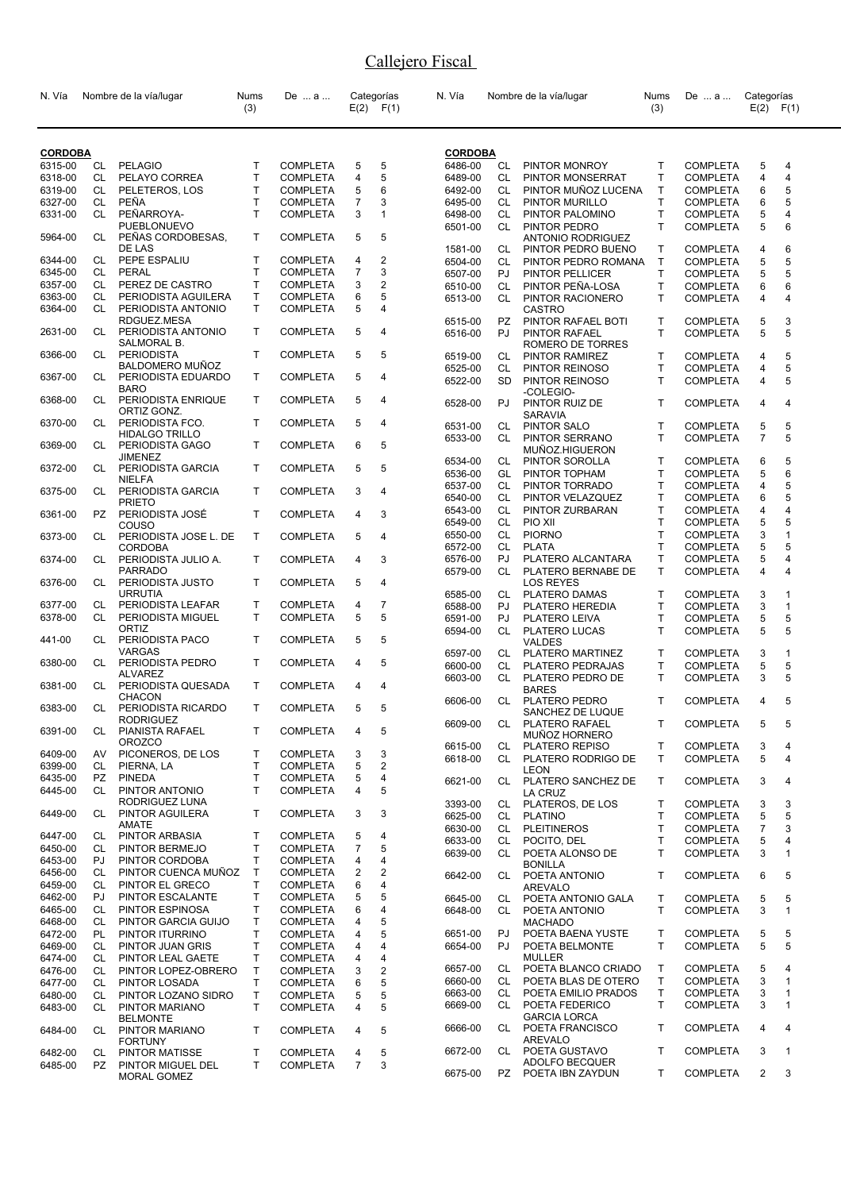# Callejero Fiscal

| N. Vía | | Nombre de la vía/lugar | Nums (3) | De ... a ... | Categorías E(2) | Categorías F(1) |
|---|---|---|---|---|---|---|
| **CORDOBA** | | | | | | |
| 6315-00 | CL | PELAGIO | T | COMPLETA | 5 | 5 |
| 6318-00 | CL | PELAYO CORREA | T | COMPLETA | 4 | 5 |
| 6319-00 | CL | PELETEROS, LOS | T | COMPLETA | 5 | 6 |
| 6327-00 | CL | PEÑA | T | COMPLETA | 7 | 3 |
| 6331-00 | CL | PEÑARROYA-PUEBLONUEVO | T | COMPLETA | 3 | 1 |
| 5964-00 | CL | PEÑAS CORDOBESAS, DE LAS | T | COMPLETA | 5 | 5 |
| 6344-00 | CL | PEPE ESPALIU | T | COMPLETA | 4 | 2 |
| 6345-00 | CL | PERAL | T | COMPLETA | 7 | 3 |
| 6357-00 | CL | PEREZ DE CASTRO | T | COMPLETA | 3 | 2 |
| 6363-00 | CL | PERIODISTA AGUILERA | T | COMPLETA | 6 | 5 |
| 6364-00 | CL | PERIODISTA ANTONIO RDGUEZ.MESA | T | COMPLETA | 5 | 4 |
| 2631-00 | CL | PERIODISTA ANTONIO SALMORAL B. | T | COMPLETA | 5 | 4 |
| 6366-00 | CL | PERIODISTA BALDOMERO MUÑOZ | T | COMPLETA | 5 | 5 |
| 6367-00 | CL | PERIODISTA EDUARDO BARO | T | COMPLETA | 5 | 4 |
| 6368-00 | CL | PERIODISTA ENRIQUE ORTIZ GONZ. | T | COMPLETA | 5 | 4 |
| 6370-00 | CL | PERIODISTA FCO. HIDALGO TRILLO | T | COMPLETA | 5 | 4 |
| 6369-00 | CL | PERIODISTA GAGO JIMENEZ | T | COMPLETA | 6 | 5 |
| 6372-00 | CL | PERIODISTA GARCIA NIELFA | T | COMPLETA | 5 | 5 |
| 6375-00 | CL | PERIODISTA GARCIA PRIETO | T | COMPLETA | 3 | 4 |
| 6361-00 | PZ | PERIODISTA JOSÉ COUSO | T | COMPLETA | 4 | 3 |
| 6373-00 | CL | PERIODISTA JOSE L. DE CORDOBA | T | COMPLETA | 5 | 4 |
| 6374-00 | CL | PERIODISTA JULIO A. PARRADO | T | COMPLETA | 4 | 3 |
| 6376-00 | CL | PERIODISTA JUSTO URRUTIA | T | COMPLETA | 5 | 4 |
| 6377-00 | CL | PERIODISTA LEAFAR | T | COMPLETA | 4 | 7 |
| 6378-00 | CL | PERIODISTA MIGUEL ORTIZ | T | COMPLETA | 5 | 5 |
| 441-00 | CL | PERIODISTA PACO VARGAS | T | COMPLETA | 5 | 5 |
| 6380-00 | CL | PERIODISTA PEDRO ALVAREZ | T | COMPLETA | 4 | 5 |
| 6381-00 | CL | PERIODISTA QUESADA CHACON | T | COMPLETA | 4 | 4 |
| 6383-00 | CL | PERIODISTA RICARDO RODRIGUEZ | T | COMPLETA | 5 | 5 |
| 6391-00 | CL | PIANISTA RAFAEL OROZCO | T | COMPLETA | 4 | 5 |
| 6409-00 | AV | PICONEROS, DE LOS | T | COMPLETA | 3 | 3 |
| 6399-00 | CL | PIERNA, LA | T | COMPLETA | 5 | 2 |
| 6435-00 | PZ | PINEDA | T | COMPLETA | 5 | 4 |
| 6445-00 | CL | PINTOR ANTONIO RODRIGUEZ LUNA | T | COMPLETA | 4 | 5 |
| 6449-00 | CL | PINTOR AGUILERA AMATE | T | COMPLETA | 3 | 3 |
| 6447-00 | CL | PINTOR ARBASIA | T | COMPLETA | 5 | 4 |
| 6450-00 | CL | PINTOR BERMEJO | T | COMPLETA | 7 | 5 |
| 6453-00 | PJ | PINTOR CORDOBA | T | COMPLETA | 4 | 4 |
| 6456-00 | CL | PINTOR CUENCA MUÑOZ | T | COMPLETA | 2 | 2 |
| 6459-00 | CL | PINTOR EL GRECO | T | COMPLETA | 6 | 4 |
| 6462-00 | PJ | PINTOR ESCALANTE | T | COMPLETA | 5 | 5 |
| 6465-00 | CL | PINTOR ESPINOSA | T | COMPLETA | 6 | 4 |
| 6468-00 | CL | PINTOR GARCIA GUIJO | T | COMPLETA | 4 | 5 |
| 6472-00 | PL | PINTOR ITURRINO | T | COMPLETA | 4 | 5 |
| 6469-00 | CL | PINTOR JUAN GRIS | T | COMPLETA | 4 | 4 |
| 6474-00 | CL | PINTOR LEAL GAETE | T | COMPLETA | 4 | 4 |
| 6476-00 | CL | PINTOR LOPEZ-OBRERO | T | COMPLETA | 3 | 2 |
| 6477-00 | CL | PINTOR LOSADA | T | COMPLETA | 6 | 5 |
| 6480-00 | CL | PINTOR LOZANO SIDRO | T | COMPLETA | 5 | 5 |
| 6483-00 | CL | PINTOR MARIANO BELMONTE | T | COMPLETA | 4 | 5 |
| 6484-00 | CL | PINTOR MARIANO FORTUNY | T | COMPLETA | 4 | 5 |
| 6482-00 | CL | PINTOR MATISSE | T | COMPLETA | 4 | 5 |
| 6485-00 | PZ | PINTOR MIGUEL DEL MORAL GOMEZ | T | COMPLETA | 7 | 3 |
| **CORDOBA** | | | | | | |
| 6486-00 | CL | PINTOR MONROY | T | COMPLETA | 5 | 4 |
| 6489-00 | CL | PINTOR MONSERRAT | T | COMPLETA | 4 | 4 |
| 6492-00 | CL | PINTOR MUÑOZ LUCENA | T | COMPLETA | 6 | 5 |
| 6495-00 | CL | PINTOR MURILLO | T | COMPLETA | 6 | 5 |
| 6498-00 | CL | PINTOR PALOMINO | T | COMPLETA | 5 | 4 |
| 6501-00 | CL | PINTOR PEDRO ANTONIO RODRIGUEZ | T | COMPLETA | 5 | 6 |
| 1581-00 | CL | PINTOR PEDRO BUENO | T | COMPLETA | 4 | 6 |
| 6504-00 | CL | PINTOR PEDRO ROMANA | T | COMPLETA | 5 | 5 |
| 6507-00 | PJ | PINTOR PELLICER | T | COMPLETA | 5 | 5 |
| 6510-00 | CL | PINTOR PEÑA-LOSA | T | COMPLETA | 6 | 6 |
| 6513-00 | CL | PINTOR RACIONERO CASTRO | T | COMPLETA | 4 | 4 |
| 6515-00 | PZ | PINTOR RAFAEL BOTI | T | COMPLETA | 5 | 3 |
| 6516-00 | PJ | PINTOR RAFAEL ROMERO DE TORRES | T | COMPLETA | 5 | 5 |
| 6519-00 | CL | PINTOR RAMIREZ | T | COMPLETA | 4 | 5 |
| 6525-00 | CL | PINTOR REINOSO | T | COMPLETA | 4 | 5 |
| 6522-00 | SD | PINTOR REINOSO -COLEGIO- | T | COMPLETA | 4 | 5 |
| 6528-00 | PJ | PINTOR RUIZ DE SARAVIA | T | COMPLETA | 4 | 4 |
| 6531-00 | CL | PINTOR SALO | T | COMPLETA | 5 | 5 |
| 6533-00 | CL | PINTOR SERRANO MUÑOZ.HIGUERON | T | COMPLETA | 7 | 5 |
| 6534-00 | CL | PINTOR SOROLLA | T | COMPLETA | 6 | 5 |
| 6536-00 | GL | PINTOR TOPHAM | T | COMPLETA | 5 | 6 |
| 6537-00 | CL | PINTOR TORRADO | T | COMPLETA | 4 | 5 |
| 6540-00 | CL | PINTOR VELAZQUEZ | T | COMPLETA | 6 | 5 |
| 6543-00 | CL | PINTOR ZURBARAN | T | COMPLETA | 4 | 4 |
| 6549-00 | CL | PIO XII | T | COMPLETA | 5 | 5 |
| 6550-00 | CL | PIORNO | T | COMPLETA | 3 | 1 |
| 6572-00 | CL | PLATA | T | COMPLETA | 5 | 5 |
| 6576-00 | PJ | PLATERO ALCANTARA | T | COMPLETA | 5 | 4 |
| 6579-00 | CL | PLATERO BERNABE DE LOS REYES | T | COMPLETA | 4 | 4 |
| 6585-00 | CL | PLATERO DAMAS | T | COMPLETA | 3 | 1 |
| 6588-00 | PJ | PLATERO HEREDIA | T | COMPLETA | 3 | 1 |
| 6591-00 | PJ | PLATERO LEIVA | T | COMPLETA | 5 | 5 |
| 6594-00 | CL | PLATERO LUCAS VALDES | T | COMPLETA | 5 | 5 |
| 6597-00 | CL | PLATERO MARTINEZ | T | COMPLETA | 3 | 1 |
| 6600-00 | CL | PLATERO PEDRAJAS | T | COMPLETA | 5 | 5 |
| 6603-00 | CL | PLATERO PEDRO DE BARES | T | COMPLETA | 3 | 5 |
| 6606-00 | CL | PLATERO PEDRO SANCHEZ DE LUQUE | T | COMPLETA | 4 | 5 |
| 6609-00 | CL | PLATERO RAFAEL MUÑOZ HORNERO | T | COMPLETA | 5 | 5 |
| 6615-00 | CL | PLATERO REPISO | T | COMPLETA | 3 | 4 |
| 6618-00 | CL | PLATERO RODRIGO DE LEON | T | COMPLETA | 5 | 4 |
| 6621-00 | CL | PLATERO SANCHEZ DE LA CRUZ | T | COMPLETA | 3 | 4 |
| 3393-00 | CL | PLATEROS, DE LOS | T | COMPLETA | 3 | 3 |
| 6625-00 | CL | PLATINO | T | COMPLETA | 5 | 5 |
| 6630-00 | CL | PLEITINEROS | T | COMPLETA | 7 | 3 |
| 6633-00 | CL | POCITO, DEL | T | COMPLETA | 5 | 4 |
| 6639-00 | CL | POETA ALONSO DE BONILLA | T | COMPLETA | 3 | 1 |
| 6642-00 | CL | POETA ANTONIO AREVALO | T | COMPLETA | 6 | 5 |
| 6645-00 | CL | POETA ANTONIO GALA | T | COMPLETA | 5 | 5 |
| 6648-00 | CL | POETA ANTONIO MACHADO | T | COMPLETA | 3 | 1 |
| 6651-00 | PJ | POETA BAENA YUSTE | T | COMPLETA | 5 | 5 |
| 6654-00 | PJ | POETA BELMONTE MULLER | T | COMPLETA | 5 | 5 |
| 6657-00 | CL | POETA BLANCO CRIADO | T | COMPLETA | 5 | 4 |
| 6660-00 | CL | POETA BLAS DE OTERO | T | COMPLETA | 3 | 1 |
| 6663-00 | CL | POETA EMILIO PRADOS | T | COMPLETA | 3 | 1 |
| 6669-00 | CL | POETA FEDERICO GARCIA LORCA | T | COMPLETA | 3 | 1 |
| 6666-00 | CL | POETA FRANCISCO AREVALO | T | COMPLETA | 4 | 4 |
| 6672-00 | CL | POETA GUSTAVO ADOLFO BECQUER | T | COMPLETA | 3 | 1 |
| 6675-00 | PZ | POETA IBN ZAYDUN | T | COMPLETA | 2 | 3 |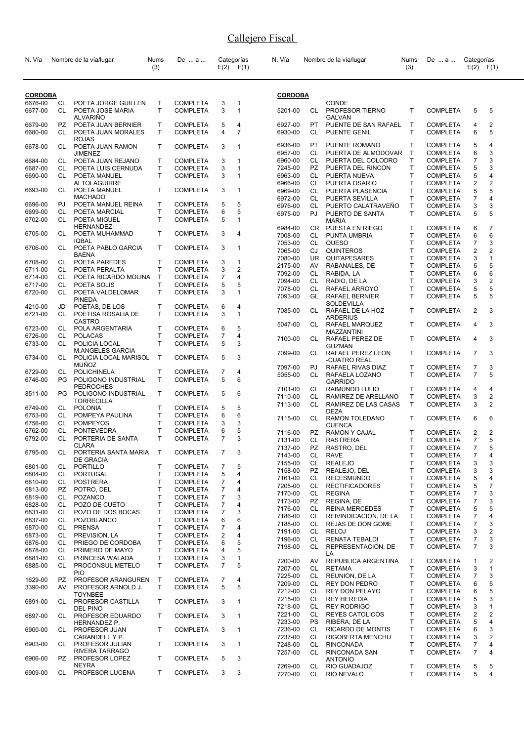# Callejero Fiscal

**CORDOBA**

| N. Vía | | Nombre de la vía/lugar | Nums (3) | De ... a ... | Categorías E(2) | F(1) |
|---|---|---|---|---|---|---|
| 6676-00 | CL | POETA JORGE GUILLEN | T | COMPLETA | 3 | 1 |
| 6677-00 | CL | POETA JOSE MARIA ALVARIÑO | T | COMPLETA | 3 | 1 |
| 6679-00 | PZ | POETA JUAN BERNIER | T | COMPLETA | 5 | 4 |
| 6680-00 | CL | POETA JUAN MORALES ROJAS | T | COMPLETA | 4 | 7 |
| 6678-00 | CL | POETA JUAN RAMON JIMENEZ | T | COMPLETA | 3 | 1 |
| 6684-00 | CL | POETA JUAN REJANO | T | COMPLETA | 3 | 1 |
| 6687-00 | CL | POETA LUIS CERNUDA | T | COMPLETA | 3 | 1 |
| 6690-00 | CL | POETA MANUEL ALTOLAGUIRRE | T | COMPLETA | 3 | 1 |
| 6693-00 | CL | POETA MANUEL MACHADO | T | COMPLETA | 3 | 1 |
| 6696-00 | PJ | POETA MANUEL REINA | T | COMPLETA | 5 | 5 |
| 6699-00 | CL | POETA MARCIAL | T | COMPLETA | 6 | 5 |
| 6702-00 | CL | POETA MIGUEL HERNANDEZ | T | COMPLETA | 5 | 1 |
| 6705-00 | CL | POETA MUHAMMAD IQBAL | T | COMPLETA | 3 | 4 |
| 6706-00 | CL | POETA PABLO GARCIA BAENA | T | COMPLETA | 3 | 1 |
| 6708-00 | CL | POETA PAREDES | T | COMPLETA | 3 | 1 |
| 6711-00 | CL | POETA PERALTA | T | COMPLETA | 3 | 2 |
| 6714-00 | CL | POETA RICARDO MOLINA | T | COMPLETA | 7 | 4 |
| 6717-00 | CL | POETA SOLIS | T | COMPLETA | 5 | 5 |
| 6720-00 | CL | POETA VALDELOMAR PINEDA | T | COMPLETA | 3 | 1 |
| 4210-00 | JD | POETAS, DE LOS | T | COMPLETA | 6 | 4 |
| 6721-00 | CL | POETISA ROSALIA DE CASTRO | T | COMPLETA | 3 | 1 |
| 6723-00 | CL | POLA ARGENTARIA | T | COMPLETA | 6 | 5 |
| 6726-00 | CL | POLACAS | T | COMPLETA | 7 | 4 |
| 6733-00 | CL | POLICIA LOCAL M.ANGELES GARCIA | T | COMPLETA | 5 | 3 |
| 6734-00 | CL | POLICIA LOCAL MARISOL MUÑOZ | T | COMPLETA | 5 | 3 |
| 6729-00 | CL | POLICHINELA | T | COMPLETA | 7 | 4 |
| 6746-00 | PG | POLIGONO INDUSTRIAL PEDROCHES | T | COMPLETA | 5 | 6 |
| 8511-00 | PG | POLIGONO INDUSTRIAL TORRECILLA | T | COMPLETA | 5 | 6 |
| 6749-00 | CL | POLONIA | T | COMPLETA | 5 | 5 |
| 6753-00 | CL | POMPEYA PAULINA | T | COMPLETA | 6 | 6 |
| 6756-00 | CL | POMPEYOS | T | COMPLETA | 3 | 3 |
| 6762-00 | CL | PONTEVEDRA | T | COMPLETA | 6 | 5 |
| 6792-00 | CL | PORTERIA DE SANTA CLARA | T | COMPLETA | 7 | 3 |
| 6795-00 | CL | PORTERIA SANTA MARIA DE GRACIA | T | COMPLETA | 7 | 3 |
| 6801-00 | CL | PORTILLO | T | COMPLETA | 7 | 5 |
| 6804-00 | CL | PORTUGAL | T | COMPLETA | 5 | 4 |
| 6810-00 | CL | POSTRERA | T | COMPLETA | 7 | 4 |
| 6813-00 | PZ | POTRO, DEL | T | COMPLETA | 7 | 4 |
| 6819-00 | CL | POZANCO | T | COMPLETA | 7 | 3 |
| 6828-00 | CL | POZO DE CUETO | T | COMPLETA | 7 | 4 |
| 6831-00 | CL | POZO DE DOS BOCAS | T | COMPLETA | 7 | 3 |
| 6837-00 | CL | POZOBLANCO | T | COMPLETA | 6 | 6 |
| 6870-00 | CL | PRENSA | T | COMPLETA | 7 | 4 |
| 6873-00 | CL | PREVISION, LA | T | COMPLETA | 2 | 4 |
| 6876-00 | CL | PRIEGO DE CORDOBA | T | COMPLETA | 6 | 5 |
| 6878-00 | CL | PRIMERO DE MAYO | T | COMPLETA | 4 | 5 |
| 6881-00 | CL | PRINCESA WALADA | T | COMPLETA | 3 | 1 |
| 6885-00 | CL | PROCONSUL METELO PIO | T | COMPLETA | 7 | 5 |
| 1629-00 | PZ | PROFESOR ARANGUREN | T | COMPLETA | 7 | 4 |
| 3390-00 | AV | PROFESOR ARNOLD J. TOYNBEE | T | COMPLETA | 5 | 5 |
| 6891-00 | CL | PROFESOR CASTILLA DEL PINO | T | COMPLETA | 3 | 1 |
| 6897-00 | CL | PROFESOR EDUARDO HERNANDEZ P. | T | COMPLETA | 3 | 1 |
| 6900-00 | CL | PROFESOR JUAN CARANDELL Y P. | T | COMPLETA | 3 | 1 |
| 6903-00 | CL | PROFESOR JULIAN RIVERA TARRAGO | T | COMPLETA | 3 | 1 |
| 6906-00 | PZ | PROFESOR LOPEZ NEYRA | T | COMPLETA | 5 | 3 |
| 6909-00 | CL | PROFESOR LUCENA CONDE | T | COMPLETA | 3 | 3 |
| 5201-00 | CL | PROFESOR TIERNO GALVAN | T | COMPLETA | 5 | 5 |
| 6927-00 | PT | PUENTE DE SAN RAFAEL | T | COMPLETA | 4 | 2 |
| 6930-00 | CL | PUENTE GENIL | T | COMPLETA | 6 | 5 |
| 6936-00 | PT | PUENTE ROMANO | T | COMPLETA | 5 | 4 |
| 6957-00 | CL | PUERTA DE ALMODOVAR | T | COMPLETA | 6 | 3 |
| 6960-00 | CL | PUERTA DEL COLODRO | T | COMPLETA | 7 | 3 |
| 7245-00 | PZ | PUERTA DEL RINCON | T | COMPLETA | 5 | 3 |
| 6963-00 | CL | PUERTA NUEVA | T | COMPLETA | 5 | 4 |
| 6966-00 | CL | PUERTA OSARIO | T | COMPLETA | 2 | 2 |
| 6969-00 | CL | PUERTA PLASENCIA | T | COMPLETA | 5 | 5 |
| 6972-00 | CL | PUERTA SEVILLA | T | COMPLETA | 7 | 4 |
| 6976-00 | CL | PUERTO CALATRAVEÑO | T | COMPLETA | 3 | 3 |
| 6975-00 | PJ | PUERTO DE SANTA MARIA | T | COMPLETA | 5 | 5 |
| 6984-00 | CR | PUESTA EN RIEGO | T | COMPLETA | 6 | 7 |
| 7008-00 | CL | PUNTA UMBRIA | T | COMPLETA | 6 | 6 |
| 7053-00 | CL | QUESO | T | COMPLETA | 7 | 3 |
| 7065-00 | CJ | QUINTEROS | T | COMPLETA | 2 | 2 |
| 7080-00 | UR | QUITAPESARES | T | COMPLETA | 3 | 1 |
| 2175-00 | AV | RABANALES, DE | T | COMPLETA | 5 | 5 |
| 7092-00 | CL | RABIDA, LA | T | COMPLETA | 6 | 6 |
| 7094-00 | CL | RADIO, DE LA | T | COMPLETA | 3 | 2 |
| 7078-00 | CL | RAFAEL ARROYO | T | COMPLETA | 5 | 5 |
| 7093-00 | GL | RAFAEL BERNIER SOLDEVILLA | T | COMPLETA | 5 | 5 |
| 7085-00 | CL | RAFAEL DE LA HOZ ARDERIUS | T | COMPLETA | 2 | 3 |
| 5047-00 | CL | RAFAEL MARQUEZ MAZZANTINI | T | COMPLETA | 4 | 3 |
| 7100-00 | CL | RAFAEL PEREZ DE GUZMAN | T | COMPLETA | 4 | 3 |
| 7099-00 | CL | RAFAEL PEREZ LEON -CUATRO REAL | T | COMPLETA | 7 | 3 |
| 7097-00 | PJ | RAFAEL RIVAS DIAZ | T | COMPLETA | 7 | 3 |
| 5055-00 | CL | RAFAELA LOZANO GARRIDO | T | COMPLETA | 7 | 5 |
| 7101-00 | CL | RAIMUNDO LULIO | T | COMPLETA | 4 | 4 |
| 7110-00 | CL | RAMIREZ DE ARELLANO | T | COMPLETA | 3 | 2 |
| 7113-00 | CL | RAMIREZ DE LAS CASAS DEZA | T | COMPLETA | 3 | 2 |
| 7115-00 | CL | RAMON TOLEDANO CUENCA | T | COMPLETA | 6 | 6 |
| 7116-00 | PZ | RAMON Y CAJAL | T | COMPLETA | 2 | 2 |
| 7131-00 | CL | RASTRERA | T | COMPLETA | 7 | 5 |
| 7137-00 | PZ | RASTRO, DEL | T | COMPLETA | 7 | 5 |
| 7143-00 | CL | RAVE | T | COMPLETA | 7 | 4 |
| 7155-00 | CL | REALEJO | T | COMPLETA | 3 | 3 |
| 7158-00 | PZ | REALEJO, DEL | T | COMPLETA | 3 | 3 |
| 7161-00 | CL | RECESMUNDO | T | COMPLETA | 5 | 4 |
| 7205-00 | CL | RECTIFICADORES | T | COMPLETA | 5 | 7 |
| 7170-00 | CL | REGINA | T | COMPLETA | 7 | 3 |
| 7173-00 | PZ | REGINA, DE | T | COMPLETA | 7 | 3 |
| 7176-00 | CL | REINA MERCEDES | T | COMPLETA | 5 | 5 |
| 7186-00 | CL | REIVINDICACION, DE LA | T | COMPLETA | 7 | 4 |
| 7188-00 | CL | REJAS DE DON GOME | T | COMPLETA | 7 | 3 |
| 7191-00 | CL | RELOJ | T | COMPLETA | 3 | 2 |
| 7196-00 | CL | RENATA TEBALDI | T | COMPLETA | 7 | 3 |
| 7198-00 | CL | REPRESENTACION, DE LA | T | COMPLETA | 7 | 3 |
| 7200-00 | AV | REPUBLICA ARGENTINA | T | COMPLETA | 1 | 2 |
| 7207-00 | CL | RETAMA | T | COMPLETA | 3 | 1 |
| 7225-00 | CL | REUNION, DE LA | T | COMPLETA | 7 | 3 |
| 7209-00 | CL | REY DON PEDRO | T | COMPLETA | 6 | 5 |
| 7212-00 | CL | REY DON PELAYO | T | COMPLETA | 6 | 5 |
| 7215-00 | CL | REY HEREDIA | T | COMPLETA | 5 | 3 |
| 7218-00 | CL | REY RODRIGO | T | COMPLETA | 3 | 1 |
| 7221-00 | CL | REYES CATOLICOS | T | COMPLETA | 2 | 2 |
| 7233-00 | PS | RIBERA, DE LA | T | COMPLETA | 5 | 4 |
| 7236-00 | CL | RICARDO DE MONTIS | T | COMPLETA | 6 | 3 |
| 7237-00 | CL | RIGOBERTA MENCHU | T | COMPLETA | 3 | 2 |
| 7248-00 | CL | RINCONADA | T | COMPLETA | 7 | 4 |
| 7257-00 | CL | RINCONADA SAN ANTONIO | T | COMPLETA | 7 | 4 |
| 7269-00 | CL | RIO GUADAJOZ | T | COMPLETA | 5 | 5 |
| 7270-00 | CL | RIO NEVALO | T | COMPLETA | 5 | 4 |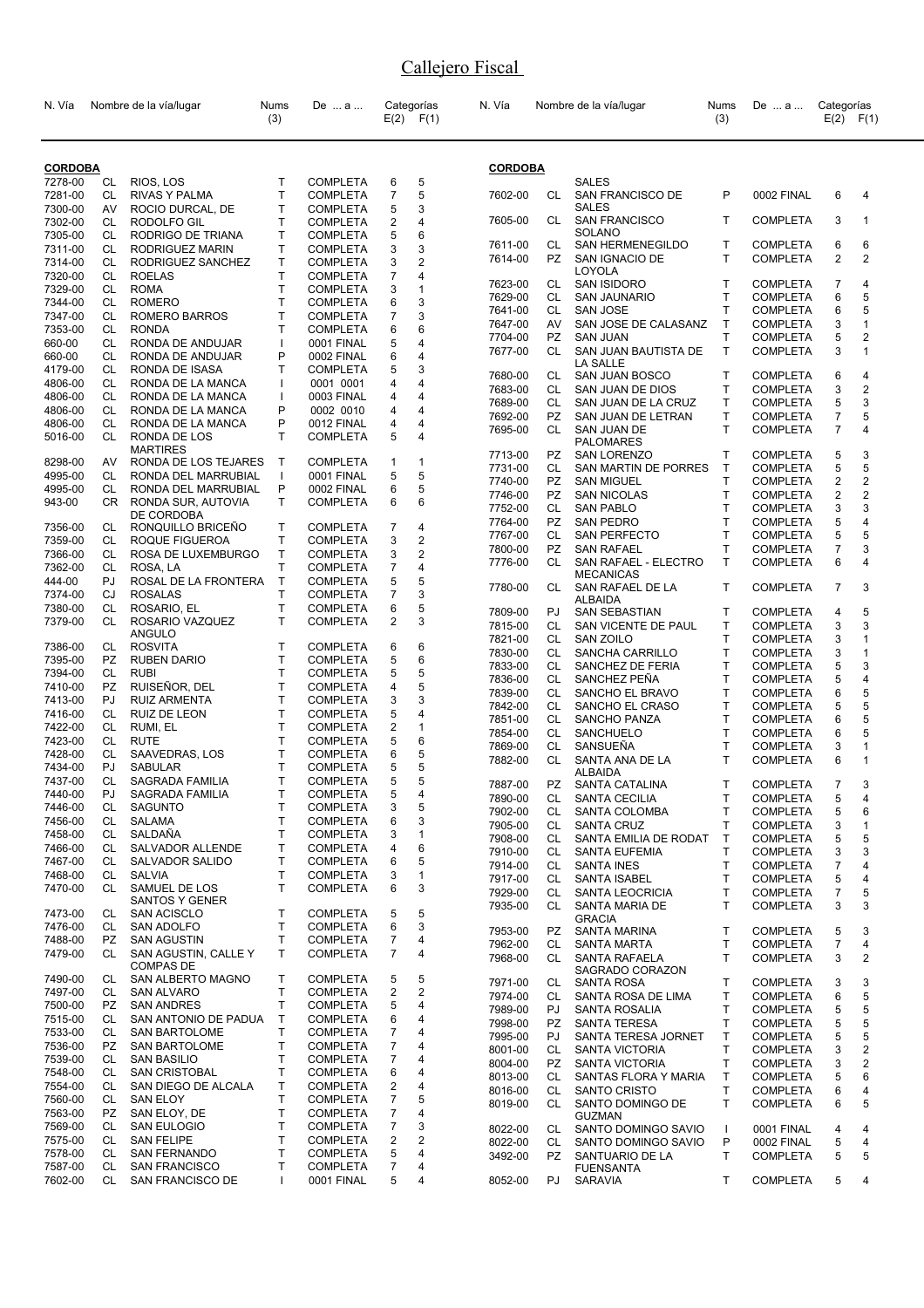# Callejero Fiscal

## CORDOBA

| N. Vía | | Nombre de la vía/lugar | Nums (3) | De ... a ... | Categorías E(2) | F(1) |
|---|---|---|---|---|---|---|
| 7278-00 | CL | RIOS, LOS | T | COMPLETA | 6 | 5 |
| 7281-00 | CL | RIVAS Y PALMA | T | COMPLETA | 7 | 5 |
| 7300-00 | AV | ROCIO DURCAL, DE | T | COMPLETA | 5 | 3 |
| 7302-00 | CL | RODOLFO GIL | T | COMPLETA | 2 | 4 |
| 7305-00 | CL | RODRIGO DE TRIANA | T | COMPLETA | 5 | 6 |
| 7311-00 | CL | RODRIGUEZ MARIN | T | COMPLETA | 3 | 3 |
| 7314-00 | CL | RODRIGUEZ SANCHEZ | T | COMPLETA | 3 | 2 |
| 7320-00 | CL | ROELAS | T | COMPLETA | 7 | 4 |
| 7329-00 | CL | ROMA | T | COMPLETA | 3 | 1 |
| 7344-00 | CL | ROMERO | T | COMPLETA | 6 | 3 |
| 7347-00 | CL | ROMERO BARROS | T | COMPLETA | 7 | 3 |
| 7353-00 | CL | RONDA | T | COMPLETA | 6 | 6 |
| 660-00 | CL | RONDA DE ANDUJAR | I | 0001 FINAL | 5 | 4 |
| 660-00 | CL | RONDA DE ANDUJAR | P | 0002 FINAL | 6 | 4 |
| 4179-00 | CL | RONDA DE ISASA | T | COMPLETA | 5 | 3 |
| 4806-00 | CL | RONDA DE LA MANCA | I | 0001 0001 | 4 | 4 |
| 4806-00 | CL | RONDA DE LA MANCA | I | 0003 FINAL | 4 | 4 |
| 4806-00 | CL | RONDA DE LA MANCA | P | 0002 0010 | 4 | 4 |
| 4806-00 | CL | RONDA DE LA MANCA | P | 0012 FINAL | 4 | 4 |
| 5016-00 | CL | RONDA DE LOS MARTIRES | T | COMPLETA | 5 | 4 |
| 8298-00 | AV | RONDA DE LOS TEJARES | T | COMPLETA | 1 | 1 |
| 4995-00 | CL | RONDA DEL MARRUBIAL | I | 0001 FINAL | 5 | 5 |
| 4995-00 | CL | RONDA DEL MARRUBIAL | P | 0002 FINAL | 6 | 5 |
| 943-00 | CR | RONDA SUR, AUTOVIA DE CORDOBA | T | COMPLETA | 6 | 6 |
| 7356-00 | CL | RONQUILLO BRICEÑO | T | COMPLETA | 7 | 4 |
| 7359-00 | CL | ROQUE FIGUEROA | T | COMPLETA | 3 | 2 |
| 7366-00 | CL | ROSA DE LUXEMBURGO | T | COMPLETA | 3 | 2 |
| 7362-00 | CL | ROSA, LA | T | COMPLETA | 7 | 4 |
| 444-00 | PJ | ROSAL DE LA FRONTERA | T | COMPLETA | 5 | 5 |
| 7374-00 | CJ | ROSALAS | T | COMPLETA | 7 | 3 |
| 7380-00 | CL | ROSARIO, EL | T | COMPLETA | 6 | 5 |
| 7379-00 | CL | ROSARIO VAZQUEZ ANGULO | T | COMPLETA | 2 | 3 |
| 7386-00 | CL | ROSVITA | T | COMPLETA | 6 | 6 |
| 7395-00 | PZ | RUBEN DARIO | T | COMPLETA | 5 | 6 |
| 7394-00 | CL | RUBI | T | COMPLETA | 5 | 5 |
| 7410-00 | PZ | RUISEÑOR, DEL | T | COMPLETA | 4 | 5 |
| 7413-00 | PJ | RUIZ ARMENTA | T | COMPLETA | 3 | 3 |
| 7416-00 | CL | RUIZ DE LEON | T | COMPLETA | 5 | 4 |
| 7422-00 | CL | RUMI, EL | T | COMPLETA | 2 | 1 |
| 7423-00 | CL | RUTE | T | COMPLETA | 5 | 6 |
| 7428-00 | CL | SAAVEDRAS, LOS | T | COMPLETA | 6 | 5 |
| 7434-00 | PJ | SABULAR | T | COMPLETA | 5 | 5 |
| 7437-00 | CL | SAGRADA FAMILIA | T | COMPLETA | 5 | 5 |
| 7440-00 | PJ | SAGRADA FAMILIA | T | COMPLETA | 5 | 4 |
| 7446-00 | CL | SAGUNTO | T | COMPLETA | 3 | 5 |
| 7456-00 | CL | SALAMA | T | COMPLETA | 6 | 3 |
| 7458-00 | CL | SALDAÑA | T | COMPLETA | 3 | 1 |
| 7466-00 | CL | SALVADOR ALLENDE | T | COMPLETA | 4 | 6 |
| 7467-00 | CL | SALVADOR SALIDO | T | COMPLETA | 6 | 5 |
| 7468-00 | CL | SALVIA | T | COMPLETA | 3 | 1 |
| 7470-00 | CL | SAMUEL DE LOS SANTOS Y GENER | T | COMPLETA | 6 | 3 |
| 7473-00 | CL | SAN ACISCLO | T | COMPLETA | 5 | 5 |
| 7476-00 | CL | SAN ADOLFO | T | COMPLETA | 6 | 3 |
| 7488-00 | PZ | SAN AGUSTIN | T | COMPLETA | 7 | 4 |
| 7479-00 | CL | SAN AGUSTIN, CALLE Y COMPAS DE | T | COMPLETA | 7 | 4 |
| 7490-00 | CL | SAN ALBERTO MAGNO | T | COMPLETA | 5 | 5 |
| 7497-00 | CL | SAN ALVARO | T | COMPLETA | 2 | 2 |
| 7500-00 | PZ | SAN ANDRES | T | COMPLETA | 5 | 4 |
| 7515-00 | CL | SAN ANTONIO DE PADUA | T | COMPLETA | 6 | 4 |
| 7533-00 | CL | SAN BARTOLOME | T | COMPLETA | 7 | 4 |
| 7536-00 | PZ | SAN BARTOLOME | T | COMPLETA | 7 | 4 |
| 7539-00 | CL | SAN BASILIO | T | COMPLETA | 7 | 4 |
| 7548-00 | CL | SAN CRISTOBAL | T | COMPLETA | 6 | 4 |
| 7554-00 | CL | SAN DIEGO DE ALCALA | T | COMPLETA | 2 | 4 |
| 7560-00 | CL | SAN ELOY | T | COMPLETA | 7 | 5 |
| 7563-00 | PZ | SAN ELOY, DE | T | COMPLETA | 7 | 4 |
| 7569-00 | CL | SAN EULOGIO | T | COMPLETA | 7 | 3 |
| 7575-00 | CL | SAN FELIPE | T | COMPLETA | 2 | 2 |
| 7578-00 | CL | SAN FERNANDO | T | COMPLETA | 5 | 4 |
| 7587-00 | CL | SAN FRANCISCO | T | COMPLETA | 7 | 4 |
| 7602-00 | CL | SAN FRANCISCO DE SALES | I | 0001 FINAL | 5 | 4 |
| 7602-00 | CL | SAN FRANCISCO DE SALES | P | 0002 FINAL | 6 | 4 |
| 7605-00 | CL | SAN FRANCISCO SOLANO | T | COMPLETA | 3 | 1 |
| 7611-00 | CL | SAN HERMENEGILDO | T | COMPLETA | 6 | 6 |
| 7614-00 | PZ | SAN IGNACIO DE LOYOLA | T | COMPLETA | 2 | 2 |
| 7623-00 | CL | SAN ISIDORO | T | COMPLETA | 7 | 4 |
| 7629-00 | CL | SAN JAUNARIO | T | COMPLETA | 6 | 5 |
| 7641-00 | CL | SAN JOSE | T | COMPLETA | 6 | 5 |
| 7647-00 | AV | SAN JOSE DE CALASANZ | T | COMPLETA | 3 | 1 |
| 7704-00 | PZ | SAN JUAN | T | COMPLETA | 5 | 2 |
| 7677-00 | CL | SAN JUAN BAUTISTA DE LA SALLE | T | COMPLETA | 3 | 1 |
| 7680-00 | CL | SAN JUAN BOSCO | T | COMPLETA | 6 | 4 |
| 7683-00 | CL | SAN JUAN DE DIOS | T | COMPLETA | 3 | 2 |
| 7689-00 | CL | SAN JUAN DE LA CRUZ | T | COMPLETA | 5 | 3 |
| 7692-00 | PZ | SAN JUAN DE LETRAN | T | COMPLETA | 7 | 5 |
| 7695-00 | CL | SAN JUAN DE PALOMARES | T | COMPLETA | 7 | 4 |
| 7713-00 | PZ | SAN LORENZO | T | COMPLETA | 5 | 3 |
| 7731-00 | CL | SAN MARTIN DE PORRES | T | COMPLETA | 5 | 5 |
| 7740-00 | PZ | SAN MIGUEL | T | COMPLETA | 2 | 2 |
| 7746-00 | PZ | SAN NICOLAS | T | COMPLETA | 2 | 2 |
| 7752-00 | CL | SAN PABLO | T | COMPLETA | 3 | 3 |
| 7764-00 | PZ | SAN PEDRO | T | COMPLETA | 5 | 4 |
| 7767-00 | CL | SAN PERFECTO | T | COMPLETA | 5 | 5 |
| 7800-00 | PZ | SAN RAFAEL | T | COMPLETA | 7 | 3 |
| 7776-00 | CL | SAN RAFAEL - ELECTRO MECANICAS | T | COMPLETA | 6 | 4 |
| 7780-00 | CL | SAN RAFAEL DE LA ALBAIDA | T | COMPLETA | 7 | 3 |
| 7809-00 | PJ | SAN SEBASTIAN | T | COMPLETA | 4 | 5 |
| 7815-00 | CL | SAN VICENTE DE PAUL | T | COMPLETA | 3 | 3 |
| 7821-00 | CL | SAN ZOILO | T | COMPLETA | 3 | 1 |
| 7830-00 | CL | SANCHA CARRILLO | T | COMPLETA | 3 | 1 |
| 7833-00 | CL | SANCHEZ DE FERIA | T | COMPLETA | 5 | 3 |
| 7836-00 | CL | SANCHEZ PEÑA | T | COMPLETA | 5 | 4 |
| 7839-00 | CL | SANCHO EL BRAVO | T | COMPLETA | 6 | 5 |
| 7842-00 | CL | SANCHO EL CRASO | T | COMPLETA | 5 | 5 |
| 7851-00 | CL | SANCHO PANZA | T | COMPLETA | 6 | 5 |
| 7854-00 | CL | SANCHUELO | T | COMPLETA | 6 | 5 |
| 7869-00 | CL | SANSUEÑA | T | COMPLETA | 3 | 1 |
| 7882-00 | CL | SANTA ANA DE LA ALBAIDA | T | COMPLETA | 6 | 1 |
| 7887-00 | PZ | SANTA CATALINA | T | COMPLETA | 7 | 3 |
| 7890-00 | CL | SANTA CECILIA | T | COMPLETA | 5 | 4 |
| 7902-00 | CL | SANTA COLOMBA | T | COMPLETA | 5 | 6 |
| 7905-00 | CL | SANTA CRUZ | T | COMPLETA | 3 | 1 |
| 7908-00 | CL | SANTA EMILIA DE RODAT | T | COMPLETA | 5 | 5 |
| 7910-00 | CL | SANTA EUFEMIA | T | COMPLETA | 3 | 3 |
| 7914-00 | CL | SANTA INES | T | COMPLETA | 7 | 4 |
| 7917-00 | CL | SANTA ISABEL | T | COMPLETA | 5 | 4 |
| 7929-00 | CL | SANTA LEOCRICIA | T | COMPLETA | 7 | 5 |
| 7935-00 | CL | SANTA MARIA DE GRACIA | T | COMPLETA | 3 | 3 |
| 7953-00 | PZ | SANTA MARINA | T | COMPLETA | 5 | 3 |
| 7962-00 | CL | SANTA MARTA | T | COMPLETA | 7 | 4 |
| 7968-00 | CL | SANTA RAFAELA SAGRADO CORAZON | T | COMPLETA | 3 | 2 |
| 7971-00 | CL | SANTA ROSA | T | COMPLETA | 3 | 3 |
| 7974-00 | CL | SANTA ROSA DE LIMA | T | COMPLETA | 6 | 5 |
| 7989-00 | PJ | SANTA ROSALIA | T | COMPLETA | 5 | 5 |
| 7998-00 | PZ | SANTA TERESA | T | COMPLETA | 5 | 5 |
| 7995-00 | PJ | SANTA TERESA JORNET | T | COMPLETA | 5 | 5 |
| 8001-00 | CL | SANTA VICTORIA | T | COMPLETA | 3 | 2 |
| 8004-00 | PZ | SANTA VICTORIA | T | COMPLETA | 3 | 2 |
| 8013-00 | CL | SANTAS FLORA Y MARIA | T | COMPLETA | 5 | 6 |
| 8016-00 | CL | SANTO CRISTO | T | COMPLETA | 6 | 4 |
| 8019-00 | CL | SANTO DOMINGO DE GUZMAN | T | COMPLETA | 6 | 5 |
| 8022-00 | CL | SANTO DOMINGO SAVIO | I | 0001 FINAL | 4 | 4 |
| 8022-00 | CL | SANTO DOMINGO SAVIO | P | 0002 FINAL | 5 | 4 |
| 3492-00 | PZ | SANTUARIO DE LA FUENSANTA | T | COMPLETA | 5 | 5 |
| 8052-00 | PJ | SARAVIA | T | COMPLETA | 5 | 4 |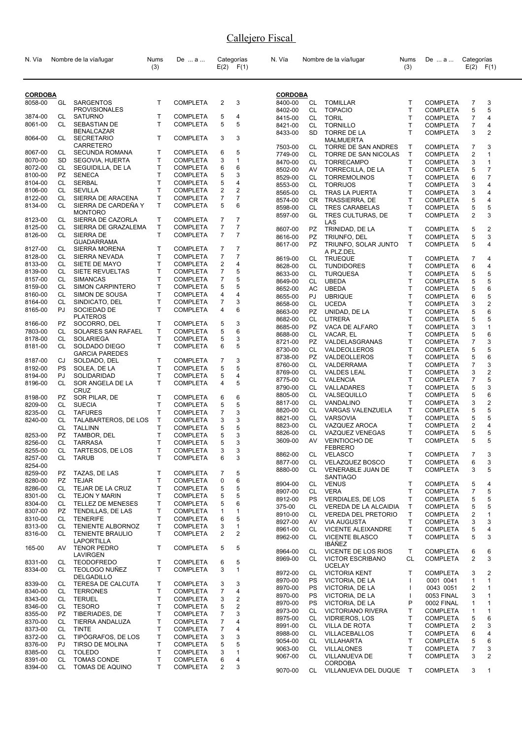# Callejero Fiscal

## CORDOBA

| N. Vía | | Nombre de la vía/lugar | Nums (3) | De ... a ... | Categorías E(2) | F(1) |
|---|---|---|---|---|---|---|
| 8058-00 | GL | SARGENTOS PROVISIONALES | T | COMPLETA | 2 | 3 |
| 3874-00 | CL | SATURNO | T | COMPLETA | 5 | 4 |
| 8061-00 | CL | SEBASTIAN DE BENALCAZAR | T | COMPLETA | 5 | 5 |
| 8064-00 | CL | SECRETARIO CARRETERO | T | COMPLETA | 3 | 3 |
| 8067-00 | CL | SECUNDA ROMANA | T | COMPLETA | 6 | 5 |
| 8070-00 | SD | SEGOVIA, HUERTA | T | COMPLETA | 3 | 1 |
| 8072-00 | CL | SEGUIDILLA, DE LA | T | COMPLETA | 6 | 6 |
| 8100-00 | PZ | SENECA | T | COMPLETA | 5 | 3 |
| 8104-00 | CL | SERBAL | T | COMPLETA | 5 | 4 |
| 8106-00 | CL | SEVILLA | T | COMPLETA | 2 | 2 |
| 8122-00 | CL | SIERRA DE ARACENA | T | COMPLETA | 7 | 7 |
| 8134-00 | CL | SIERRA DE CARDEÑA Y MONTORO | T | COMPLETA | 5 | 6 |
| 8123-00 | CL | SIERRA DE CAZORLA | T | COMPLETA | 7 | 7 |
| 8125-00 | CL | SIERRA DE GRAZALEMA | T | COMPLETA | 7 | 7 |
| 8126-00 | CL | SIERRA DE GUADARRAMA | T | COMPLETA | 7 | 7 |
| 8127-00 | CL | SIERRA MORENA | T | COMPLETA | 7 | 7 |
| 8128-00 | CL | SIERRA NEVADA | T | COMPLETA | 7 | 7 |
| 8133-00 | CL | SIETE DE MAYO | T | COMPLETA | 2 | 4 |
| 8139-00 | CL | SIETE REVUELTAS | T | COMPLETA | 7 | 5 |
| 8157-00 | CL | SIMANCAS | T | COMPLETA | 7 | 5 |
| 8159-00 | CL | SIMON CARPINTERO | T | COMPLETA | 5 | 5 |
| 8160-00 | CL | SIMON DE SOUSA | T | COMPLETA | 4 | 4 |
| 8164-00 | CL | SINDICATO, DEL | T | COMPLETA | 7 | 3 |
| 8165-00 | PJ | SOCIEDAD DE PLATEROS | T | COMPLETA | 4 | 6 |
| 8166-00 | PZ | SOCORRO, DEL | T | COMPLETA | 5 | 3 |
| 7803-00 | CL | SOLARES SAN RAFAEL | T | COMPLETA | 5 | 6 |
| 8178-00 | CL | SOLARIEGA | T | COMPLETA | 5 | 3 |
| 8181-00 | CL | SOLDADO DIEGO GARCIA PAREDES | T | COMPLETA | 6 | 5 |
| 8187-00 | CJ | SOLDADO, DEL | T | COMPLETA | 7 | 3 |
| 8192-00 | PS | SOLEA, DE LA | T | COMPLETA | 5 | 5 |
| 8194-00 | PJ | SOLIDARIDAD | T | COMPLETA | 5 | 4 |
| 8196-00 | CL | SOR ANGELA DE LA CRUZ | T | COMPLETA | 4 | 5 |
| 8198-00 | PZ | SOR PILAR, DE | T | COMPLETA | 6 | 6 |
| 8209-00 | CL | SUECIA | T | COMPLETA | 5 | 5 |
| 8235-00 | CL | TAFURES | T | COMPLETA | 7 | 3 |
| 8240-00 | CL | TALABARTEROS, DE LOS | T | COMPLETA | 3 | 3 |
| | CL | TALLINN | T | COMPLETA | 5 | 5 |
| 8253-00 | PZ | TAMBOR, DEL | T | COMPLETA | 5 | 3 |
| 8256-00 | CL | TARRASA | T | COMPLETA | 5 | 3 |
| 8255-00 | CL | TARTESOS, DE LOS | T | COMPLETA | 3 | 3 |
| 8257-00 | CL | TARUB | T | COMPLETA | 6 | 3 |
| 8254-00 | | | | | | |
| 8259-00 | PZ | TAZAS, DE LAS | T | COMPLETA | 7 | 5 |
| 8280-00 | PZ | TEJAR | T | COMPLETA | 0 | 6 |
| 8286-00 | CL | TEJAR DE LA CRUZ | T | COMPLETA | 5 | 5 |
| 8301-00 | CL | TEJON Y MARIN | T | COMPLETA | 5 | 5 |
| 8304-00 | CL | TELLEZ DE MENESES | T | COMPLETA | 5 | 6 |
| 8307-00 | PZ | TENDILLAS, DE LAS | T | COMPLETA | 1 | 1 |
| 8310-00 | CL | TENERIFE | T | COMPLETA | 6 | 5 |
| 8313-00 | CL | TENIENTE ALBORNOZ | T | COMPLETA | 3 | 1 |
| 8316-00 | CL | TENIENTE BRAULIO LAPORTILLA | T | COMPLETA | 2 | 2 |
| 165-00 | AV | TENOR PEDRO LAVIRGEN | T | COMPLETA | 5 | 5 |
| 8331-00 | CL | TEODOFREDO | T | COMPLETA | 6 | 5 |
| 8334-00 | CL | TEOLOGO NUÑEZ DELGADILLO | T | COMPLETA | 3 | 1 |
| 8339-00 | CL | TERESA DE CALCUTA | T | COMPLETA | 3 | 3 |
| 8340-00 | CL | TERRONES | T | COMPLETA | 7 | 4 |
| 8343-00 | CL | TERUEL | T | COMPLETA | 3 | 2 |
| 8346-00 | CL | TESORO | T | COMPLETA | 5 | 2 |
| 8355-00 | PZ | TIBERIADES, DE | T | COMPLETA | 7 | 3 |
| 8370-00 | CL | TIERRA ANDALUZA | T | COMPLETA | 7 | 4 |
| 8373-00 | CL | TINTE | T | COMPLETA | 7 | 4 |
| 8372-00 | CL | TIPÓGRAFOS, DE LOS | T | COMPLETA | 3 | 3 |
| 8376-00 | PJ | TIRSO DE MOLINA | T | COMPLETA | 5 | 5 |
| 8385-00 | CL | TOLEDO | T | COMPLETA | 3 | 1 |
| 8391-00 | CL | TOMAS CONDE | T | COMPLETA | 6 | 4 |
| 8394-00 | CL | TOMAS DE AQUINO | T | COMPLETA | 2 | 3 |
| 8400-00 | CL | TOMILLAR | T | COMPLETA | 7 | 3 |
| 8402-00 | CL | TOPACIO | T | COMPLETA | 5 | 5 |
| 8415-00 | CL | TORIL | T | COMPLETA | 7 | 4 |
| 8421-00 | CL | TORNILLO | T | COMPLETA | 7 | 4 |
| 8433-00 | SD | TORRE DE LA MALMUERTA | T | COMPLETA | 3 | 2 |
| 7503-00 | CL | TORRE DE SAN ANDRES | T | COMPLETA | 7 | 3 |
| 7749-00 | CL | TORRE DE SAN NICOLAS | T | COMPLETA | 2 | 1 |
| 8470-00 | CL | TORRECAMPO | T | COMPLETA | 3 | 1 |
| 8502-00 | AV | TORRECILLA, DE LA | T | COMPLETA | 5 | 7 |
| 8529-00 | CL | TORREMOLINOS | T | COMPLETA | 6 | 7 |
| 8553-00 | CL | TORRIJOS | T | COMPLETA | 3 | 4 |
| 8565-00 | CL | TRAS LA PUERTA | T | COMPLETA | 3 | 4 |
| 8574-00 | CR | TRASSIERRA, DE | T | COMPLETA | 5 | 4 |
| 8598-00 | CL | TRES CARABELAS | T | COMPLETA | 5 | 5 |
| 8597-00 | GL | TRES CULTURAS, DE LAS | T | COMPLETA | 2 | 3 |
| 8607-00 | PZ | TRINIDAD, DE LA | T | COMPLETA | 5 | 2 |
| 8616-00 | PZ | TRIUNFO, DEL | T | COMPLETA | 5 | 3 |
| 8617-00 | PZ | TRIUNFO, SOLAR JUNTO A PLZ.DEL | T | COMPLETA | 5 | 4 |
| 8619-00 | CL | TRUEQUE | T | COMPLETA | 7 | 4 |
| 8628-00 | CL | TUNDIDORES | T | COMPLETA | 6 | 4 |
| 8633-00 | CL | TURQUESA | T | COMPLETA | 5 | 5 |
| 8649-00 | CL | UBEDA | T | COMPLETA | 5 | 5 |
| 8652-00 | AC | UBEDA | T | COMPLETA | 5 | 6 |
| 8655-00 | PJ | UBRIQUE | T | COMPLETA | 6 | 5 |
| 8658-00 | CL | UCEDA | T | COMPLETA | 3 | 2 |
| 8663-00 | PZ | UNIDAD, DE LA | T | COMPLETA | 5 | 6 |
| 8682-00 | CL | UTRERA | T | COMPLETA | 5 | 5 |
| 8685-00 | PZ | VACA DE ALFARO | T | COMPLETA | 3 | 1 |
| 8688-00 | CL | VACAR, EL | T | COMPLETA | 5 | 6 |
| 8721-00 | PZ | VALDELASGRANAS | T | COMPLETA | 7 | 3 |
| 8730-00 | CL | VALDEOLLEROS | T | COMPLETA | 5 | 5 |
| 8738-00 | PZ | VALDEOLLEROS | T | COMPLETA | 5 | 6 |
| 8760-00 | CL | VALDERRAMA | T | COMPLETA | 7 | 3 |
| 8769-00 | CL | VALDES LEAL | T | COMPLETA | 3 | 2 |
| 8775-00 | CL | VALENCIA | T | COMPLETA | 7 | 5 |
| 8790-00 | CL | VALLADARES | T | COMPLETA | 5 | 3 |
| 8805-00 | CL | VALSEQUILLO | T | COMPLETA | 5 | 6 |
| 8817-00 | CL | VANDALINO | T | COMPLETA | 3 | 2 |
| 8820-00 | CL | VARGAS VALENZUELA | T | COMPLETA | 5 | 5 |
| 8821-00 | CL | VARSOVIA | T | COMPLETA | 5 | 5 |
| 8823-00 | CL | VAZQUEZ AROCA | T | COMPLETA | 2 | 4 |
| 8826-00 | CL | VAZQUEZ VENEGAS | T | COMPLETA | 5 | 5 |
| 3609-00 | AV | VEINTIOCHO DE FEBRERO | T | COMPLETA | 5 | 5 |
| 8862-00 | CL | VELASCO | T | COMPLETA | 7 | 3 |
| 8877-00 | CL | VELAZQUEZ BOSCO | T | COMPLETA | 6 | 3 |
| 8880-00 | CL | VENERABLE JUAN DE SANTIAGO | T | COMPLETA | 3 | 5 |
| 8904-00 | CL | VENUS | T | COMPLETA | 5 | 4 |
| 8907-00 | CL | VERA | T | COMPLETA | 7 | 5 |
| 8912-00 | PS | VERDIALES, DE LOS | T | COMPLETA | 5 | 5 |
| 375-00 | CL | VEREDA DE LA ALCAIDIA | T | COMPLETA | 5 | 5 |
| 8910-00 | CL | VEREDA DEL PRETORIO | T | COMPLETA | 2 | 1 |
| 8927-00 | AV | VIA AUGUSTA | T | COMPLETA | 3 | 3 |
| 8961-00 | CL | VICENTE ALEIXANDRE | T | COMPLETA | 5 | 4 |
| 8962-00 | CL | VICENTE BLASCO IBÁÑEZ | T | COMPLETA | 5 | 3 |
| 8964-00 | CL | VICENTE DE LOS RIOS | T | COMPLETA | 6 | 6 |
| 8969-00 | CL | VICTOR ESCRIBANO UCELAY | CL | COMPLETA | 2 | 3 |
| 8972-00 | CL | VICTORIA KENT | T | COMPLETA | 3 | 2 |
| 8970-00 | PS | VICTORIA, DE LA | I | 0001 0041 | 1 | 1 |
| 8970-00 | PS | VICTORIA, DE LA | I | 0043 0051 | 2 | 1 |
| 8970-00 | PS | VICTORIA, DE LA | I | 0053 FINAL | 3 | 1 |
| 8970-00 | PS | VICTORIA, DE LA | P | 0002 FINAL | 1 | 1 |
| 8973-00 | CL | VICTORIANO RIVERA | T | COMPLETA | 1 | 1 |
| 8975-00 | CL | VIDRIEROS, LOS | T | COMPLETA | 5 | 6 |
| 8991-00 | CL | VILLA DE ROTA | T | COMPLETA | 2 | 3 |
| 8988-00 | CL | VILLACEBALLOS | T | COMPLETA | 6 | 4 |
| 9054-00 | CL | VILLAHARTA | T | COMPLETA | 5 | 6 |
| 9063-00 | CL | VILLALONES | T | COMPLETA | 7 | 3 |
| 9067-00 | CL | VILLANUEVA DE CORDOBA | T | COMPLETA | 3 | 2 |
| 9070-00 | CL | VILLANUEVA DEL DUQUE | T | COMPLETA | 3 | 1 |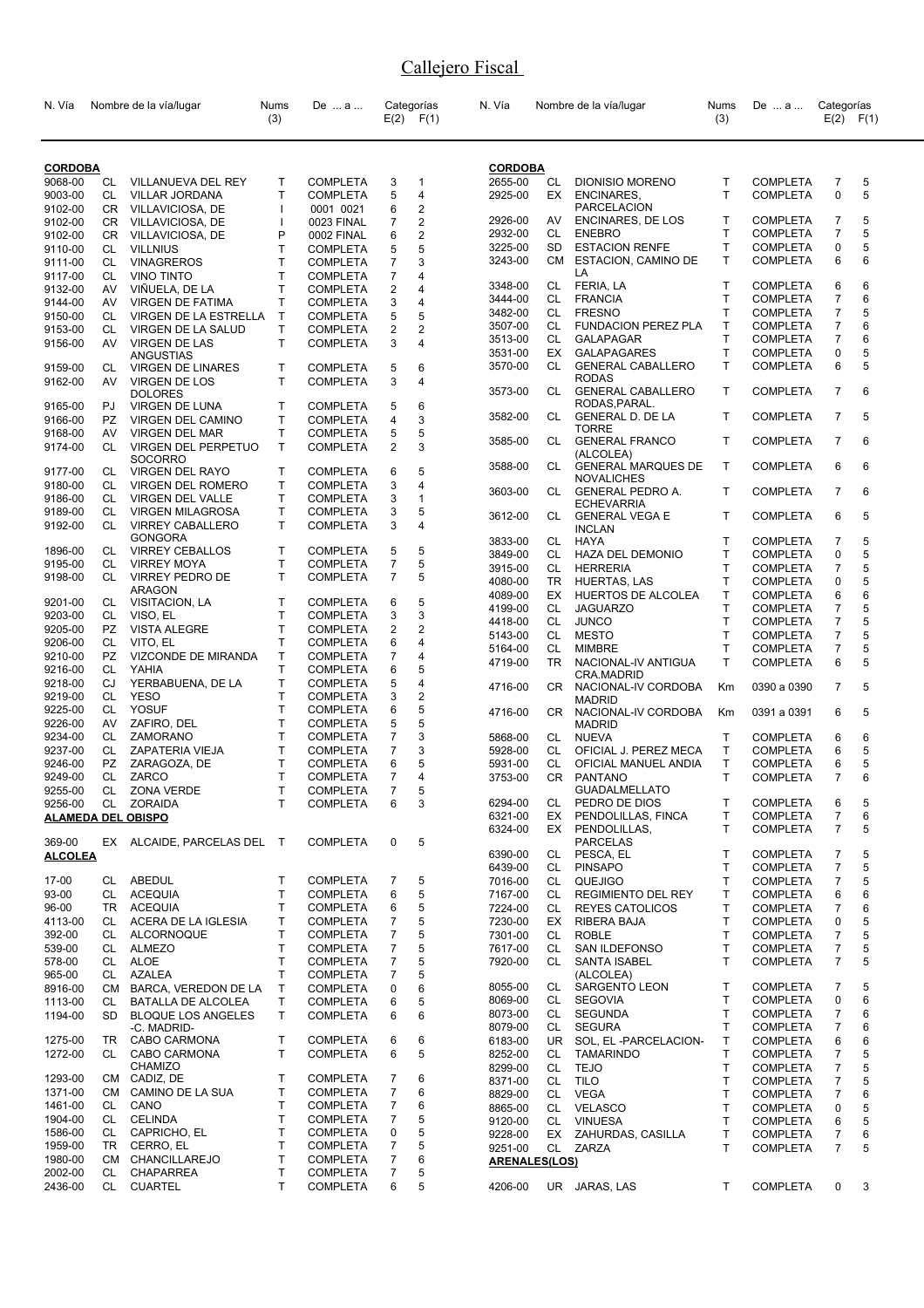# Callejero Fiscal

| N. Vía | | Nombre de la vía/lugar | Nums (3) | De ... a ... | Categorías E(2) | F(1) |
|---|---|---|---|---|---|---|
| **CORDOBA** | | | | | | |
| 9068-00 | CL | VILLANUEVA DEL REY | T | COMPLETA | 3 | 1 |
| 9003-00 | CL | VILLAR JORDANA | T | COMPLETA | 5 | 4 |
| 9102-00 | CR | VILLAVICIOSA, DE | I | 0001 0021 | 6 | 2 |
| 9102-00 | CR | VILLAVICIOSA, DE | I | 0023 FINAL | 7 | 2 |
| 9102-00 | CR | VILLAVICIOSA, DE | P | 0002 FINAL | 6 | 2 |
| 9110-00 | CL | VILLNIUS | T | COMPLETA | 5 | 5 |
| 9111-00 | CL | VINAGREROS | T | COMPLETA | 7 | 3 |
| 9117-00 | CL | VINO TINTO | T | COMPLETA | 7 | 4 |
| 9132-00 | AV | VIÑUELA, DE LA | T | COMPLETA | 2 | 4 |
| 9144-00 | AV | VIRGEN DE FATIMA | T | COMPLETA | 3 | 4 |
| 9150-00 | CL | VIRGEN DE LA ESTRELLA | T | COMPLETA | 5 | 5 |
| 9153-00 | CL | VIRGEN DE LA SALUD | T | COMPLETA | 2 | 2 |
| 9156-00 | AV | VIRGEN DE LAS ANGUSTIAS | T | COMPLETA | 3 | 4 |
| 9159-00 | CL | VIRGEN DE LINARES | T | COMPLETA | 5 | 6 |
| 9162-00 | AV | VIRGEN DE LOS DOLORES | T | COMPLETA | 3 | 4 |
| 9165-00 | PJ | VIRGEN DE LUNA | T | COMPLETA | 5 | 6 |
| 9166-00 | PZ | VIRGEN DEL CAMINO | T | COMPLETA | 4 | 3 |
| 9168-00 | AV | VIRGEN DEL MAR | T | COMPLETA | 5 | 5 |
| 9174-00 | CL | VIRGEN DEL PERPETUO SOCORRO | T | COMPLETA | 2 | 3 |
| 9177-00 | CL | VIRGEN DEL RAYO | T | COMPLETA | 6 | 5 |
| 9180-00 | CL | VIRGEN DEL ROMERO | T | COMPLETA | 3 | 4 |
| 9186-00 | CL | VIRGEN DEL VALLE | T | COMPLETA | 3 | 1 |
| 9189-00 | CL | VIRGEN MILAGROSA | T | COMPLETA | 3 | 5 |
| 9192-00 | CL | VIRREY CABALLERO GONGORA | T | COMPLETA | 3 | 4 |
| 1896-00 | CL | VIRREY CEBALLOS | T | COMPLETA | 5 | 5 |
| 9195-00 | CL | VIRREY MOYA | T | COMPLETA | 7 | 5 |
| 9198-00 | CL | VIRREY PEDRO DE ARAGON | T | COMPLETA | 7 | 5 |
| 9201-00 | CL | VISITACION, LA | T | COMPLETA | 6 | 5 |
| 9203-00 | CL | VISO, EL | T | COMPLETA | 3 | 3 |
| 9205-00 | PZ | VISTA ALEGRE | T | COMPLETA | 2 | 2 |
| 9206-00 | CL | VITO, EL | T | COMPLETA | 6 | 4 |
| 9210-00 | PZ | VIZCONDE DE MIRANDA | T | COMPLETA | 7 | 4 |
| 9216-00 | CL | YAHIA | T | COMPLETA | 6 | 5 |
| 9218-00 | CJ | YERBABUENA, DE LA | T | COMPLETA | 5 | 4 |
| 9219-00 | CL | YESO | T | COMPLETA | 3 | 2 |
| 9225-00 | CL | YOSUF | T | COMPLETA | 6 | 5 |
| 9226-00 | AV | ZAFIRO, DEL | T | COMPLETA | 5 | 5 |
| 9234-00 | CL | ZAMORANO | T | COMPLETA | 7 | 3 |
| 9237-00 | CL | ZAPATERIA VIEJA | T | COMPLETA | 7 | 3 |
| 9246-00 | PZ | ZARAGOZA, DE | T | COMPLETA | 6 | 5 |
| 9249-00 | CL | ZARCO | T | COMPLETA | 7 | 4 |
| 9255-00 | CL | ZONA VERDE | T | COMPLETA | 7 | 5 |
| 9256-00 | CL | ZORAIDA | T | COMPLETA | 6 | 3 |
| **ALAMEDA DEL OBISPO** | | | | | | |
| 369-00 | EX | ALCAIDE, PARCELAS DEL | T | COMPLETA | 0 | 5 |
| **ALCOLEA** | | | | | | |
| 17-00 | CL | ABEDUL | T | COMPLETA | 7 | 5 |
| 93-00 | CL | ACEQUIA | T | COMPLETA | 6 | 5 |
| 96-00 | TR | ACEQUIA | T | COMPLETA | 6 | 5 |
| 4113-00 | CL | ACERA DE LA IGLESIA | T | COMPLETA | 7 | 5 |
| 392-00 | CL | ALCORNOQUE | T | COMPLETA | 7 | 5 |
| 539-00 | CL | ALMEZO | T | COMPLETA | 7 | 5 |
| 578-00 | CL | ALOE | T | COMPLETA | 7 | 5 |
| 965-00 | CL | AZALEA | T | COMPLETA | 7 | 5 |
| 8916-00 | CM | BARCA, VEREDON DE LA | T | COMPLETA | 0 | 6 |
| 1113-00 | CL | BATALLA DE ALCOLEA | T | COMPLETA | 6 | 5 |
| 1194-00 | SD | BLOQUE LOS ANGELES -C. MADRID- | T | COMPLETA | 6 | 6 |
| 1275-00 | TR | CABO CARMONA | T | COMPLETA | 6 | 6 |
| 1272-00 | CL | CABO CARMONA CHAMIZO | T | COMPLETA | 6 | 5 |
| 1293-00 | CM | CADIZ, DE | T | COMPLETA | 7 | 6 |
| 1371-00 | CM | CAMINO DE LA SUA | T | COMPLETA | 7 | 6 |
| 1461-00 | CL | CANO | T | COMPLETA | 7 | 6 |
| 1904-00 | CL | CELINDA | T | COMPLETA | 7 | 5 |
| 1586-00 | CL | CAPRICHO, EL | T | COMPLETA | 0 | 5 |
| 1959-00 | TR | CERRO, EL | T | COMPLETA | 7 | 5 |
| 1980-00 | CM | CHANCILLAREJO | T | COMPLETA | 7 | 6 |
| 2002-00 | CL | CHAPARREA | T | COMPLETA | 7 | 5 |
| 2436-00 | CL | CUARTEL | T | COMPLETA | 6 | 5 |
| **CORDOBA** | | | | | | |
| 2655-00 | CL | DIONISIO MORENO | T | COMPLETA | 7 | 5 |
| 2925-00 | EX | ENCINARES, PARCELACION | T | COMPLETA | 0 | 5 |
| 2926-00 | AV | ENCINARES, DE LOS | T | COMPLETA | 7 | 5 |
| 2932-00 | CL | ENEBRO | T | COMPLETA | 7 | 5 |
| 3225-00 | SD | ESTACION RENFE | T | COMPLETA | 0 | 5 |
| 3243-00 | CM | ESTACION, CAMINO DE LA | T | COMPLETA | 6 | 6 |
| 3348-00 | CL | FERIA, LA | T | COMPLETA | 6 | 6 |
| 3444-00 | CL | FRANCIA | T | COMPLETA | 7 | 6 |
| 3482-00 | CL | FRESNO | T | COMPLETA | 7 | 5 |
| 3507-00 | CL | FUNDACION PEREZ PLA | T | COMPLETA | 7 | 6 |
| 3513-00 | CL | GALAPAGAR | T | COMPLETA | 7 | 6 |
| 3531-00 | EX | GALAPAGARES | T | COMPLETA | 0 | 5 |
| 3570-00 | CL | GENERAL CABALLERO RODAS | T | COMPLETA | 6 | 5 |
| 3573-00 | CL | GENERAL CABALLERO RODAS,PARAL. | T | COMPLETA | 7 | 6 |
| 3582-00 | CL | GENERAL D. DE LA TORRE | T | COMPLETA | 7 | 5 |
| 3585-00 | CL | GENERAL FRANCO (ALCOLEA) | T | COMPLETA | 7 | 6 |
| 3588-00 | CL | GENERAL MARQUES DE NOVALICHES | T | COMPLETA | 6 | 6 |
| 3603-00 | CL | GENERAL PEDRO A. ECHEVARRIA | T | COMPLETA | 7 | 6 |
| 3612-00 | CL | GENERAL VEGA E INCLAN | T | COMPLETA | 6 | 5 |
| 3833-00 | CL | HAYA | T | COMPLETA | 7 | 5 |
| 3849-00 | CL | HAZA DEL DEMONIO | T | COMPLETA | 0 | 5 |
| 3915-00 | CL | HERRERIA | T | COMPLETA | 7 | 5 |
| 4080-00 | TR | HUERTAS, LAS | T | COMPLETA | 0 | 5 |
| 4089-00 | EX | HUERTOS DE ALCOLEA | T | COMPLETA | 6 | 6 |
| 4199-00 | CL | JAGUARZO | T | COMPLETA | 7 | 5 |
| 4418-00 | CL | JUNCO | T | COMPLETA | 7 | 5 |
| 5143-00 | CL | MESTO | T | COMPLETA | 7 | 5 |
| 5164-00 | CL | MIMBRE | T | COMPLETA | 7 | 5 |
| 4719-00 | TR | NACIONAL-IV ANTIGUA CRA.MADRID | T | COMPLETA | 6 | 5 |
| 4716-00 | CR | NACIONAL-IV CORDOBA MADRID | Km | 0390 a 0390 | 7 | 5 |
| 4716-00 | CR | NACIONAL-IV CORDOBA MADRID | Km | 0391 a 0391 | 6 | 5 |
| 5868-00 | CL | NUEVA | T | COMPLETA | 6 | 6 |
| 5928-00 | CL | OFICIAL J. PEREZ MECA | T | COMPLETA | 6 | 5 |
| 5931-00 | CL | OFICIAL MANUEL ANDIA | T | COMPLETA | 6 | 5 |
| 3753-00 | CR | PANTANO GUADALMELLATO | T | COMPLETA | 7 | 6 |
| 6294-00 | CL | PEDRO DE DIOS | T | COMPLETA | 6 | 5 |
| 6321-00 | EX | PENDOLILLAS, FINCA | T | COMPLETA | 7 | 6 |
| 6324-00 | EX | PENDOLILLAS, PARCELAS | T | COMPLETA | 7 | 5 |
| 6390-00 | CL | PESCA, EL | T | COMPLETA | 7 | 5 |
| 6439-00 | CL | PINSAPO | T | COMPLETA | 7 | 5 |
| 7016-00 | CL | QUEJIGO | T | COMPLETA | 7 | 5 |
| 7167-00 | CL | REGIMIENTO DEL REY | T | COMPLETA | 6 | 6 |
| 7224-00 | CL | REYES CATOLICOS | T | COMPLETA | 7 | 6 |
| 7230-00 | EX | RIBERA BAJA | T | COMPLETA | 0 | 5 |
| 7301-00 | CL | ROBLE | T | COMPLETA | 7 | 5 |
| 7617-00 | CL | SAN ILDEFONSO | T | COMPLETA | 7 | 5 |
| 7920-00 | CL | SANTA ISABEL (ALCOLEA) | T | COMPLETA | 7 | 5 |
| 8055-00 | CL | SARGENTO LEON | T | COMPLETA | 7 | 5 |
| 8069-00 | CL | SEGOVIA | T | COMPLETA | 0 | 6 |
| 8073-00 | CL | SEGUNDA | T | COMPLETA | 7 | 6 |
| 8079-00 | CL | SEGURA | T | COMPLETA | 7 | 6 |
| 6183-00 | UR | SOL, EL -PARCELACION- | T | COMPLETA | 6 | 6 |
| 8252-00 | CL | TAMARINDO | T | COMPLETA | 7 | 5 |
| 8299-00 | CL | TEJO | T | COMPLETA | 7 | 5 |
| 8371-00 | CL | TILO | T | COMPLETA | 7 | 5 |
| 8829-00 | CL | VEGA | T | COMPLETA | 7 | 6 |
| 8865-00 | CL | VELASCO | T | COMPLETA | 0 | 5 |
| 9120-00 | CL | VINUESA | T | COMPLETA | 6 | 5 |
| 9228-00 | EX | ZAHURDAS, CASILLA | T | COMPLETA | 7 | 6 |
| 9251-00 | CL | ZARZA | T | COMPLETA | 7 | 5 |
| **ARENALES(LOS)** | | | | | | |
| 4206-00 | UR | JARAS, LAS | T | COMPLETA | 0 | 3 |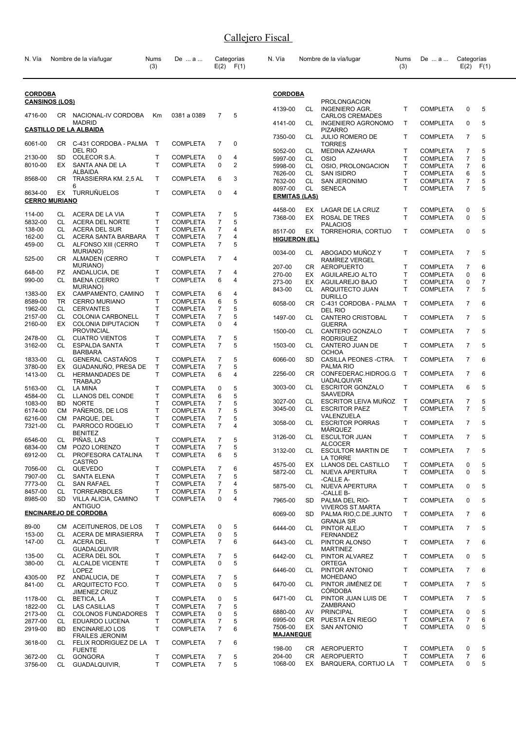# Callejero Fiscal

| N. Vía | | Nombre de la vía/lugar | Nums (3) | De ... a ... | Categorías E(2) | F(1) |
|---|---|---|---|---|---|---|
| **CORDOBA** | | | | | | |
| **CANSINOS (LOS)** | | | | | | |
| 4716-00 | CR | NACIONAL-IV CORDOBA MADRID | Km | 0381 a 0389 | 7 | 5 |
| **CASTILLO DE LA ALBAIDA** | | | | | | |
| 6061-00 | CR | C-431 CORDOBA - PALMA DEL RIO | T | COMPLETA | 7 | 0 |
| 2130-00 | SD | COLECOR S.A. | T | COMPLETA | 0 | 4 |
| 8010-00 | EX | SANTA ANA DE LA ALBAIDA | T | COMPLETA | 0 | 2 |
| 8568-00 | CR | TRASSIERRA KM. 2,5 AL 6 | T | COMPLETA | 6 | 3 |
| 8634-00 | EX | TURRUÑUELOS | T | COMPLETA | 0 | 4 |
| **CERRO MURIANO** | | | | | | |
| 114-00 | CL | ACERA DE LA VIA | T | COMPLETA | 7 | 5 |
| 5832-00 | CL | ACERA DEL NORTE | T | COMPLETA | 7 | 5 |
| 138-00 | CL | ACERA DEL SUR | T | COMPLETA | 7 | 4 |
| 162-00 | CL | ACERA SANTA BARBARA | T | COMPLETA | 7 | 4 |
| 459-00 | CL | ALFONSO XIII (CERRO MURIANO) | T | COMPLETA | 7 | 5 |
| 525-00 | CR | ALMADEN (CERRO MURIANO) | T | COMPLETA | 7 | 4 |
| 648-00 | PZ | ANDALUCIA, DE | T | COMPLETA | 7 | 4 |
| 990-00 | CL | BAENA (CERRO MURIANO) | T | COMPLETA | 6 | 4 |
| 1383-00 | EX | CAMPAMENTO, CAMINO | T | COMPLETA | 6 | 4 |
| 8589-00 | TR | CERRO MURIANO | T | COMPLETA | 6 | 5 |
| 1962-00 | CL | CERVANTES | T | COMPLETA | 7 | 5 |
| 2157-00 | CL | COLONIA CARBONELL | T | COMPLETA | 7 | 5 |
| 2160-00 | EX | COLONIA DIPUTACION PROVINCIAL | T | COMPLETA | 0 | 4 |
| 2478-00 | CL | CUATRO VIENTOS | T | COMPLETA | 7 | 5 |
| 3162-00 | CL | ESPALDA SANTA BARBARA | T | COMPLETA | 7 | 5 |
| 1833-00 | CL | GENERAL CASTAÑOS | T | COMPLETA | 7 | 5 |
| 3780-00 | EX | GUADANUÑO, PRESA DE | T | COMPLETA | 7 | 5 |
| 1413-00 | CL | HERMANDADES DE TRABAJO | T | COMPLETA | 6 | 4 |
| 5163-00 | CL | LA MINA | T | COMPLETA | 0 | 5 |
| 4584-00 | CL | LLANOS DEL CONDE | T | COMPLETA | 6 | 5 |
| 1083-00 | BD | NORTE | T | COMPLETA | 7 | 5 |
| 6174-00 | CM | PAÑEROS, DE LOS | T | COMPLETA | 7 | 5 |
| 6216-00 | CM | PARQUE, DEL | T | COMPLETA | 7 | 5 |
| 7321-00 | CL | PARROCO ROGELIO BENITEZ | T | COMPLETA | 7 | 4 |
| 6546-00 | CL | PIÑAS, LAS | T | COMPLETA | 7 | 5 |
| 6834-00 | CM | POZO LORENZO | T | COMPLETA | 7 | 5 |
| 6912-00 | CL | PROFESORA CATALINA CASTRO | T | COMPLETA | 6 | 5 |
| 7056-00 | CL | QUEVEDO | T | COMPLETA | 7 | 6 |
| 7907-00 | CL | SANTA ELENA | T | COMPLETA | 7 | 5 |
| 7773-00 | CL | SAN RAFAEL | T | COMPLETA | 7 | 4 |
| 8457-00 | CL | TORREARBOLES | T | COMPLETA | 7 | 5 |
| 8985-00 | SD | VILLA ALICIA, CAMINO ANTIGUO | T | COMPLETA | 0 | 4 |
| **ENCINAREJO DE CORDOBA** | | | | | | |
| 89-00 | CM | ACEITUNEROS, DE LOS | T | COMPLETA | 0 | 5 |
| 153-00 | CL | ACERA DE MIRASIERRA | T | COMPLETA | 0 | 5 |
| 147-00 | CL | ACERA DEL GUADALQUIVIR | T | COMPLETA | 7 | 6 |
| 135-00 | CL | ACERA DEL SOL | T | COMPLETA | 7 | 5 |
| 380-00 | CL | ALCALDE VICENTE LOPEZ | T | COMPLETA | 0 | 5 |
| 4305-00 | PZ | ANDALUCIA, DE | T | COMPLETA | 7 | 5 |
| 841-00 | CL | ARQUITECTO FCO. JIMENEZ CRUZ | T | COMPLETA | 0 | 5 |
| 1178-00 | CL | BETICA, LA | T | COMPLETA | 0 | 5 |
| 1822-00 | CL | LAS CASILLAS | T | COMPLETA | 7 | 5 |
| 2173-00 | CL | COLONOS FUNDADORES | T | COMPLETA | 0 | 5 |
| 2877-00 | CL | EDUARDO LUCENA | T | COMPLETA | 7 | 5 |
| 2919-00 | BD | ENCINAREJO LOS FRAILES JERONIM | T | COMPLETA | 7 | 6 |
| 3618-00 | CL | FELIX RODRIGUEZ DE LA FUENTE | T | COMPLETA | 7 | 6 |
| 3672-00 | CL | GONGORA | T | COMPLETA | 7 | 5 |
| 3756-00 | CL | GUADALQUIVIR, | T | COMPLETA | 7 | 5 |
| **CORDOBA** | | | | | | |
| 4139-00 | CL | PROLONGACION INGENIERO AGR. CARLOS CREMADES | T | COMPLETA | 0 | 5 |
| 4141-00 | CL | INGENIERO AGRONOMO PIZARRO | T | COMPLETA | 0 | 5 |
| 7350-00 | CL | JULIO ROMERO DE TORRES | T | COMPLETA | 7 | 5 |
| 5052-00 | CL | MEDINA AZAHARA | T | COMPLETA | 7 | 5 |
| 5997-00 | CL | OSIO | T | COMPLETA | 7 | 5 |
| 5998-00 | CL | OSIO, PROLONGACION | T | COMPLETA | 7 | 6 |
| 7626-00 | CL | SAN ISIDRO | T | COMPLETA | 6 | 5 |
| 7632-00 | CL | SAN JERONIMO | T | COMPLETA | 7 | 5 |
| 8097-00 | CL | SENECA | T | COMPLETA | 7 | 5 |
| **ERMITAS (LAS)** | | | | | | |
| 4458-00 | EX | LAGAR DE LA CRUZ | T | COMPLETA | 0 | 5 |
| 7368-00 | EX | ROSAL DE TRES PALACIOS | T | COMPLETA | 0 | 5 |
| 8517-00 | EX | TORREHORIA, CORTIJO | T | COMPLETA | 0 | 5 |
| **HIGUERON (EL)** | | | | | | |
| 0034-00 | CL | ABOGADO MUÑOZ Y RAMÍREZ VERGEL | T | COMPLETA | 7 | 5 |
| 207-00 | CR | AEROPUERTO | T | COMPLETA | 7 | 6 |
| 270-00 | EX | AGUILAREJO ALTO | T | COMPLETA | 0 | 6 |
| 273-00 | EX | AGUILAREJO BAJO | T | COMPLETA | 0 | 7 |
| 843-00 | CL | ARQUITECTO JUAN DURILLO | T | COMPLETA | 7 | 5 |
| 6058-00 | CR | C-431 CORDOBA - PALMA DEL RIO | T | COMPLETA | 7 | 6 |
| 1497-00 | CL | CANTERO CRISTOBAL GUERRA | T | COMPLETA | 7 | 5 |
| 1500-00 | CL | CANTERO GONZALO RODRIGUEZ | T | COMPLETA | 7 | 5 |
| 1503-00 | CL | CANTERO JUAN DE OCHOA | T | COMPLETA | 7 | 5 |
| 6066-00 | SD | CASILLA PEONES -CTRA. PALMA RIO | T | COMPLETA | 7 | 6 |
| 2256-00 | CR | CONFEDERAC.HIDROG.G UADALQUIVIR | T | COMPLETA | 7 | 6 |
| 3003-00 | CL | ESCRITOR GONZALO SAAVEDRA | T | COMPLETA | 6 | 5 |
| 3027-00 | CL | ESCRITOR LEIVA MUÑOZ | T | COMPLETA | 7 | 5 |
| 3045-00 | CL | ESCRITOR PAEZ VALENZUELA | T | COMPLETA | 7 | 5 |
| 3058-00 | CL | ESCRITOR PORRAS MÁRQUEZ | T | COMPLETA | 7 | 5 |
| 3126-00 | CL | ESCULTOR JUAN ALCOCER | T | COMPLETA | 7 | 5 |
| 3132-00 | CL | ESCULTOR MARTIN DE LA TORRE | T | COMPLETA | 7 | 5 |
| 4575-00 | EX | LLANOS DEL CASTILLO | T | COMPLETA | 0 | 5 |
| 5872-00 | CL | NUEVA APERTURA -CALLE A- | T | COMPLETA | 0 | 5 |
| 5875-00 | CL | NUEVA APERTURA -CALLE B- | T | COMPLETA | 0 | 5 |
| 7965-00 | SD | PALMA DEL RIO- VIVEROS ST.MARTA | T | COMPLETA | 0 | 5 |
| 6069-00 | SD | PALMA RIO,C.DE.JUNTO GRANJA SR | T | COMPLETA | 7 | 6 |
| 6444-00 | CL | PINTOR ALEJO FERNANDEZ | T | COMPLETA | 7 | 5 |
| 6443-00 | CL | PINTOR ALONSO MARTINEZ | T | COMPLETA | 7 | 6 |
| 6442-00 | CL | PINTOR ALVAREZ ORTEGA | T | COMPLETA | 0 | 5 |
| 6446-00 | CL | PINTOR ANTONIO MOHEDANO | T | COMPLETA | 7 | 6 |
| 6470-00 | CL | PINTOR JIMÉNEZ DE CÓRDOBA | T | COMPLETA | 7 | 5 |
| 6471-00 | CL | PINTOR JUAN LUIS DE ZAMBRANO | T | COMPLETA | 7 | 5 |
| 6880-00 | AV | PRINCIPAL | T | COMPLETA | 0 | 5 |
| 6995-00 | CR | PUESTA EN RIEGO | T | COMPLETA | 7 | 6 |
| 7506-00 | EX | SAN ANTONIO | T | COMPLETA | 0 | 5 |
| **MAJANEQUE** | | | | | | |
| 198-00 | CR | AEROPUERTO | T | COMPLETA | 0 | 5 |
| 204-00 | CR | AEROPUERTO | T | COMPLETA | 7 | 6 |
| 1068-00 | EX | BARQUERA, CORTIJO LA | T | COMPLETA | 0 | 5 |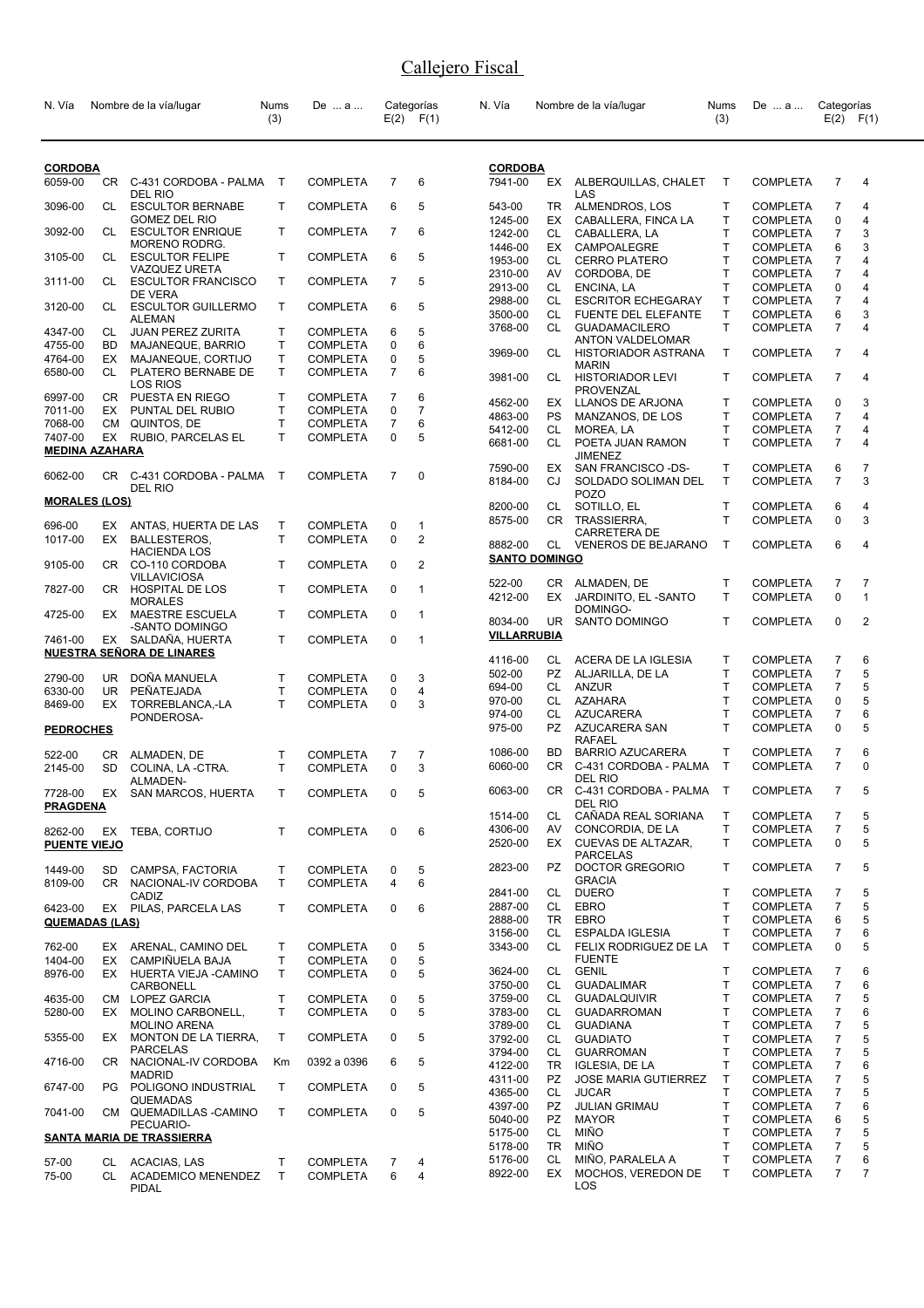# Callejero Fiscal

| N. Vía | | Nombre de la vía/lugar | Nums (3) | De ... a ... | Categorías E(2) | F(1) |
|---|---|---|---|---|---|---|
| **CORDOBA** | | | | | | |
| 6059-00 | CR | C-431 CORDOBA - PALMA DEL RIO | T | COMPLETA | 7 | 6 |
| 3096-00 | CL | ESCULTOR BERNABE GOMEZ DEL RIO | T | COMPLETA | 6 | 5 |
| 3092-00 | CL | ESCULTOR ENRIQUE MORENO RODRG. | T | COMPLETA | 7 | 6 |
| 3105-00 | CL | ESCULTOR FELIPE VAZQUEZ URETA | T | COMPLETA | 6 | 5 |
| 3111-00 | CL | ESCULTOR FRANCISCO DE VERA | T | COMPLETA | 7 | 5 |
| 3120-00 | CL | ESCULTOR GUILLERMO ALEMAN | T | COMPLETA | 6 | 5 |
| 4347-00 | CL | JUAN PEREZ ZURITA | T | COMPLETA | 6 | 5 |
| 4755-00 | BD | MAJANEQUE, BARRIO | T | COMPLETA | 0 | 6 |
| 4764-00 | EX | MAJANEQUE, CORTIJO | T | COMPLETA | 0 | 5 |
| 6580-00 | CL | PLATERO BERNABE DE LOS RIOS | T | COMPLETA | 7 | 6 |
| 6997-00 | CR | PUESTA EN RIEGO | T | COMPLETA | 7 | 6 |
| 7011-00 | EX | PUNTAL DEL RUBIO | T | COMPLETA | 0 | 7 |
| 7068-00 | CM | QUINTOS, DE | T | COMPLETA | 7 | 6 |
| 7407-00 | EX | RUBIO, PARCELAS EL | T | COMPLETA | 0 | 5 |
| **MEDINA AZAHARA** | | | | | | |
| 6062-00 | CR | C-431 CORDOBA - PALMA DEL RIO | T | COMPLETA | 7 | 0 |
| **MORALES (LOS)** | | | | | | |
| 696-00 | EX | ANTAS, HUERTA DE LAS | T | COMPLETA | 0 | 1 |
| 1017-00 | EX | BALLESTEROS, HACIENDA LOS | T | COMPLETA | 0 | 2 |
| 9105-00 | CR | CO-110 CORDOBA VILLAVICIOSA | T | COMPLETA | 0 | 2 |
| 7827-00 | CR | HOSPITAL DE LOS MORALES | T | COMPLETA | 0 | 1 |
| 4725-00 | EX | MAESTRE ESCUELA -SANTO DOMINGO | T | COMPLETA | 0 | 1 |
| 7461-00 | EX | SALDAÑA, HUERTA | T | COMPLETA | 0 | 1 |
| **NUESTRA SEÑORA DE LINARES** | | | | | | |
| 2790-00 | UR | DOÑA MANUELA | T | COMPLETA | 0 | 3 |
| 6330-00 | UR | PEÑATEJADA | T | COMPLETA | 0 | 4 |
| 8469-00 | EX | TORREBLANCA,-LA PONDEROSA- | T | COMPLETA | 0 | 3 |
| **PEDROCHES** | | | | | | |
| 522-00 | CR | ALMADEN, DE | T | COMPLETA | 7 | 7 |
| 2145-00 | SD | COLINA, LA -CTRA. ALMADEN- | T | COMPLETA | 0 | 3 |
| 7728-00 | EX | SAN MARCOS, HUERTA | T | COMPLETA | 0 | 5 |
| **PRAGDENA** | | | | | | |
| 8262-00 | EX | TEBA, CORTIJO | T | COMPLETA | 0 | 6 |
| **PUENTE VIEJO** | | | | | | |
| 1449-00 | SD | CAMPSA, FACTORIA | T | COMPLETA | 0 | 5 |
| 8109-00 | CR | NACIONAL-IV CORDOBA CADIZ | T | COMPLETA | 4 | 6 |
| 6423-00 | EX | PILAS, PARCELA LAS | T | COMPLETA | 0 | 6 |
| **QUEMADAS (LAS)** | | | | | | |
| 762-00 | EX | ARENAL, CAMINO DEL | T | COMPLETA | 0 | 5 |
| 1404-00 | EX | CAMPIÑUELA BAJA | T | COMPLETA | 0 | 5 |
| 8976-00 | EX | HUERTA VIEJA -CAMINO CARBONELL | T | COMPLETA | 0 | 5 |
| 4635-00 | CM | LOPEZ GARCIA | T | COMPLETA | 0 | 5 |
| 5280-00 | EX | MOLINO CARBONELL, MOLINO ARENA | T | COMPLETA | 0 | 5 |
| 5355-00 | EX | MONTON DE LA TIERRA, PARCELAS | T | COMPLETA | 0 | 5 |
| 4716-00 | CR | NACIONAL-IV CORDOBA MADRID | Km | 0392 a 0396 | 6 | 5 |
| 6747-00 | PG | POLIGONO INDUSTRIAL QUEMADAS | T | COMPLETA | 0 | 5 |
| 7041-00 | CM | QUEMADILLAS -CAMINO PECUARIO- | T | COMPLETA | 0 | 5 |
| **SANTA MARIA DE TRASSIERRA** | | | | | | |
| 57-00 | CL | ACACIAS, LAS | T | COMPLETA | 7 | 4 |
| 75-00 | CL | ACADEMICO MENENDEZ PIDAL | T | COMPLETA | 6 | 4 |
| **CORDOBA** | | | | | | |
| 7941-00 | EX | ALBERQUILLAS, CHALET LAS | T | COMPLETA | 7 | 4 |
| 543-00 | TR | ALMENDROS, LOS | T | COMPLETA | 7 | 4 |
| 1245-00 | EX | CABALLERA, FINCA LA | T | COMPLETA | 0 | 4 |
| 1242-00 | CL | CABALLERA, LA | T | COMPLETA | 7 | 3 |
| 1446-00 | EX | CAMPOALEGRE | T | COMPLETA | 6 | 3 |
| 1953-00 | CL | CERRO PLATERO | T | COMPLETA | 7 | 4 |
| 2310-00 | AV | CORDOBA, DE | T | COMPLETA | 7 | 4 |
| 2913-00 | CL | ENCINA, LA | T | COMPLETA | 0 | 4 |
| 2988-00 | CL | ESCRITOR ECHEGARAY | T | COMPLETA | 7 | 4 |
| 3500-00 | CL | FUENTE DEL ELEFANTE | T | COMPLETA | 6 | 3 |
| 3768-00 | CL | GUADAMACILERO ANTON VALDELOMAR | T | COMPLETA | 7 | 4 |
| 3969-00 | CL | HISTORIADOR ASTRANA MARIN | T | COMPLETA | 7 | 4 |
| 3981-00 | CL | HISTORIADOR LEVI PROVENZAL | T | COMPLETA | 7 | 4 |
| 4562-00 | EX | LLANOS DE ARJONA | T | COMPLETA | 0 | 3 |
| 4863-00 | PS | MANZANOS, DE LOS | T | COMPLETA | 7 | 4 |
| 5412-00 | CL | MOREA, LA | T | COMPLETA | 7 | 4 |
| 6681-00 | CL | POETA JUAN RAMON JIMENEZ | T | COMPLETA | 7 | 4 |
| 7590-00 | EX | SAN FRANCISCO -DS- | T | COMPLETA | 6 | 7 |
| 8184-00 | CJ | SOLDADO SOLIMAN DEL POZO | T | COMPLETA | 7 | 3 |
| 8200-00 | CL | SOTILLO, EL | T | COMPLETA | 6 | 4 |
| 8575-00 | CR | TRASSIERRA, CARRETERA DE | T | COMPLETA | 0 | 3 |
| 8882-00 | CL | VENEROS DE BEJARANO | T | COMPLETA | 6 | 4 |
| **SANTO DOMINGO** | | | | | | |
| 522-00 | CR | ALMADEN, DE | T | COMPLETA | 7 | 7 |
| 4212-00 | EX | JARDINITO, EL -SANTO DOMINGO- | T | COMPLETA | 0 | 1 |
| 8034-00 | UR | SANTO DOMINGO | T | COMPLETA | 0 | 2 |
| **VILLARRUBIA** | | | | | | |
| 4116-00 | CL | ACERA DE LA IGLESIA | T | COMPLETA | 7 | 6 |
| 502-00 | PZ | ALJARILLA, DE LA | T | COMPLETA | 7 | 5 |
| 694-00 | CL | ANZUR | T | COMPLETA | 7 | 5 |
| 970-00 | CL | AZAHARA | T | COMPLETA | 0 | 5 |
| 974-00 | CL | AZUCARERA | T | COMPLETA | 7 | 6 |
| 975-00 | PZ | AZUCARERA SAN RAFAEL | T | COMPLETA | 0 | 5 |
| 1086-00 | BD | BARRIO AZUCARERA | T | COMPLETA | 7 | 6 |
| 6060-00 | CR | C-431 CORDOBA - PALMA DEL RIO | T | COMPLETA | 7 | 0 |
| 6063-00 | CR | C-431 CORDOBA - PALMA DEL RIO | T | COMPLETA | 7 | 5 |
| 1514-00 | CL | CAÑADA REAL SORIANA | T | COMPLETA | 7 | 5 |
| 4306-00 | AV | CONCORDIA, DE LA | T | COMPLETA | 7 | 5 |
| 2520-00 | EX | CUEVAS DE ALTAZAR, PARCELAS | T | COMPLETA | 0 | 5 |
| 2823-00 | PZ | DOCTOR GREGORIO GRACIA | T | COMPLETA | 7 | 5 |
| 2841-00 | CL | DUERO | T | COMPLETA | 7 | 5 |
| 2887-00 | CL | EBRO | T | COMPLETA | 7 | 5 |
| 2888-00 | TR | EBRO | T | COMPLETA | 6 | 5 |
| 3156-00 | CL | ESPALDA IGLESIA | T | COMPLETA | 7 | 6 |
| 3343-00 | CL | FELIX RODRIGUEZ DE LA FUENTE | T | COMPLETA | 0 | 5 |
| 3624-00 | CL | GENIL | T | COMPLETA | 7 | 6 |
| 3750-00 | CL | GUADALIMAR | T | COMPLETA | 7 | 6 |
| 3759-00 | CL | GUADALQUIVIR | T | COMPLETA | 7 | 5 |
| 3783-00 | CL | GUADARROMAN | T | COMPLETA | 7 | 6 |
| 3789-00 | CL | GUADIANA | T | COMPLETA | 7 | 5 |
| 3792-00 | CL | GUADIATO | T | COMPLETA | 7 | 5 |
| 3794-00 | CL | GUARROMAN | T | COMPLETA | 7 | 5 |
| 4122-00 | TR | IGLESIA, DE LA | T | COMPLETA | 7 | 6 |
| 4311-00 | PZ | JOSE MARIA GUTIERREZ | T | COMPLETA | 7 | 5 |
| 4365-00 | CL | JUCAR | T | COMPLETA | 7 | 5 |
| 4397-00 | PZ | JULIAN GRIMAU | T | COMPLETA | 7 | 6 |
| 5040-00 | PZ | MAYOR | T | COMPLETA | 6 | 5 |
| 5175-00 | CL | MIÑO | T | COMPLETA | 7 | 5 |
| 5178-00 | TR | MIÑO | T | COMPLETA | 7 | 5 |
| 5176-00 | CL | MIÑO, PARALELA A | T | COMPLETA | 7 | 6 |
| 8922-00 | EX | MOCHOS, VEREDON DE LOS | T | COMPLETA | 7 | 7 |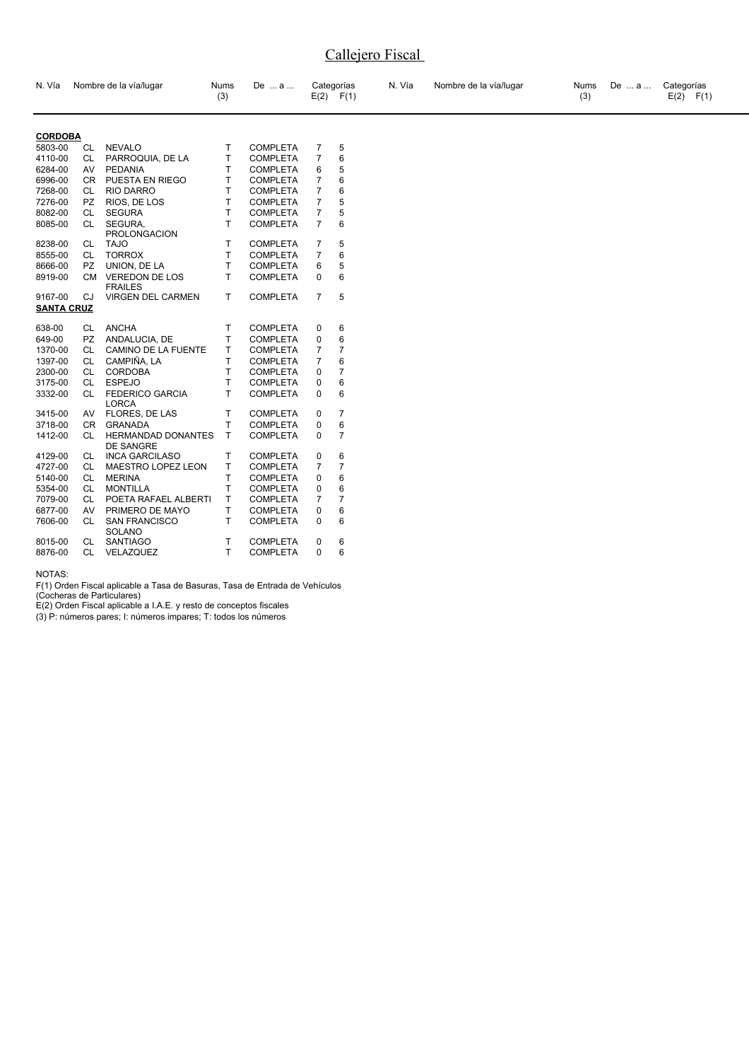# Callejero Fiscal

| N. Vía | | Nombre de la vía/lugar | Nums (3) | De ... a ... | Categorías E(2) | F(1) |
|---|---|---|---|---|---|---|
| **CORDOBA** | | | | | | |
| 5803-00 | CL | NEVALO | T | COMPLETA | 7 | 5 |
| 4110-00 | CL | PARROQUIA, DE LA | T | COMPLETA | 7 | 6 |
| 6284-00 | AV | PEDANIA | T | COMPLETA | 6 | 5 |
| 6996-00 | CR | PUESTA EN RIEGO | T | COMPLETA | 7 | 6 |
| 7268-00 | CL | RIO DARRO | T | COMPLETA | 7 | 6 |
| 7276-00 | PZ | RIOS, DE LOS | T | COMPLETA | 7 | 5 |
| 8082-00 | CL | SEGURA | T | COMPLETA | 7 | 5 |
| 8085-00 | CL | SEGURA, PROLONGACION | T | COMPLETA | 7 | 6 |
| 8238-00 | CL | TAJO | T | COMPLETA | 7 | 5 |
| 8555-00 | CL | TORROX | T | COMPLETA | 7 | 6 |
| 8666-00 | PZ | UNION, DE LA | T | COMPLETA | 6 | 5 |
| 8919-00 | CM | VEREDON DE LOS FRAILES | T | COMPLETA | 0 | 6 |
| 9167-00 | CJ | VIRGEN DEL CARMEN | T | COMPLETA | 7 | 5 |
| **SANTA CRUZ** | | | | | | |
| 638-00 | CL | ANCHA | T | COMPLETA | 0 | 6 |
| 649-00 | PZ | ANDALUCIA, DE | T | COMPLETA | 0 | 6 |
| 1370-00 | CL | CAMINO DE LA FUENTE | T | COMPLETA | 7 | 7 |
| 1397-00 | CL | CAMPIÑA, LA | T | COMPLETA | 7 | 6 |
| 2300-00 | CL | CORDOBA | T | COMPLETA | 0 | 7 |
| 3175-00 | CL | ESPEJO | T | COMPLETA | 0 | 6 |
| 3332-00 | CL | FEDERICO GARCIA LORCA | T | COMPLETA | 0 | 6 |
| 3415-00 | AV | FLORES, DE LAS | T | COMPLETA | 0 | 7 |
| 3718-00 | CR | GRANADA | T | COMPLETA | 0 | 6 |
| 1412-00 | CL | HERMANDAD DONANTES DE SANGRE | T | COMPLETA | 0 | 7 |
| 4129-00 | CL | INCA GARCILASO | T | COMPLETA | 0 | 6 |
| 4727-00 | CL | MAESTRO LOPEZ LEON | T | COMPLETA | 7 | 7 |
| 5140-00 | CL | MERINA | T | COMPLETA | 0 | 6 |
| 5354-00 | CL | MONTILLA | T | COMPLETA | 0 | 6 |
| 7079-00 | CL | POETA RAFAEL ALBERTI | T | COMPLETA | 7 | 7 |
| 6877-00 | AV | PRIMERO DE MAYO | T | COMPLETA | 0 | 6 |
| 7606-00 | CL | SAN FRANCISCO SOLANO | T | COMPLETA | 0 | 6 |
| 8015-00 | CL | SANTIAGO | T | COMPLETA | 0 | 6 |
| 8876-00 | CL | VELAZQUEZ | T | COMPLETA | 0 | 6 |

NOTAS:

F(1) Orden Fiscal aplicable a Tasa de Basuras, Tasa de Entrada de Vehículos (Cocheras de Particulares)

E(2) Orden Fiscal aplicable a I.A.E. y resto de conceptos fiscales

(3) P: números pares; I: números impares; T: todos los números